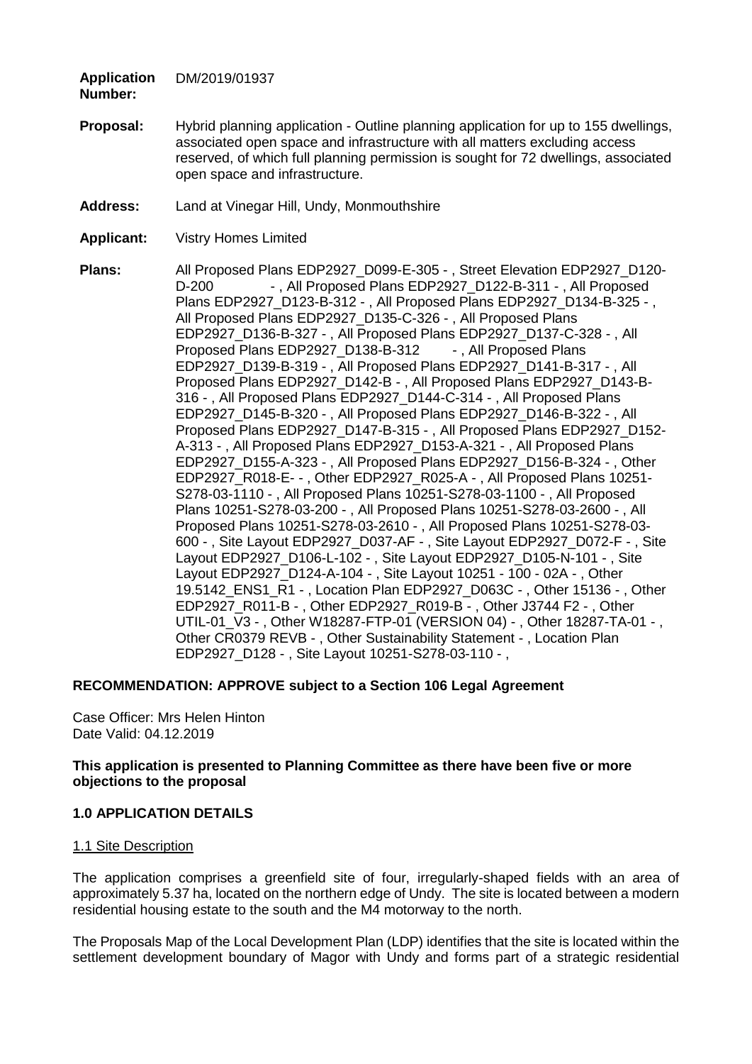**Application Number:** DM/2019/01937

**Proposal:** Hybrid planning application - Outline planning application for up to 155 dwellings, associated open space and infrastructure with all matters excluding access reserved, of which full planning permission is sought for 72 dwellings, associated open space and infrastructure.

**Address:** Land at Vinegar Hill, Undy, Monmouthshire

**Applicant:** Vistry Homes Limited

**Plans:** All Proposed Plans EDP2927_D099-E-305 - , Street Elevation EDP2927_D120-D-200 - , All Proposed Plans EDP2927_D122-B-311 - , All Proposed Plans EDP2927_D123-B-312 - , All Proposed Plans EDP2927_D134-B-325 - , All Proposed Plans EDP2927_D135-C-326 - , All Proposed Plans EDP2927_D136-B-327 - , All Proposed Plans EDP2927_D137-C-328 - , All Proposed Plans EDP2927_D138-B-312 - , All Proposed Plans EDP2927_D139-B-319 - , All Proposed Plans EDP2927_D141-B-317 - , All Proposed Plans EDP2927_D142-B - , All Proposed Plans EDP2927_D143-B-316 - , All Proposed Plans EDP2927_D144-C-314 - , All Proposed Plans EDP2927_D145-B-320 - , All Proposed Plans EDP2927_D146-B-322 - , All Proposed Plans EDP2927_D147-B-315 - , All Proposed Plans EDP2927_D152-A-313 - , All Proposed Plans EDP2927_D153-A-321 - , All Proposed Plans EDP2927_D155-A-323 - , All Proposed Plans EDP2927_D156-B-324 - , Other EDP2927_R018-E- - , Other EDP2927_R025-A - , All Proposed Plans 10251-S278-03-1110 - , All Proposed Plans 10251-S278-03-1100 - , All Proposed Plans 10251-S278-03-200 - , All Proposed Plans 10251-S278-03-2600 - , All Proposed Plans 10251-S278-03-2610 - , All Proposed Plans 10251-S278-03-600 - , Site Layout EDP2927_D037-AF - , Site Layout EDP2927_D072-F - , Site Layout EDP2927_D106-L-102 - , Site Layout EDP2927_D105-N-101 - , Site Layout EDP2927_D124-A-104 - , Site Layout 10251 - 100 - 02A - , Other 19.5142_ENS1_R1 - , Location Plan EDP2927_D063C - , Other 15136 - , Other EDP2927_R011-B - , Other EDP2927_R019-B - , Other J3744 F2 - , Other UTIL-01_V3 - , Other W18287-FTP-01 (VERSION 04) - , Other 18287-TA-01 - , Other CR0379 REVB - , Other Sustainability Statement - , Location Plan EDP2927_D128 - , Site Layout 10251-S278-03-110 - ,

**RECOMMENDATION: APPROVE subject to a Section 106 Legal Agreement**

Case Officer: Mrs Helen Hinton
Date Valid: 04.12.2019

**This application is presented to Planning Committee as there have been five or more objections to the proposal**

## 1.0 APPLICATION DETAILS

### 1.1 Site Description

The application comprises a greenfield site of four, irregularly-shaped fields with an area of approximately 5.37 ha, located on the northern edge of Undy. The site is located between a modern residential housing estate to the south and the M4 motorway to the north.

The Proposals Map of the Local Development Plan (LDP) identifies that the site is located within the settlement development boundary of Magor with Undy and forms part of a strategic residential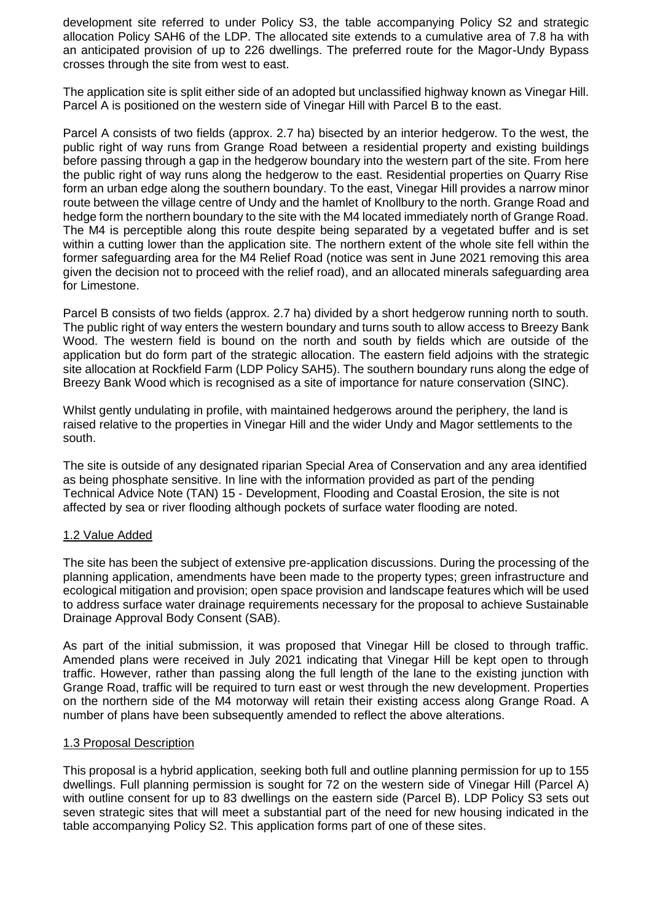development site referred to under Policy S3, the table accompanying Policy S2 and strategic allocation Policy SAH6 of the LDP. The allocated site extends to a cumulative area of 7.8 ha with an anticipated provision of up to 226 dwellings. The preferred route for the Magor-Undy Bypass crosses through the site from west to east.

The application site is split either side of an adopted but unclassified highway known as Vinegar Hill. Parcel A is positioned on the western side of Vinegar Hill with Parcel B to the east.

Parcel A consists of two fields (approx. 2.7 ha) bisected by an interior hedgerow. To the west, the public right of way runs from Grange Road between a residential property and existing buildings before passing through a gap in the hedgerow boundary into the western part of the site. From here the public right of way runs along the hedgerow to the east. Residential properties on Quarry Rise form an urban edge along the southern boundary. To the east, Vinegar Hill provides a narrow minor route between the village centre of Undy and the hamlet of Knollbury to the north. Grange Road and hedge form the northern boundary to the site with the M4 located immediately north of Grange Road. The M4 is perceptible along this route despite being separated by a vegetated buffer and is set within a cutting lower than the application site. The northern extent of the whole site fell within the former safeguarding area for the M4 Relief Road (notice was sent in June 2021 removing this area given the decision not to proceed with the relief road), and an allocated minerals safeguarding area for Limestone.

Parcel B consists of two fields (approx. 2.7 ha) divided by a short hedgerow running north to south. The public right of way enters the western boundary and turns south to allow access to Breezy Bank Wood. The western field is bound on the north and south by fields which are outside of the application but do form part of the strategic allocation. The eastern field adjoins with the strategic site allocation at Rockfield Farm (LDP Policy SAH5). The southern boundary runs along the edge of Breezy Bank Wood which is recognised as a site of importance for nature conservation (SINC).

Whilst gently undulating in profile, with maintained hedgerows around the periphery, the land is raised relative to the properties in Vinegar Hill and the wider Undy and Magor settlements to the south.

The site is outside of any designated riparian Special Area of Conservation and any area identified as being phosphate sensitive. In line with the information provided as part of the pending Technical Advice Note (TAN) 15 - Development, Flooding and Coastal Erosion, the site is not affected by sea or river flooding although pockets of surface water flooding are noted.

### 1.2 Value Added

The site has been the subject of extensive pre-application discussions. During the processing of the planning application, amendments have been made to the property types; green infrastructure and ecological mitigation and provision; open space provision and landscape features which will be used to address surface water drainage requirements necessary for the proposal to achieve Sustainable Drainage Approval Body Consent (SAB).

As part of the initial submission, it was proposed that Vinegar Hill be closed to through traffic. Amended plans were received in July 2021 indicating that Vinegar Hill be kept open to through traffic. However, rather than passing along the full length of the lane to the existing junction with Grange Road, traffic will be required to turn east or west through the new development. Properties on the northern side of the M4 motorway will retain their existing access along Grange Road. A number of plans have been subsequently amended to reflect the above alterations.

### 1.3 Proposal Description

This proposal is a hybrid application, seeking both full and outline planning permission for up to 155 dwellings. Full planning permission is sought for 72 on the western side of Vinegar Hill (Parcel A) with outline consent for up to 83 dwellings on the eastern side (Parcel B). LDP Policy S3 sets out seven strategic sites that will meet a substantial part of the need for new housing indicated in the table accompanying Policy S2. This application forms part of one of these sites.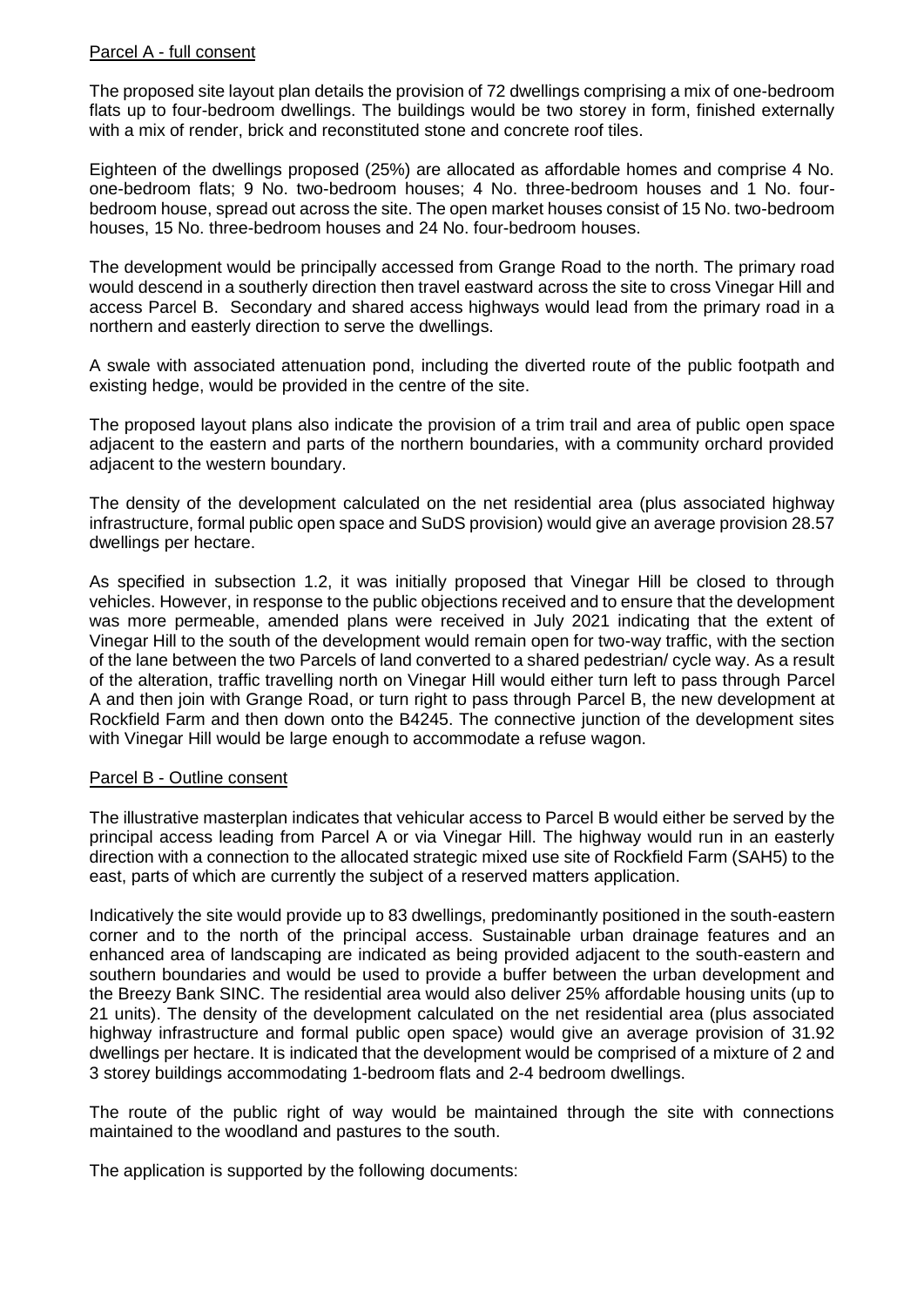Parcel A - full consent

The proposed site layout plan details the provision of 72 dwellings comprising a mix of one-bedroom flats up to four-bedroom dwellings. The buildings would be two storey in form, finished externally with a mix of render, brick and reconstituted stone and concrete roof tiles.

Eighteen of the dwellings proposed (25%) are allocated as affordable homes and comprise 4 No. one-bedroom flats; 9 No. two-bedroom houses; 4 No. three-bedroom houses and 1 No. four-bedroom house, spread out across the site. The open market houses consist of 15 No. two-bedroom houses, 15 No. three-bedroom houses and 24 No. four-bedroom houses.

The development would be principally accessed from Grange Road to the north. The primary road would descend in a southerly direction then travel eastward across the site to cross Vinegar Hill and access Parcel B. Secondary and shared access highways would lead from the primary road in a northern and easterly direction to serve the dwellings.

A swale with associated attenuation pond, including the diverted route of the public footpath and existing hedge, would be provided in the centre of the site.

The proposed layout plans also indicate the provision of a trim trail and area of public open space adjacent to the eastern and parts of the northern boundaries, with a community orchard provided adjacent to the western boundary.

The density of the development calculated on the net residential area (plus associated highway infrastructure, formal public open space and SuDS provision) would give an average provision 28.57 dwellings per hectare.

As specified in subsection 1.2, it was initially proposed that Vinegar Hill be closed to through vehicles. However, in response to the public objections received and to ensure that the development was more permeable, amended plans were received in July 2021 indicating that the extent of Vinegar Hill to the south of the development would remain open for two-way traffic, with the section of the lane between the two Parcels of land converted to a shared pedestrian/ cycle way. As a result of the alteration, traffic travelling north on Vinegar Hill would either turn left to pass through Parcel A and then join with Grange Road, or turn right to pass through Parcel B, the new development at Rockfield Farm and then down onto the B4245. The connective junction of the development sites with Vinegar Hill would be large enough to accommodate a refuse wagon.

Parcel B - Outline consent

The illustrative masterplan indicates that vehicular access to Parcel B would either be served by the principal access leading from Parcel A or via Vinegar Hill. The highway would run in an easterly direction with a connection to the allocated strategic mixed use site of Rockfield Farm (SAH5) to the east, parts of which are currently the subject of a reserved matters application.

Indicatively the site would provide up to 83 dwellings, predominantly positioned in the south-eastern corner and to the north of the principal access. Sustainable urban drainage features and an enhanced area of landscaping are indicated as being provided adjacent to the south-eastern and southern boundaries and would be used to provide a buffer between the urban development and the Breezy Bank SINC. The residential area would also deliver 25% affordable housing units (up to 21 units). The density of the development calculated on the net residential area (plus associated highway infrastructure and formal public open space) would give an average provision of 31.92 dwellings per hectare. It is indicated that the development would be comprised of a mixture of 2 and 3 storey buildings accommodating 1-bedroom flats and 2-4 bedroom dwellings.

The route of the public right of way would be maintained through the site with connections maintained to the woodland and pastures to the south.

The application is supported by the following documents: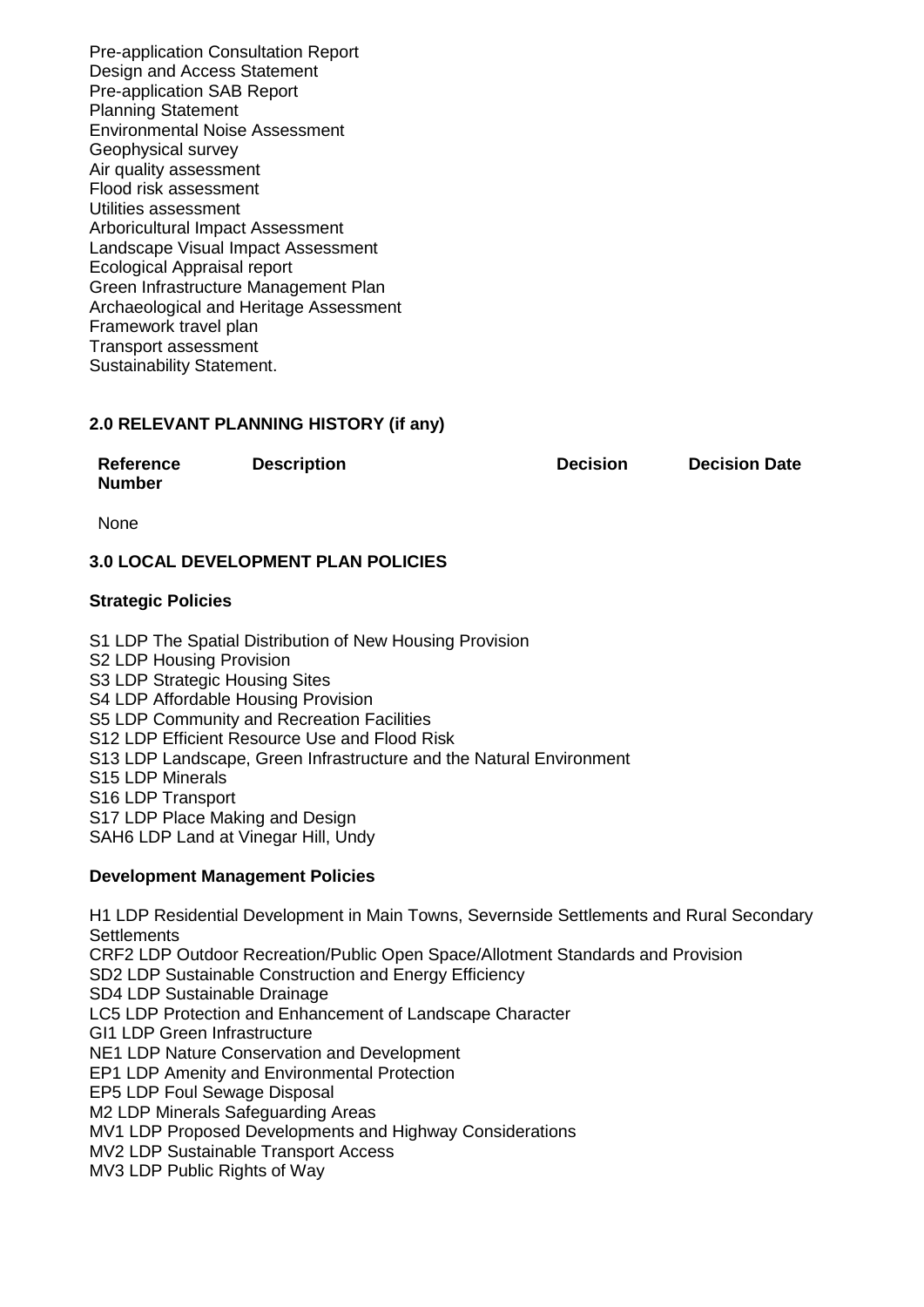Pre-application Consultation Report
Design and Access Statement
Pre-application SAB Report
Planning Statement
Environmental Noise Assessment
Geophysical survey
Air quality assessment
Flood risk assessment
Utilities assessment
Arboricultural Impact Assessment
Landscape Visual Impact Assessment
Ecological Appraisal report
Green Infrastructure Management Plan
Archaeological and Heritage Assessment
Framework travel plan
Transport assessment
Sustainability Statement.

## 2.0 RELEVANT PLANNING HISTORY (if any)

| Reference Number | Description | Decision | Decision Date |
|---|---|---|---|
| None | | | |

## 3.0 LOCAL DEVELOPMENT PLAN POLICIES

### Strategic Policies

S1 LDP The Spatial Distribution of New Housing Provision
S2 LDP Housing Provision
S3 LDP Strategic Housing Sites
S4 LDP Affordable Housing Provision
S5 LDP Community and Recreation Facilities
S12 LDP Efficient Resource Use and Flood Risk
S13 LDP Landscape, Green Infrastructure and the Natural Environment
S15 LDP Minerals
S16 LDP Transport
S17 LDP Place Making and Design
SAH6 LDP Land at Vinegar Hill, Undy

### Development Management Policies

H1 LDP Residential Development in Main Towns, Severnside Settlements and Rural Secondary Settlements
CRF2 LDP Outdoor Recreation/Public Open Space/Allotment Standards and Provision
SD2 LDP Sustainable Construction and Energy Efficiency
SD4 LDP Sustainable Drainage
LC5 LDP Protection and Enhancement of Landscape Character
GI1 LDP Green Infrastructure
NE1 LDP Nature Conservation and Development
EP1 LDP Amenity and Environmental Protection
EP5 LDP Foul Sewage Disposal
M2 LDP Minerals Safeguarding Areas
MV1 LDP Proposed Developments and Highway Considerations
MV2 LDP Sustainable Transport Access
MV3 LDP Public Rights of Way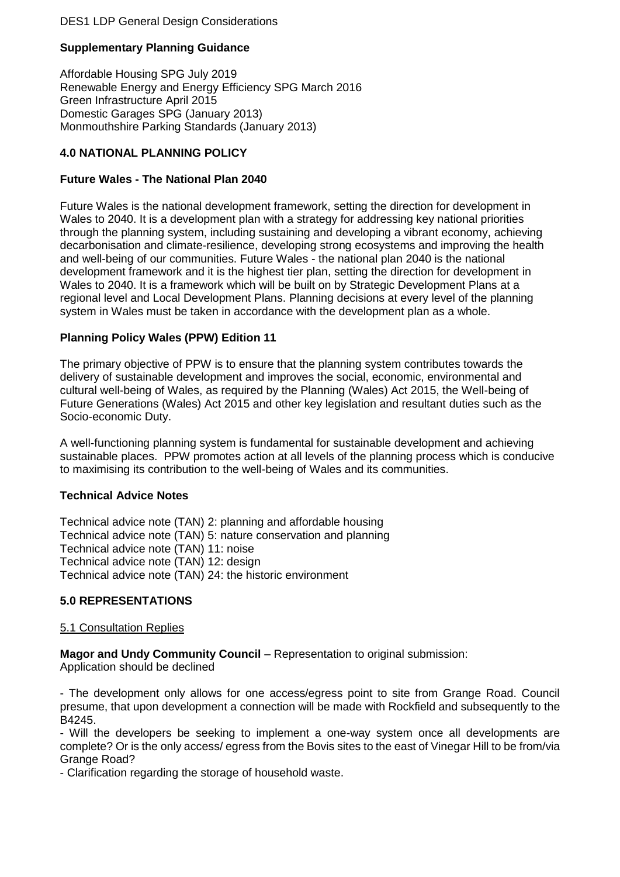DES1 LDP General Design Considerations

**Supplementary Planning Guidance**

Affordable Housing SPG July 2019
Renewable Energy and Energy Efficiency SPG March 2016
Green Infrastructure April 2015
Domestic Garages SPG (January 2013)
Monmouthshire Parking Standards (January 2013)

## 4.0 NATIONAL PLANNING POLICY

**Future Wales - The National Plan 2040**

Future Wales is the national development framework, setting the direction for development in Wales to 2040. It is a development plan with a strategy for addressing key national priorities through the planning system, including sustaining and developing a vibrant economy, achieving decarbonisation and climate-resilience, developing strong ecosystems and improving the health and well-being of our communities. Future Wales - the national plan 2040 is the national development framework and it is the highest tier plan, setting the direction for development in Wales to 2040. It is a framework which will be built on by Strategic Development Plans at a regional level and Local Development Plans. Planning decisions at every level of the planning system in Wales must be taken in accordance with the development plan as a whole.

**Planning Policy Wales (PPW) Edition 11**

The primary objective of PPW is to ensure that the planning system contributes towards the delivery of sustainable development and improves the social, economic, environmental and cultural well-being of Wales, as required by the Planning (Wales) Act 2015, the Well-being of Future Generations (Wales) Act 2015 and other key legislation and resultant duties such as the Socio-economic Duty.

A well-functioning planning system is fundamental for sustainable development and achieving sustainable places. PPW promotes action at all levels of the planning process which is conducive to maximising its contribution to the well-being of Wales and its communities.

**Technical Advice Notes**

Technical advice note (TAN) 2: planning and affordable housing
Technical advice note (TAN) 5: nature conservation and planning
Technical advice note (TAN) 11: noise
Technical advice note (TAN) 12: design
Technical advice note (TAN) 24: the historic environment

## 5.0 REPRESENTATIONS

5.1 Consultation Replies

**Magor and Undy Community Council** – Representation to original submission:
Application should be declined

- The development only allows for one access/egress point to site from Grange Road. Council presume, that upon development a connection will be made with Rockfield and subsequently to the B4245.
- Will the developers be seeking to implement a one-way system once all developments are complete? Or is the only access/ egress from the Bovis sites to the east of Vinegar Hill to be from/via Grange Road?
- Clarification regarding the storage of household waste.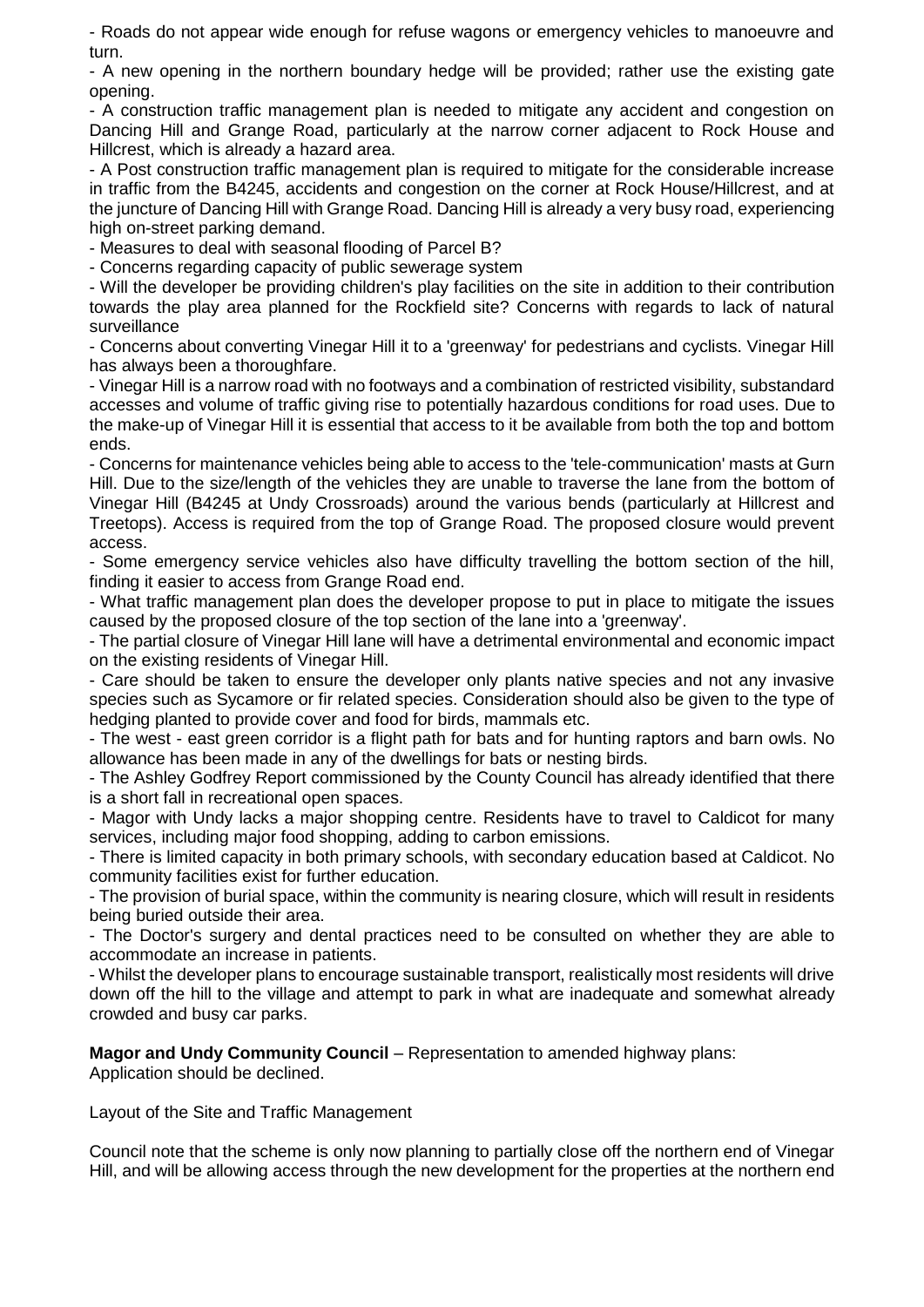- Roads do not appear wide enough for refuse wagons or emergency vehicles to manoeuvre and turn.
- A new opening in the northern boundary hedge will be provided; rather use the existing gate opening.
- A construction traffic management plan is needed to mitigate any accident and congestion on Dancing Hill and Grange Road, particularly at the narrow corner adjacent to Rock House and Hillcrest, which is already a hazard area.
- A Post construction traffic management plan is required to mitigate for the considerable increase in traffic from the B4245, accidents and congestion on the corner at Rock House/Hillcrest, and at the juncture of Dancing Hill with Grange Road. Dancing Hill is already a very busy road, experiencing high on-street parking demand.
- Measures to deal with seasonal flooding of Parcel B?
- Concerns regarding capacity of public sewerage system
- Will the developer be providing children's play facilities on the site in addition to their contribution towards the play area planned for the Rockfield site? Concerns with regards to lack of natural surveillance
- Concerns about converting Vinegar Hill it to a 'greenway' for pedestrians and cyclists. Vinegar Hill has always been a thoroughfare.
- Vinegar Hill is a narrow road with no footways and a combination of restricted visibility, substandard accesses and volume of traffic giving rise to potentially hazardous conditions for road uses. Due to the make-up of Vinegar Hill it is essential that access to it be available from both the top and bottom ends.
- Concerns for maintenance vehicles being able to access to the 'tele-communication' masts at Gurn Hill. Due to the size/length of the vehicles they are unable to traverse the lane from the bottom of Vinegar Hill (B4245 at Undy Crossroads) around the various bends (particularly at Hillcrest and Treetops). Access is required from the top of Grange Road. The proposed closure would prevent access.
- Some emergency service vehicles also have difficulty travelling the bottom section of the hill, finding it easier to access from Grange Road end.
- What traffic management plan does the developer propose to put in place to mitigate the issues caused by the proposed closure of the top section of the lane into a 'greenway'.
- The partial closure of Vinegar Hill lane will have a detrimental environmental and economic impact on the existing residents of Vinegar Hill.
- Care should be taken to ensure the developer only plants native species and not any invasive species such as Sycamore or fir related species. Consideration should also be given to the type of hedging planted to provide cover and food for birds, mammals etc.
- The west - east green corridor is a flight path for bats and for hunting raptors and barn owls. No allowance has been made in any of the dwellings for bats or nesting birds.
- The Ashley Godfrey Report commissioned by the County Council has already identified that there is a short fall in recreational open spaces.
- Magor with Undy lacks a major shopping centre. Residents have to travel to Caldicot for many services, including major food shopping, adding to carbon emissions.
- There is limited capacity in both primary schools, with secondary education based at Caldicot. No community facilities exist for further education.
- The provision of burial space, within the community is nearing closure, which will result in residents being buried outside their area.
- The Doctor's surgery and dental practices need to be consulted on whether they are able to accommodate an increase in patients.
- Whilst the developer plans to encourage sustainable transport, realistically most residents will drive down off the hill to the village and attempt to park in what are inadequate and somewhat already crowded and busy car parks.

**Magor and Undy Community Council** – Representation to amended highway plans:
Application should be declined.

Layout of the Site and Traffic Management

Council note that the scheme is only now planning to partially close off the northern end of Vinegar Hill, and will be allowing access through the new development for the properties at the northern end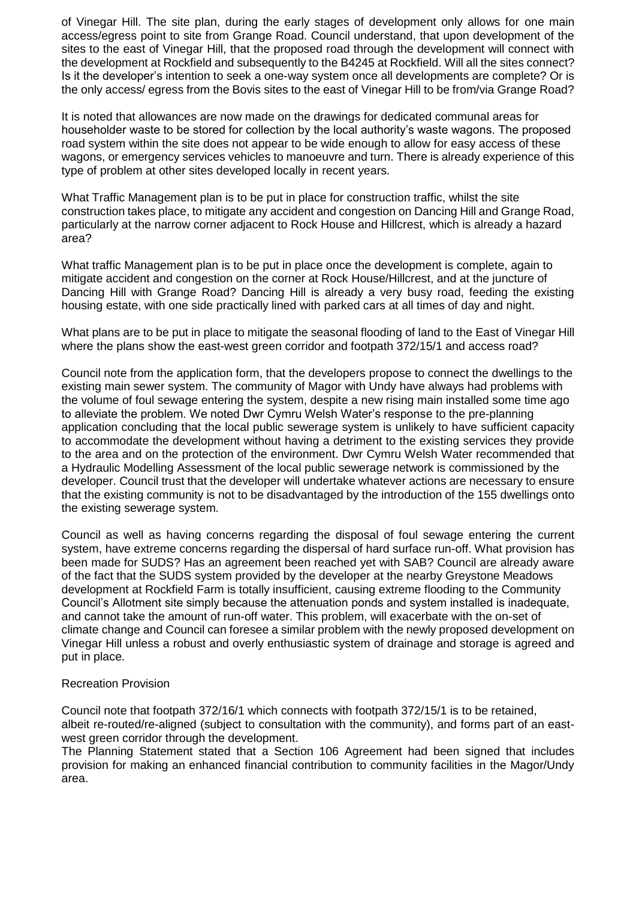of Vinegar Hill. The site plan, during the early stages of development only allows for one main access/egress point to site from Grange Road. Council understand, that upon development of the sites to the east of Vinegar Hill, that the proposed road through the development will connect with the development at Rockfield and subsequently to the B4245 at Rockfield. Will all the sites connect? Is it the developer's intention to seek a one-way system once all developments are complete? Or is the only access/ egress from the Bovis sites to the east of Vinegar Hill to be from/via Grange Road?

It is noted that allowances are now made on the drawings for dedicated communal areas for householder waste to be stored for collection by the local authority's waste wagons. The proposed road system within the site does not appear to be wide enough to allow for easy access of these wagons, or emergency services vehicles to manoeuvre and turn. There is already experience of this type of problem at other sites developed locally in recent years.

What Traffic Management plan is to be put in place for construction traffic, whilst the site construction takes place, to mitigate any accident and congestion on Dancing Hill and Grange Road, particularly at the narrow corner adjacent to Rock House and Hillcrest, which is already a hazard area?

What traffic Management plan is to be put in place once the development is complete, again to mitigate accident and congestion on the corner at Rock House/Hillcrest, and at the juncture of Dancing Hill with Grange Road? Dancing Hill is already a very busy road, feeding the existing housing estate, with one side practically lined with parked cars at all times of day and night.

What plans are to be put in place to mitigate the seasonal flooding of land to the East of Vinegar Hill where the plans show the east-west green corridor and footpath 372/15/1 and access road?

Council note from the application form, that the developers propose to connect the dwellings to the existing main sewer system. The community of Magor with Undy have always had problems with the volume of foul sewage entering the system, despite a new rising main installed some time ago to alleviate the problem. We noted Dwr Cymru Welsh Water's response to the pre-planning application concluding that the local public sewerage system is unlikely to have sufficient capacity to accommodate the development without having a detriment to the existing services they provide to the area and on the protection of the environment. Dwr Cymru Welsh Water recommended that a Hydraulic Modelling Assessment of the local public sewerage network is commissioned by the developer. Council trust that the developer will undertake whatever actions are necessary to ensure that the existing community is not to be disadvantaged by the introduction of the 155 dwellings onto the existing sewerage system.

Council as well as having concerns regarding the disposal of foul sewage entering the current system, have extreme concerns regarding the dispersal of hard surface run-off. What provision has been made for SUDS? Has an agreement been reached yet with SAB? Council are already aware of the fact that the SUDS system provided by the developer at the nearby Greystone Meadows development at Rockfield Farm is totally insufficient, causing extreme flooding to the Community Council's Allotment site simply because the attenuation ponds and system installed is inadequate, and cannot take the amount of run-off water. This problem, will exacerbate with the on-set of climate change and Council can foresee a similar problem with the newly proposed development on Vinegar Hill unless a robust and overly enthusiastic system of drainage and storage is agreed and put in place.

Recreation Provision

Council note that footpath 372/16/1 which connects with footpath 372/15/1 is to be retained, albeit re-routed/re-aligned (subject to consultation with the community), and forms part of an east-west green corridor through the development.
The Planning Statement stated that a Section 106 Agreement had been signed that includes provision for making an enhanced financial contribution to community facilities in the Magor/Undy area.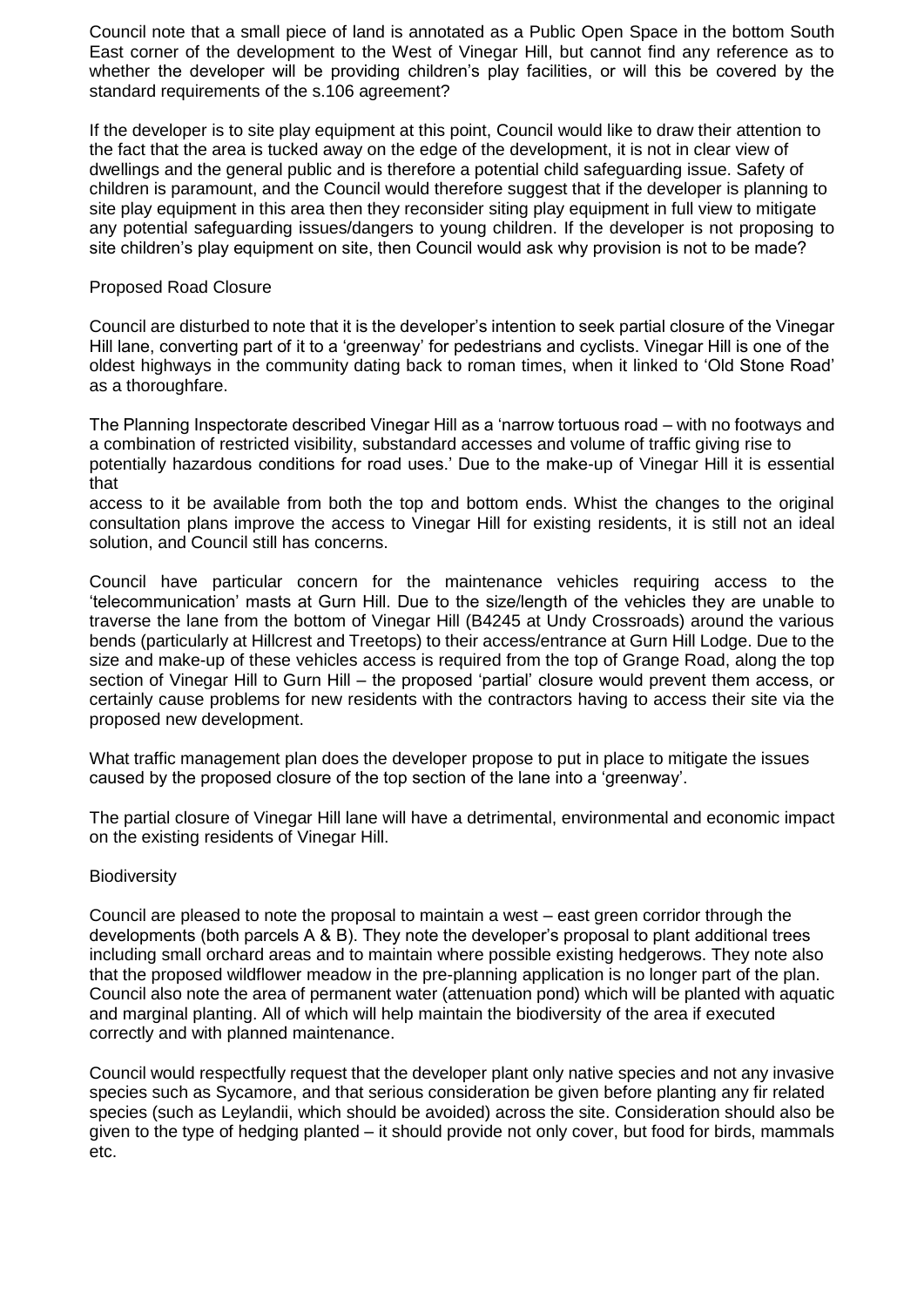Council note that a small piece of land is annotated as a Public Open Space in the bottom South East corner of the development to the West of Vinegar Hill, but cannot find any reference as to whether the developer will be providing children's play facilities, or will this be covered by the standard requirements of the s.106 agreement?

If the developer is to site play equipment at this point, Council would like to draw their attention to the fact that the area is tucked away on the edge of the development, it is not in clear view of dwellings and the general public and is therefore a potential child safeguarding issue. Safety of children is paramount, and the Council would therefore suggest that if the developer is planning to site play equipment in this area then they reconsider siting play equipment in full view to mitigate any potential safeguarding issues/dangers to young children. If the developer is not proposing to site children's play equipment on site, then Council would ask why provision is not to be made?

Proposed Road Closure

Council are disturbed to note that it is the developer's intention to seek partial closure of the Vinegar Hill lane, converting part of it to a 'greenway' for pedestrians and cyclists. Vinegar Hill is one of the oldest highways in the community dating back to roman times, when it linked to 'Old Stone Road' as a thoroughfare.

The Planning Inspectorate described Vinegar Hill as a 'narrow tortuous road – with no footways and a combination of restricted visibility, substandard accesses and volume of traffic giving rise to potentially hazardous conditions for road uses.' Due to the make-up of Vinegar Hill it is essential that access to it be available from both the top and bottom ends. Whist the changes to the original consultation plans improve the access to Vinegar Hill for existing residents, it is still not an ideal solution, and Council still has concerns.

Council have particular concern for the maintenance vehicles requiring access to the 'telecommunication' masts at Gurn Hill. Due to the size/length of the vehicles they are unable to traverse the lane from the bottom of Vinegar Hill (B4245 at Undy Crossroads) around the various bends (particularly at Hillcrest and Treetops) to their access/entrance at Gurn Hill Lodge. Due to the size and make-up of these vehicles access is required from the top of Grange Road, along the top section of Vinegar Hill to Gurn Hill – the proposed 'partial' closure would prevent them access, or certainly cause problems for new residents with the contractors having to access their site via the proposed new development.

What traffic management plan does the developer propose to put in place to mitigate the issues caused by the proposed closure of the top section of the lane into a 'greenway'.

The partial closure of Vinegar Hill lane will have a detrimental, environmental and economic impact on the existing residents of Vinegar Hill.

Biodiversity

Council are pleased to note the proposal to maintain a west – east green corridor through the developments (both parcels A & B). They note the developer's proposal to plant additional trees including small orchard areas and to maintain where possible existing hedgerows. They note also that the proposed wildflower meadow in the pre-planning application is no longer part of the plan. Council also note the area of permanent water (attenuation pond) which will be planted with aquatic and marginal planting. All of which will help maintain the biodiversity of the area if executed correctly and with planned maintenance.

Council would respectfully request that the developer plant only native species and not any invasive species such as Sycamore, and that serious consideration be given before planting any fir related species (such as Leylandii, which should be avoided) across the site. Consideration should also be given to the type of hedging planted – it should provide not only cover, but food for birds, mammals etc.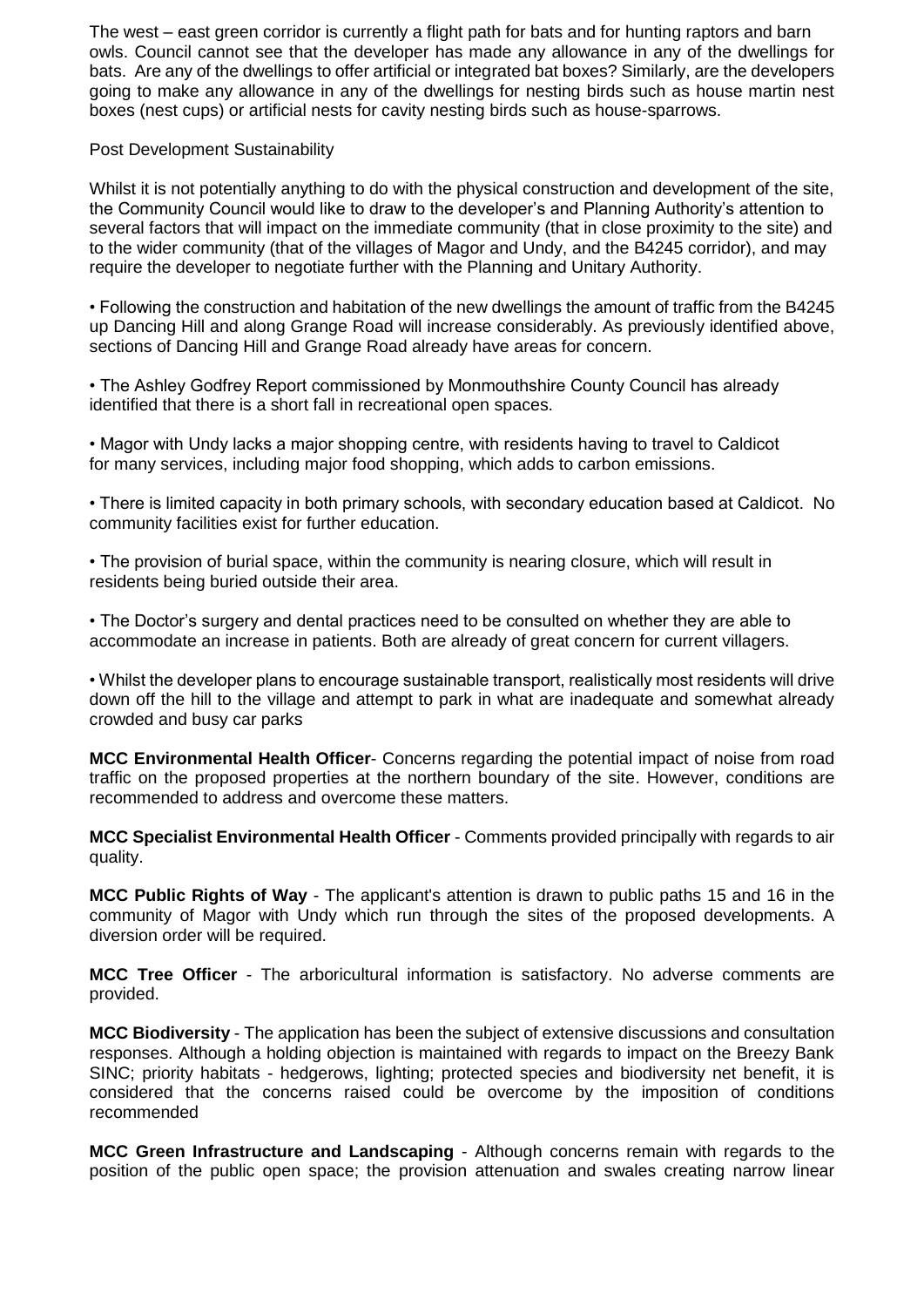The west – east green corridor is currently a flight path for bats and for hunting raptors and barn owls. Council cannot see that the developer has made any allowance in any of the dwellings for bats. Are any of the dwellings to offer artificial or integrated bat boxes? Similarly, are the developers going to make any allowance in any of the dwellings for nesting birds such as house martin nest boxes (nest cups) or artificial nests for cavity nesting birds such as house-sparrows.

Post Development Sustainability

Whilst it is not potentially anything to do with the physical construction and development of the site, the Community Council would like to draw to the developer's and Planning Authority's attention to several factors that will impact on the immediate community (that in close proximity to the site) and to the wider community (that of the villages of Magor and Undy, and the B4245 corridor), and may require the developer to negotiate further with the Planning and Unitary Authority.

• Following the construction and habitation of the new dwellings the amount of traffic from the B4245 up Dancing Hill and along Grange Road will increase considerably. As previously identified above, sections of Dancing Hill and Grange Road already have areas for concern.

• The Ashley Godfrey Report commissioned by Monmouthshire County Council has already identified that there is a short fall in recreational open spaces.

• Magor with Undy lacks a major shopping centre, with residents having to travel to Caldicot for many services, including major food shopping, which adds to carbon emissions.

• There is limited capacity in both primary schools, with secondary education based at Caldicot. No community facilities exist for further education.

• The provision of burial space, within the community is nearing closure, which will result in residents being buried outside their area.

• The Doctor's surgery and dental practices need to be consulted on whether they are able to accommodate an increase in patients. Both are already of great concern for current villagers.

• Whilst the developer plans to encourage sustainable transport, realistically most residents will drive down off the hill to the village and attempt to park in what are inadequate and somewhat already crowded and busy car parks

**MCC Environmental Health Officer**- Concerns regarding the potential impact of noise from road traffic on the proposed properties at the northern boundary of the site. However, conditions are recommended to address and overcome these matters.

**MCC Specialist Environmental Health Officer** - Comments provided principally with regards to air quality.

**MCC Public Rights of Way** - The applicant's attention is drawn to public paths 15 and 16 in the community of Magor with Undy which run through the sites of the proposed developments. A diversion order will be required.

**MCC Tree Officer** - The arboricultural information is satisfactory. No adverse comments are provided.

**MCC Biodiversity** - The application has been the subject of extensive discussions and consultation responses. Although a holding objection is maintained with regards to impact on the Breezy Bank SINC; priority habitats - hedgerows, lighting; protected species and biodiversity net benefit, it is considered that the concerns raised could be overcome by the imposition of conditions recommended

**MCC Green Infrastructure and Landscaping** - Although concerns remain with regards to the position of the public open space; the provision attenuation and swales creating narrow linear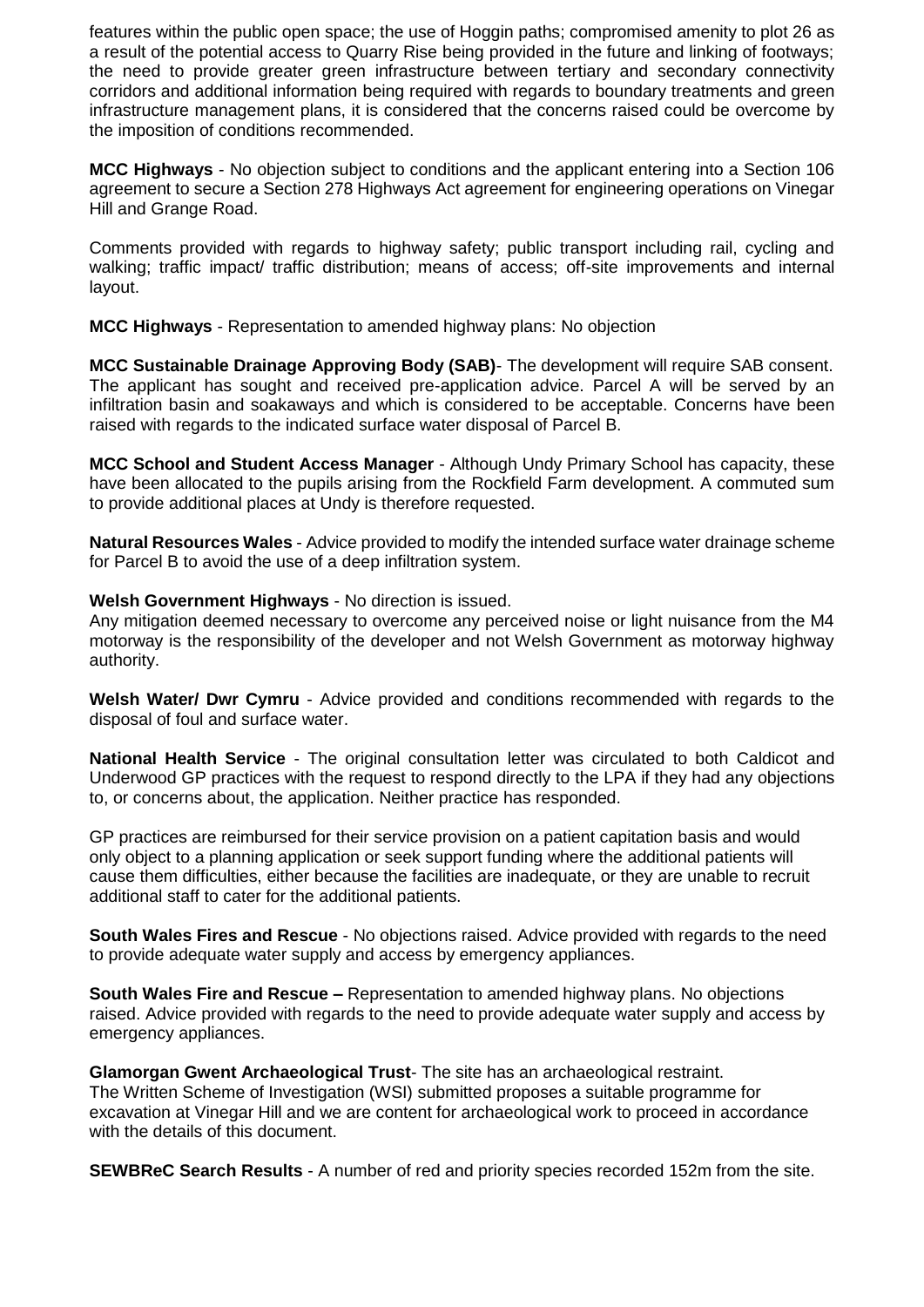features within the public open space; the use of Hoggin paths; compromised amenity to plot 26 as a result of the potential access to Quarry Rise being provided in the future and linking of footways; the need to provide greater green infrastructure between tertiary and secondary connectivity corridors and additional information being required with regards to boundary treatments and green infrastructure management plans, it is considered that the concerns raised could be overcome by the imposition of conditions recommended.

**MCC Highways** - No objection subject to conditions and the applicant entering into a Section 106 agreement to secure a Section 278 Highways Act agreement for engineering operations on Vinegar Hill and Grange Road.

Comments provided with regards to highway safety; public transport including rail, cycling and walking; traffic impact/ traffic distribution; means of access; off-site improvements and internal layout.

**MCC Highways** - Representation to amended highway plans: No objection

**MCC Sustainable Drainage Approving Body (SAB)**- The development will require SAB consent. The applicant has sought and received pre-application advice. Parcel A will be served by an infiltration basin and soakaways and which is considered to be acceptable. Concerns have been raised with regards to the indicated surface water disposal of Parcel B.

**MCC School and Student Access Manager** - Although Undy Primary School has capacity, these have been allocated to the pupils arising from the Rockfield Farm development. A commuted sum to provide additional places at Undy is therefore requested.

**Natural Resources Wales** - Advice provided to modify the intended surface water drainage scheme for Parcel B to avoid the use of a deep infiltration system.

**Welsh Government Highways** - No direction is issued.
Any mitigation deemed necessary to overcome any perceived noise or light nuisance from the M4 motorway is the responsibility of the developer and not Welsh Government as motorway highway authority.

**Welsh Water/ Dwr Cymru** - Advice provided and conditions recommended with regards to the disposal of foul and surface water.

**National Health Service** - The original consultation letter was circulated to both Caldicot and Underwood GP practices with the request to respond directly to the LPA if they had any objections to, or concerns about, the application. Neither practice has responded.

GP practices are reimbursed for their service provision on a patient capitation basis and would only object to a planning application or seek support funding where the additional patients will cause them difficulties, either because the facilities are inadequate, or they are unable to recruit additional staff to cater for the additional patients.

**South Wales Fires and Rescue** - No objections raised. Advice provided with regards to the need to provide adequate water supply and access by emergency appliances.

**South Wales Fire and Rescue –** Representation to amended highway plans. No objections raised. Advice provided with regards to the need to provide adequate water supply and access by emergency appliances.

**Glamorgan Gwent Archaeological Trust**- The site has an archaeological restraint.
The Written Scheme of Investigation (WSI) submitted proposes a suitable programme for excavation at Vinegar Hill and we are content for archaeological work to proceed in accordance with the details of this document.

**SEWBReC Search Results** - A number of red and priority species recorded 152m from the site.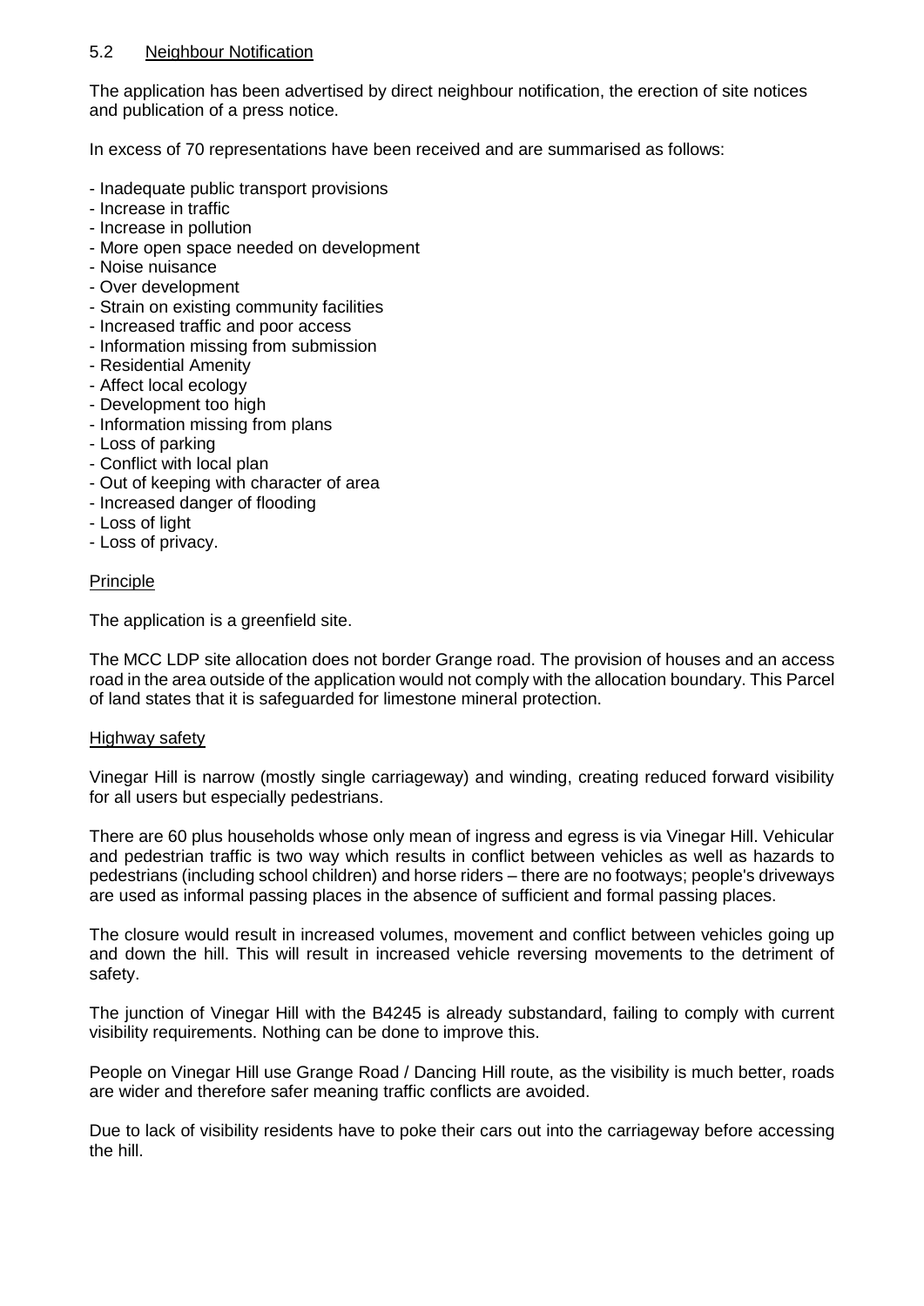## 5.2 Neighbour Notification

The application has been advertised by direct neighbour notification, the erection of site notices and publication of a press notice.

In excess of 70 representations have been received and are summarised as follows:

- Inadequate public transport provisions
- Increase in traffic
- Increase in pollution
- More open space needed on development
- Noise nuisance
- Over development
- Strain on existing community facilities
- Increased traffic and poor access
- Information missing from submission
- Residential Amenity
- Affect local ecology
- Development too high
- Information missing from plans
- Loss of parking
- Conflict with local plan
- Out of keeping with character of area
- Increased danger of flooding
- Loss of light
- Loss of privacy.

### Principle

The application is a greenfield site.

The MCC LDP site allocation does not border Grange road. The provision of houses and an access road in the area outside of the application would not comply with the allocation boundary. This Parcel of land states that it is safeguarded for limestone mineral protection.

### Highway safety

Vinegar Hill is narrow (mostly single carriageway) and winding, creating reduced forward visibility for all users but especially pedestrians.

There are 60 plus households whose only mean of ingress and egress is via Vinegar Hill. Vehicular and pedestrian traffic is two way which results in conflict between vehicles as well as hazards to pedestrians (including school children) and horse riders – there are no footways; people's driveways are used as informal passing places in the absence of sufficient and formal passing places.

The closure would result in increased volumes, movement and conflict between vehicles going up and down the hill. This will result in increased vehicle reversing movements to the detriment of safety.

The junction of Vinegar Hill with the B4245 is already substandard, failing to comply with current visibility requirements. Nothing can be done to improve this.

People on Vinegar Hill use Grange Road / Dancing Hill route, as the visibility is much better, roads are wider and therefore safer meaning traffic conflicts are avoided.

Due to lack of visibility residents have to poke their cars out into the carriageway before accessing the hill.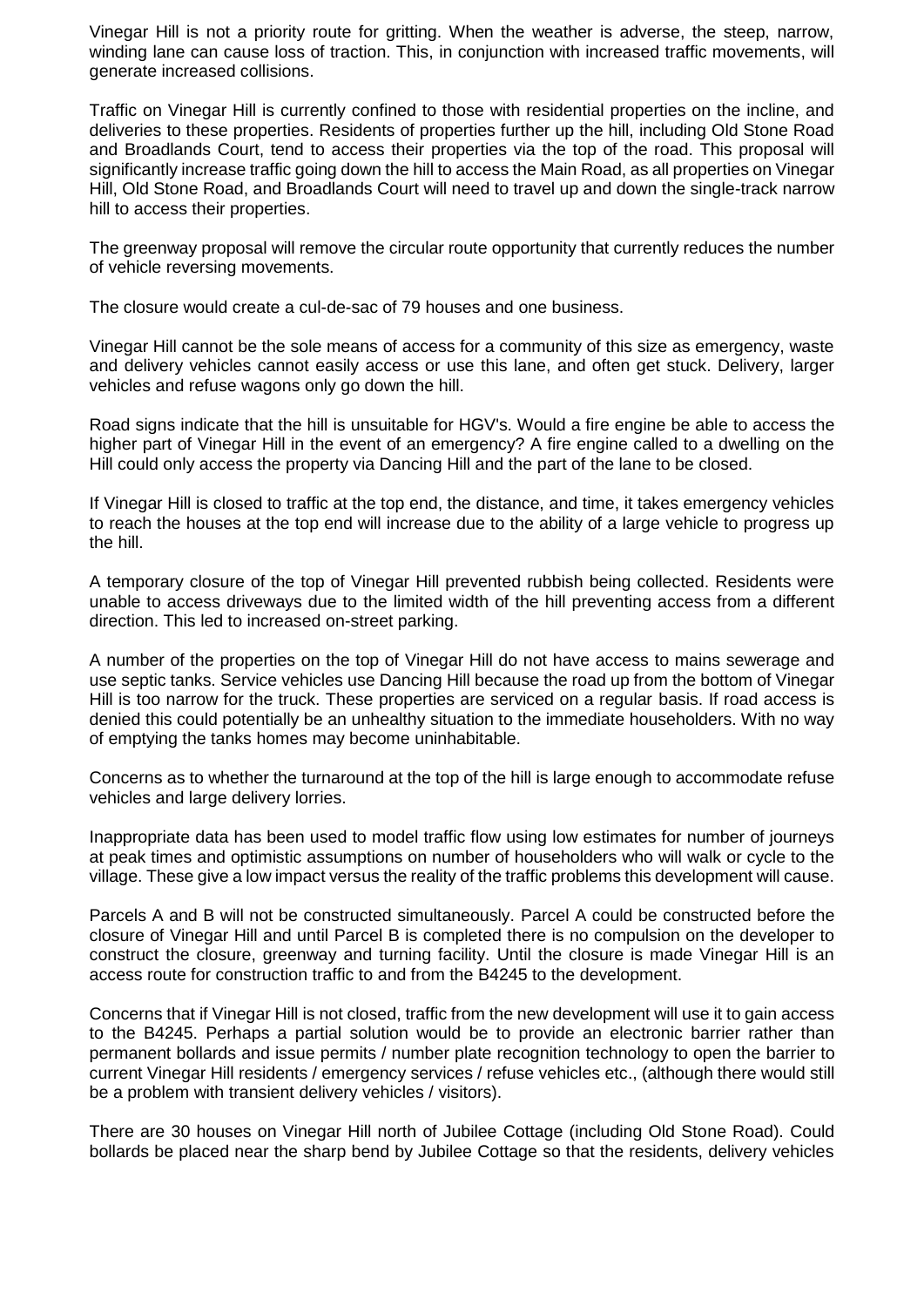Vinegar Hill is not a priority route for gritting. When the weather is adverse, the steep, narrow, winding lane can cause loss of traction. This, in conjunction with increased traffic movements, will generate increased collisions.

Traffic on Vinegar Hill is currently confined to those with residential properties on the incline, and deliveries to these properties. Residents of properties further up the hill, including Old Stone Road and Broadlands Court, tend to access their properties via the top of the road. This proposal will significantly increase traffic going down the hill to access the Main Road, as all properties on Vinegar Hill, Old Stone Road, and Broadlands Court will need to travel up and down the single-track narrow hill to access their properties.

The greenway proposal will remove the circular route opportunity that currently reduces the number of vehicle reversing movements.

The closure would create a cul-de-sac of 79 houses and one business.

Vinegar Hill cannot be the sole means of access for a community of this size as emergency, waste and delivery vehicles cannot easily access or use this lane, and often get stuck. Delivery, larger vehicles and refuse wagons only go down the hill.

Road signs indicate that the hill is unsuitable for HGV's. Would a fire engine be able to access the higher part of Vinegar Hill in the event of an emergency? A fire engine called to a dwelling on the Hill could only access the property via Dancing Hill and the part of the lane to be closed.

If Vinegar Hill is closed to traffic at the top end, the distance, and time, it takes emergency vehicles to reach the houses at the top end will increase due to the ability of a large vehicle to progress up the hill.

A temporary closure of the top of Vinegar Hill prevented rubbish being collected. Residents were unable to access driveways due to the limited width of the hill preventing access from a different direction. This led to increased on-street parking.

A number of the properties on the top of Vinegar Hill do not have access to mains sewerage and use septic tanks. Service vehicles use Dancing Hill because the road up from the bottom of Vinegar Hill is too narrow for the truck. These properties are serviced on a regular basis. If road access is denied this could potentially be an unhealthy situation to the immediate householders. With no way of emptying the tanks homes may become uninhabitable.

Concerns as to whether the turnaround at the top of the hill is large enough to accommodate refuse vehicles and large delivery lorries.

Inappropriate data has been used to model traffic flow using low estimates for number of journeys at peak times and optimistic assumptions on number of householders who will walk or cycle to the village. These give a low impact versus the reality of the traffic problems this development will cause.

Parcels A and B will not be constructed simultaneously. Parcel A could be constructed before the closure of Vinegar Hill and until Parcel B is completed there is no compulsion on the developer to construct the closure, greenway and turning facility. Until the closure is made Vinegar Hill is an access route for construction traffic to and from the B4245 to the development.

Concerns that if Vinegar Hill is not closed, traffic from the new development will use it to gain access to the B4245. Perhaps a partial solution would be to provide an electronic barrier rather than permanent bollards and issue permits / number plate recognition technology to open the barrier to current Vinegar Hill residents / emergency services / refuse vehicles etc., (although there would still be a problem with transient delivery vehicles / visitors).

There are 30 houses on Vinegar Hill north of Jubilee Cottage (including Old Stone Road). Could bollards be placed near the sharp bend by Jubilee Cottage so that the residents, delivery vehicles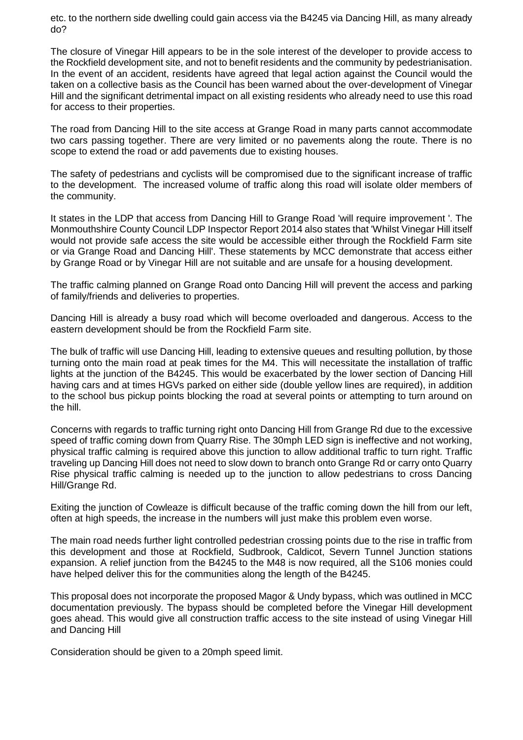etc. to the northern side dwelling could gain access via the B4245 via Dancing Hill, as many already do?

The closure of Vinegar Hill appears to be in the sole interest of the developer to provide access to the Rockfield development site, and not to benefit residents and the community by pedestrianisation. In the event of an accident, residents have agreed that legal action against the Council would the taken on a collective basis as the Council has been warned about the over-development of Vinegar Hill and the significant detrimental impact on all existing residents who already need to use this road for access to their properties.

The road from Dancing Hill to the site access at Grange Road in many parts cannot accommodate two cars passing together. There are very limited or no pavements along the route. There is no scope to extend the road or add pavements due to existing houses.

The safety of pedestrians and cyclists will be compromised due to the significant increase of traffic to the development. The increased volume of traffic along this road will isolate older members of the community.

It states in the LDP that access from Dancing Hill to Grange Road 'will require improvement '. The Monmouthshire County Council LDP Inspector Report 2014 also states that 'Whilst Vinegar Hill itself would not provide safe access the site would be accessible either through the Rockfield Farm site or via Grange Road and Dancing Hill'. These statements by MCC demonstrate that access either by Grange Road or by Vinegar Hill are not suitable and are unsafe for a housing development.

The traffic calming planned on Grange Road onto Dancing Hill will prevent the access and parking of family/friends and deliveries to properties.

Dancing Hill is already a busy road which will become overloaded and dangerous. Access to the eastern development should be from the Rockfield Farm site.

The bulk of traffic will use Dancing Hill, leading to extensive queues and resulting pollution, by those turning onto the main road at peak times for the M4. This will necessitate the installation of traffic lights at the junction of the B4245. This would be exacerbated by the lower section of Dancing Hill having cars and at times HGVs parked on either side (double yellow lines are required), in addition to the school bus pickup points blocking the road at several points or attempting to turn around on the hill.

Concerns with regards to traffic turning right onto Dancing Hill from Grange Rd due to the excessive speed of traffic coming down from Quarry Rise. The 30mph LED sign is ineffective and not working, physical traffic calming is required above this junction to allow additional traffic to turn right. Traffic traveling up Dancing Hill does not need to slow down to branch onto Grange Rd or carry onto Quarry Rise physical traffic calming is needed up to the junction to allow pedestrians to cross Dancing Hill/Grange Rd.

Exiting the junction of Cowleaze is difficult because of the traffic coming down the hill from our left, often at high speeds, the increase in the numbers will just make this problem even worse.

The main road needs further light controlled pedestrian crossing points due to the rise in traffic from this development and those at Rockfield, Sudbrook, Caldicot, Severn Tunnel Junction stations expansion. A relief junction from the B4245 to the M48 is now required, all the S106 monies could have helped deliver this for the communities along the length of the B4245.

This proposal does not incorporate the proposed Magor & Undy bypass, which was outlined in MCC documentation previously. The bypass should be completed before the Vinegar Hill development goes ahead. This would give all construction traffic access to the site instead of using Vinegar Hill and Dancing Hill

Consideration should be given to a 20mph speed limit.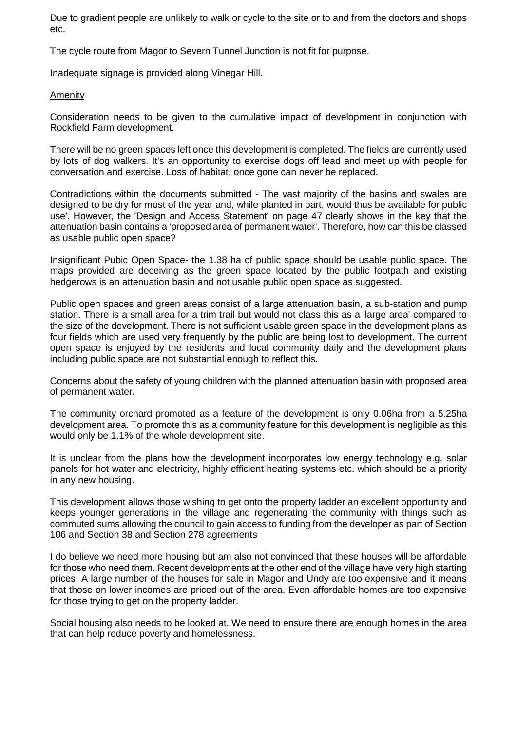Due to gradient people are unlikely to walk or cycle to the site or to and from the doctors and shops etc.

The cycle route from Magor to Severn Tunnel Junction is not fit for purpose.

Inadequate signage is provided along Vinegar Hill.

Amenity

Consideration needs to be given to the cumulative impact of development in conjunction with Rockfield Farm development.

There will be no green spaces left once this development is completed. The fields are currently used by lots of dog walkers. It's an opportunity to exercise dogs off lead and meet up with people for conversation and exercise. Loss of habitat, once gone can never be replaced.

Contradictions within the documents submitted - The vast majority of the basins and swales are designed to be dry for most of the year and, while planted in part, would thus be available for public use'. However, the 'Design and Access Statement' on page 47 clearly shows in the key that the attenuation basin contains a 'proposed area of permanent water'. Therefore, how can this be classed as usable public open space?

Insignificant Pubic Open Space- the 1.38 ha of public space should be usable public space. The maps provided are deceiving as the green space located by the public footpath and existing hedgerows is an attenuation basin and not usable public open space as suggested.

Public open spaces and green areas consist of a large attenuation basin, a sub-station and pump station. There is a small area for a trim trail but would not class this as a 'large area' compared to the size of the development. There is not sufficient usable green space in the development plans as four fields which are used very frequently by the public are being lost to development. The current open space is enjoyed by the residents and local community daily and the development plans including public space are not substantial enough to reflect this.

Concerns about the safety of young children with the planned attenuation basin with proposed area of permanent water.

The community orchard promoted as a feature of the development is only 0.06ha from a 5.25ha development area. To promote this as a community feature for this development is negligible as this would only be 1.1% of the whole development site.

It is unclear from the plans how the development incorporates low energy technology e.g. solar panels for hot water and electricity, highly efficient heating systems etc. which should be a priority in any new housing.

This development allows those wishing to get onto the property ladder an excellent opportunity and keeps younger generations in the village and regenerating the community with things such as commuted sums allowing the council to gain access to funding from the developer as part of Section 106 and Section 38 and Section 278 agreements

I do believe we need more housing but am also not convinced that these houses will be affordable for those who need them. Recent developments at the other end of the village have very high starting prices. A large number of the houses for sale in Magor and Undy are too expensive and it means that those on lower incomes are priced out of the area. Even affordable homes are too expensive for those trying to get on the property ladder.

Social housing also needs to be looked at. We need to ensure there are enough homes in the area that can help reduce poverty and homelessness.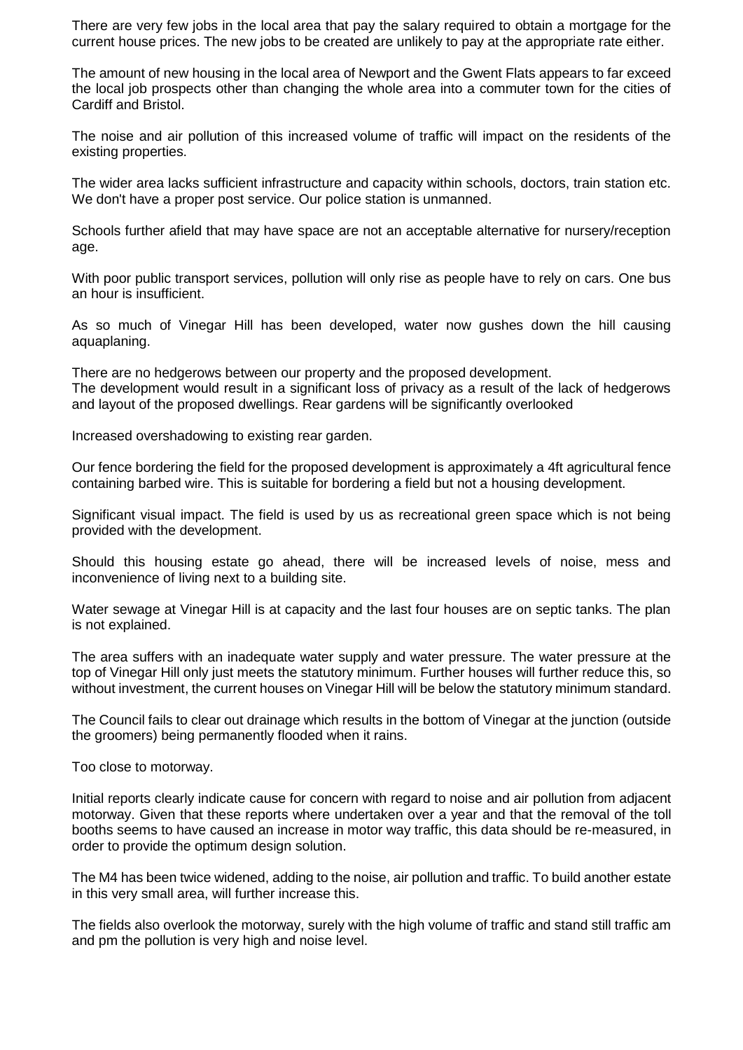There are very few jobs in the local area that pay the salary required to obtain a mortgage for the current house prices. The new jobs to be created are unlikely to pay at the appropriate rate either.

The amount of new housing in the local area of Newport and the Gwent Flats appears to far exceed the local job prospects other than changing the whole area into a commuter town for the cities of Cardiff and Bristol.

The noise and air pollution of this increased volume of traffic will impact on the residents of the existing properties.

The wider area lacks sufficient infrastructure and capacity within schools, doctors, train station etc. We don't have a proper post service. Our police station is unmanned.

Schools further afield that may have space are not an acceptable alternative for nursery/reception age.

With poor public transport services, pollution will only rise as people have to rely on cars. One bus an hour is insufficient.

As so much of Vinegar Hill has been developed, water now gushes down the hill causing aquaplaning.

There are no hedgerows between our property and the proposed development.
The development would result in a significant loss of privacy as a result of the lack of hedgerows and layout of the proposed dwellings. Rear gardens will be significantly overlooked

Increased overshadowing to existing rear garden.

Our fence bordering the field for the proposed development is approximately a 4ft agricultural fence containing barbed wire. This is suitable for bordering a field but not a housing development.

Significant visual impact. The field is used by us as recreational green space which is not being provided with the development.

Should this housing estate go ahead, there will be increased levels of noise, mess and inconvenience of living next to a building site.

Water sewage at Vinegar Hill is at capacity and the last four houses are on septic tanks. The plan is not explained.

The area suffers with an inadequate water supply and water pressure. The water pressure at the top of Vinegar Hill only just meets the statutory minimum. Further houses will further reduce this, so without investment, the current houses on Vinegar Hill will be below the statutory minimum standard.

The Council fails to clear out drainage which results in the bottom of Vinegar at the junction (outside the groomers) being permanently flooded when it rains.

Too close to motorway.

Initial reports clearly indicate cause for concern with regard to noise and air pollution from adjacent motorway. Given that these reports where undertaken over a year and that the removal of the toll booths seems to have caused an increase in motor way traffic, this data should be re-measured, in order to provide the optimum design solution.

The M4 has been twice widened, adding to the noise, air pollution and traffic. To build another estate in this very small area, will further increase this.

The fields also overlook the motorway, surely with the high volume of traffic and stand still traffic am and pm the pollution is very high and noise level.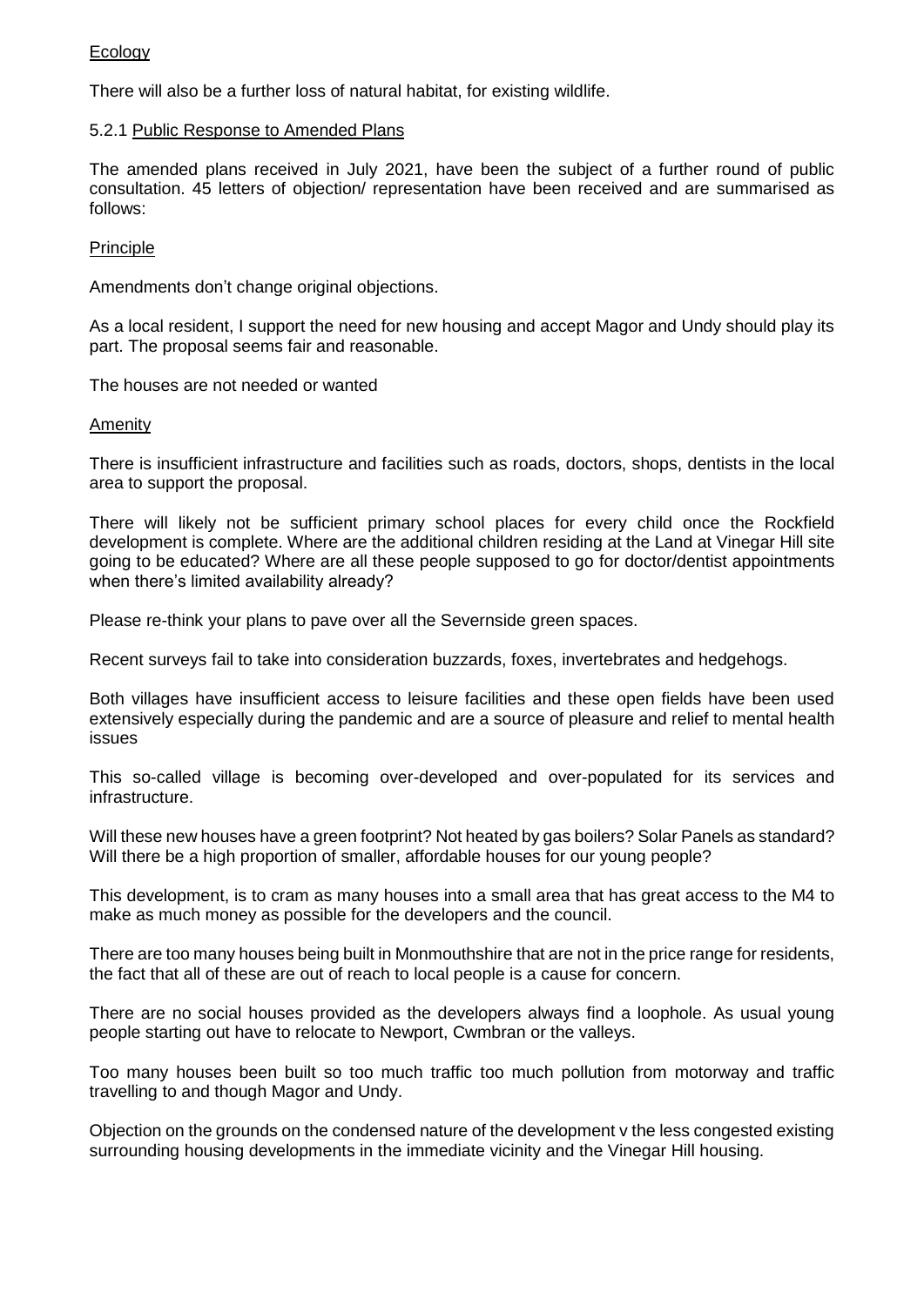Ecology

There will also be a further loss of natural habitat, for existing wildlife.

5.2.1 Public Response to Amended Plans

The amended plans received in July 2021, have been the subject of a further round of public consultation. 45 letters of objection/ representation have been received and are summarised as follows:

Principle

Amendments don't change original objections.

As a local resident, I support the need for new housing and accept Magor and Undy should play its part. The proposal seems fair and reasonable.

The houses are not needed or wanted

Amenity

There is insufficient infrastructure and facilities such as roads, doctors, shops, dentists in the local area to support the proposal.

There will likely not be sufficient primary school places for every child once the Rockfield development is complete. Where are the additional children residing at the Land at Vinegar Hill site going to be educated? Where are all these people supposed to go for doctor/dentist appointments when there's limited availability already?

Please re-think your plans to pave over all the Severnside green spaces.

Recent surveys fail to take into consideration buzzards, foxes, invertebrates and hedgehogs.

Both villages have insufficient access to leisure facilities and these open fields have been used extensively especially during the pandemic and are a source of pleasure and relief to mental health issues

This so-called village is becoming over-developed and over-populated for its services and infrastructure.

Will these new houses have a green footprint? Not heated by gas boilers? Solar Panels as standard? Will there be a high proportion of smaller, affordable houses for our young people?

This development, is to cram as many houses into a small area that has great access to the M4 to make as much money as possible for the developers and the council.

There are too many houses being built in Monmouthshire that are not in the price range for residents, the fact that all of these are out of reach to local people is a cause for concern.

There are no social houses provided as the developers always find a loophole. As usual young people starting out have to relocate to Newport, Cwmbran or the valleys.

Too many houses been built so too much traffic too much pollution from motorway and traffic travelling to and though Magor and Undy.

Objection on the grounds on the condensed nature of the development v the less congested existing surrounding housing developments in the immediate vicinity and the Vinegar Hill housing.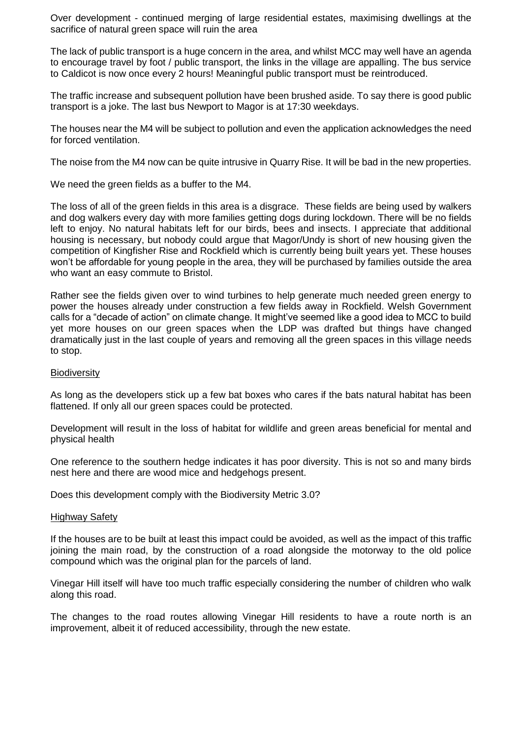Over development - continued merging of large residential estates, maximising dwellings at the sacrifice of natural green space will ruin the area

The lack of public transport is a huge concern in the area, and whilst MCC may well have an agenda to encourage travel by foot / public transport, the links in the village are appalling. The bus service to Caldicot is now once every 2 hours! Meaningful public transport must be reintroduced.

The traffic increase and subsequent pollution have been brushed aside. To say there is good public transport is a joke. The last bus Newport to Magor is at 17:30 weekdays.

The houses near the M4 will be subject to pollution and even the application acknowledges the need for forced ventilation.

The noise from the M4 now can be quite intrusive in Quarry Rise. It will be bad in the new properties.

We need the green fields as a buffer to the M4.

The loss of all of the green fields in this area is a disgrace. These fields are being used by walkers and dog walkers every day with more families getting dogs during lockdown. There will be no fields left to enjoy. No natural habitats left for our birds, bees and insects. I appreciate that additional housing is necessary, but nobody could argue that Magor/Undy is short of new housing given the competition of Kingfisher Rise and Rockfield which is currently being built years yet. These houses won't be affordable for young people in the area, they will be purchased by families outside the area who want an easy commute to Bristol.

Rather see the fields given over to wind turbines to help generate much needed green energy to power the houses already under construction a few fields away in Rockfield. Welsh Government calls for a "decade of action" on climate change. It might've seemed like a good idea to MCC to build yet more houses on our green spaces when the LDP was drafted but things have changed dramatically just in the last couple of years and removing all the green spaces in this village needs to stop.

<u>Biodiversity</u>

As long as the developers stick up a few bat boxes who cares if the bats natural habitat has been flattened. If only all our green spaces could be protected.

Development will result in the loss of habitat for wildlife and green areas beneficial for mental and physical health

One reference to the southern hedge indicates it has poor diversity. This is not so and many birds nest here and there are wood mice and hedgehogs present.

Does this development comply with the Biodiversity Metric 3.0?

<u>Highway Safety</u>

If the houses are to be built at least this impact could be avoided, as well as the impact of this traffic joining the main road, by the construction of a road alongside the motorway to the old police compound which was the original plan for the parcels of land.

Vinegar Hill itself will have too much traffic especially considering the number of children who walk along this road.

The changes to the road routes allowing Vinegar Hill residents to have a route north is an improvement, albeit it of reduced accessibility, through the new estate.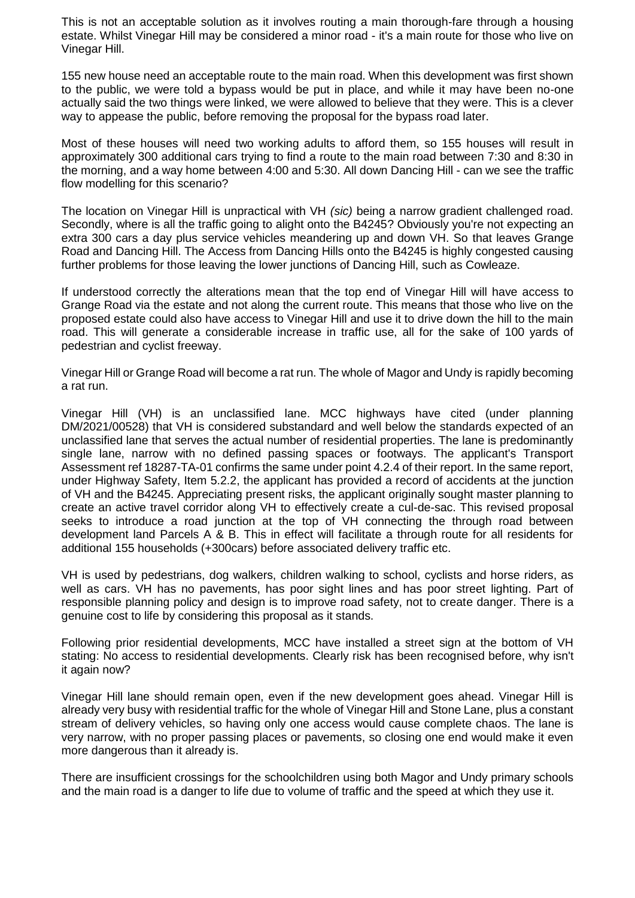This is not an acceptable solution as it involves routing a main thorough-fare through a housing estate. Whilst Vinegar Hill may be considered a minor road - it's a main route for those who live on Vinegar Hill.

155 new house need an acceptable route to the main road. When this development was first shown to the public, we were told a bypass would be put in place, and while it may have been no-one actually said the two things were linked, we were allowed to believe that they were. This is a clever way to appease the public, before removing the proposal for the bypass road later.

Most of these houses will need two working adults to afford them, so 155 houses will result in approximately 300 additional cars trying to find a route to the main road between 7:30 and 8:30 in the morning, and a way home between 4:00 and 5:30. All down Dancing Hill - can we see the traffic flow modelling for this scenario?

The location on Vinegar Hill is unpractical with VH *(sic)* being a narrow gradient challenged road. Secondly, where is all the traffic going to alight onto the B4245? Obviously you're not expecting an extra 300 cars a day plus service vehicles meandering up and down VH. So that leaves Grange Road and Dancing Hill. The Access from Dancing Hills onto the B4245 is highly congested causing further problems for those leaving the lower junctions of Dancing Hill, such as Cowleaze.

If understood correctly the alterations mean that the top end of Vinegar Hill will have access to Grange Road via the estate and not along the current route. This means that those who live on the proposed estate could also have access to Vinegar Hill and use it to drive down the hill to the main road. This will generate a considerable increase in traffic use, all for the sake of 100 yards of pedestrian and cyclist freeway.

Vinegar Hill or Grange Road will become a rat run. The whole of Magor and Undy is rapidly becoming a rat run.

Vinegar Hill (VH) is an unclassified lane. MCC highways have cited (under planning DM/2021/00528) that VH is considered substandard and well below the standards expected of an unclassified lane that serves the actual number of residential properties. The lane is predominantly single lane, narrow with no defined passing spaces or footways. The applicant's Transport Assessment ref 18287-TA-01 confirms the same under point 4.2.4 of their report. In the same report, under Highway Safety, Item 5.2.2, the applicant has provided a record of accidents at the junction of VH and the B4245. Appreciating present risks, the applicant originally sought master planning to create an active travel corridor along VH to effectively create a cul-de-sac. This revised proposal seeks to introduce a road junction at the top of VH connecting the through road between development land Parcels A & B. This in effect will facilitate a through route for all residents for additional 155 households (+300cars) before associated delivery traffic etc.

VH is used by pedestrians, dog walkers, children walking to school, cyclists and horse riders, as well as cars. VH has no pavements, has poor sight lines and has poor street lighting. Part of responsible planning policy and design is to improve road safety, not to create danger. There is a genuine cost to life by considering this proposal as it stands.

Following prior residential developments, MCC have installed a street sign at the bottom of VH stating: No access to residential developments. Clearly risk has been recognised before, why isn't it again now?

Vinegar Hill lane should remain open, even if the new development goes ahead. Vinegar Hill is already very busy with residential traffic for the whole of Vinegar Hill and Stone Lane, plus a constant stream of delivery vehicles, so having only one access would cause complete chaos. The lane is very narrow, with no proper passing places or pavements, so closing one end would make it even more dangerous than it already is.

There are insufficient crossings for the schoolchildren using both Magor and Undy primary schools and the main road is a danger to life due to volume of traffic and the speed at which they use it.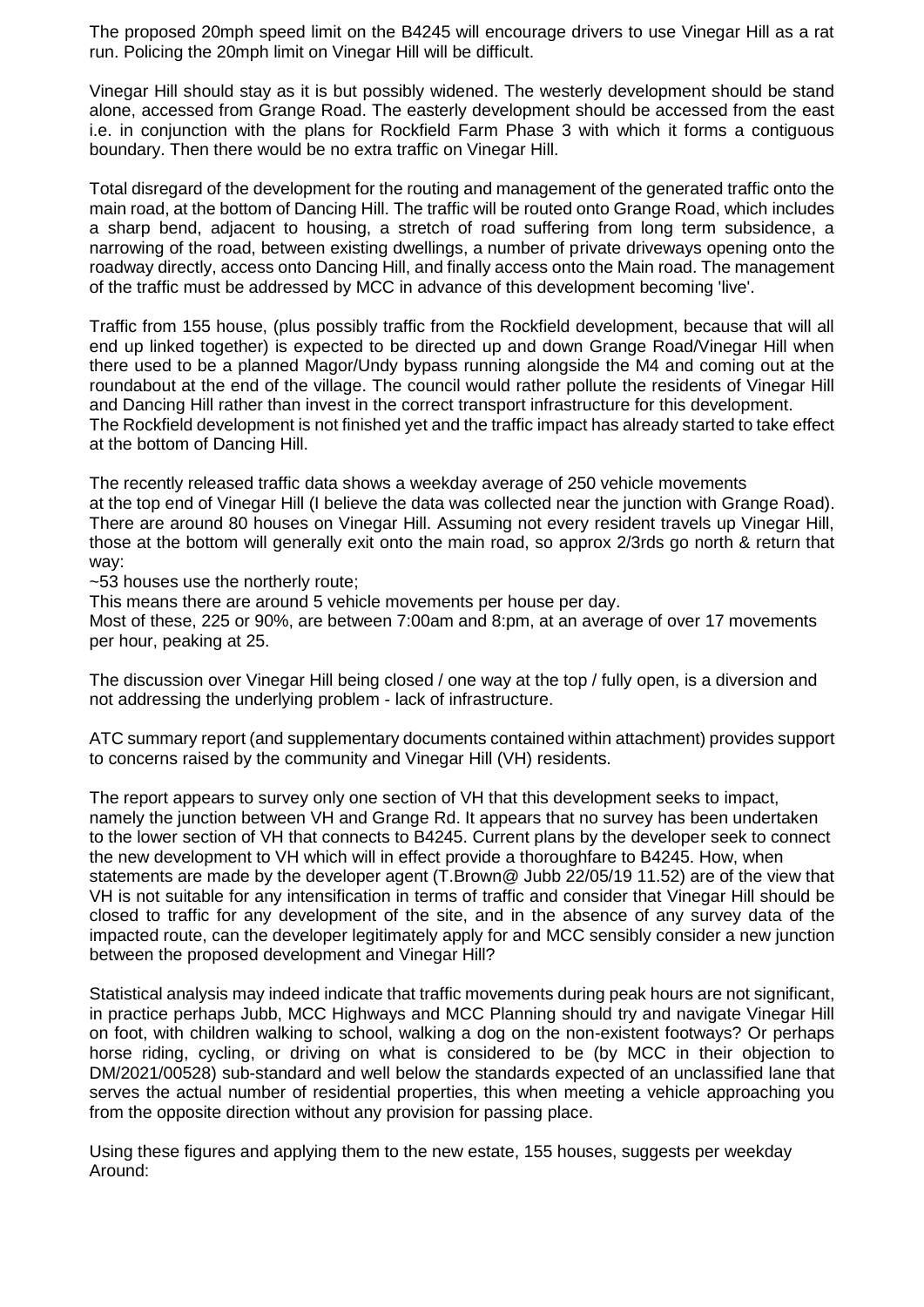The proposed 20mph speed limit on the B4245 will encourage drivers to use Vinegar Hill as a rat run. Policing the 20mph limit on Vinegar Hill will be difficult.

Vinegar Hill should stay as it is but possibly widened. The westerly development should be stand alone, accessed from Grange Road. The easterly development should be accessed from the east i.e. in conjunction with the plans for Rockfield Farm Phase 3 with which it forms a contiguous boundary. Then there would be no extra traffic on Vinegar Hill.

Total disregard of the development for the routing and management of the generated traffic onto the main road, at the bottom of Dancing Hill. The traffic will be routed onto Grange Road, which includes a sharp bend, adjacent to housing, a stretch of road suffering from long term subsidence, a narrowing of the road, between existing dwellings, a number of private driveways opening onto the roadway directly, access onto Dancing Hill, and finally access onto the Main road. The management of the traffic must be addressed by MCC in advance of this development becoming 'live'.

Traffic from 155 house, (plus possibly traffic from the Rockfield development, because that will all end up linked together) is expected to be directed up and down Grange Road/Vinegar Hill when there used to be a planned Magor/Undy bypass running alongside the M4 and coming out at the roundabout at the end of the village. The council would rather pollute the residents of Vinegar Hill and Dancing Hill rather than invest in the correct transport infrastructure for this development.
The Rockfield development is not finished yet and the traffic impact has already started to take effect at the bottom of Dancing Hill.

The recently released traffic data shows a weekday average of 250 vehicle movements at the top end of Vinegar Hill (I believe the data was collected near the junction with Grange Road). There are around 80 houses on Vinegar Hill. Assuming not every resident travels up Vinegar Hill, those at the bottom will generally exit onto the main road, so approx 2/3rds go north & return that way:
~53 houses use the northerly route;
This means there are around 5 vehicle movements per house per day.
Most of these, 225 or 90%, are between 7:00am and 8:pm, at an average of over 17 movements per hour, peaking at 25.

The discussion over Vinegar Hill being closed / one way at the top / fully open, is a diversion and not addressing the underlying problem - lack of infrastructure.

ATC summary report (and supplementary documents contained within attachment) provides support to concerns raised by the community and Vinegar Hill (VH) residents.

The report appears to survey only one section of VH that this development seeks to impact, namely the junction between VH and Grange Rd. It appears that no survey has been undertaken to the lower section of VH that connects to B4245. Current plans by the developer seek to connect the new development to VH which will in effect provide a thoroughfare to B4245. How, when statements are made by the developer agent (T.Brown@ Jubb 22/05/19 11.52) are of the view that VH is not suitable for any intensification in terms of traffic and consider that Vinegar Hill should be closed to traffic for any development of the site, and in the absence of any survey data of the impacted route, can the developer legitimately apply for and MCC sensibly consider a new junction between the proposed development and Vinegar Hill?

Statistical analysis may indeed indicate that traffic movements during peak hours are not significant, in practice perhaps Jubb, MCC Highways and MCC Planning should try and navigate Vinegar Hill on foot, with children walking to school, walking a dog on the non-existent footways? Or perhaps horse riding, cycling, or driving on what is considered to be (by MCC in their objection to DM/2021/00528) sub-standard and well below the standards expected of an unclassified lane that serves the actual number of residential properties, this when meeting a vehicle approaching you from the opposite direction without any provision for passing place.

Using these figures and applying them to the new estate, 155 houses, suggests per weekday Around: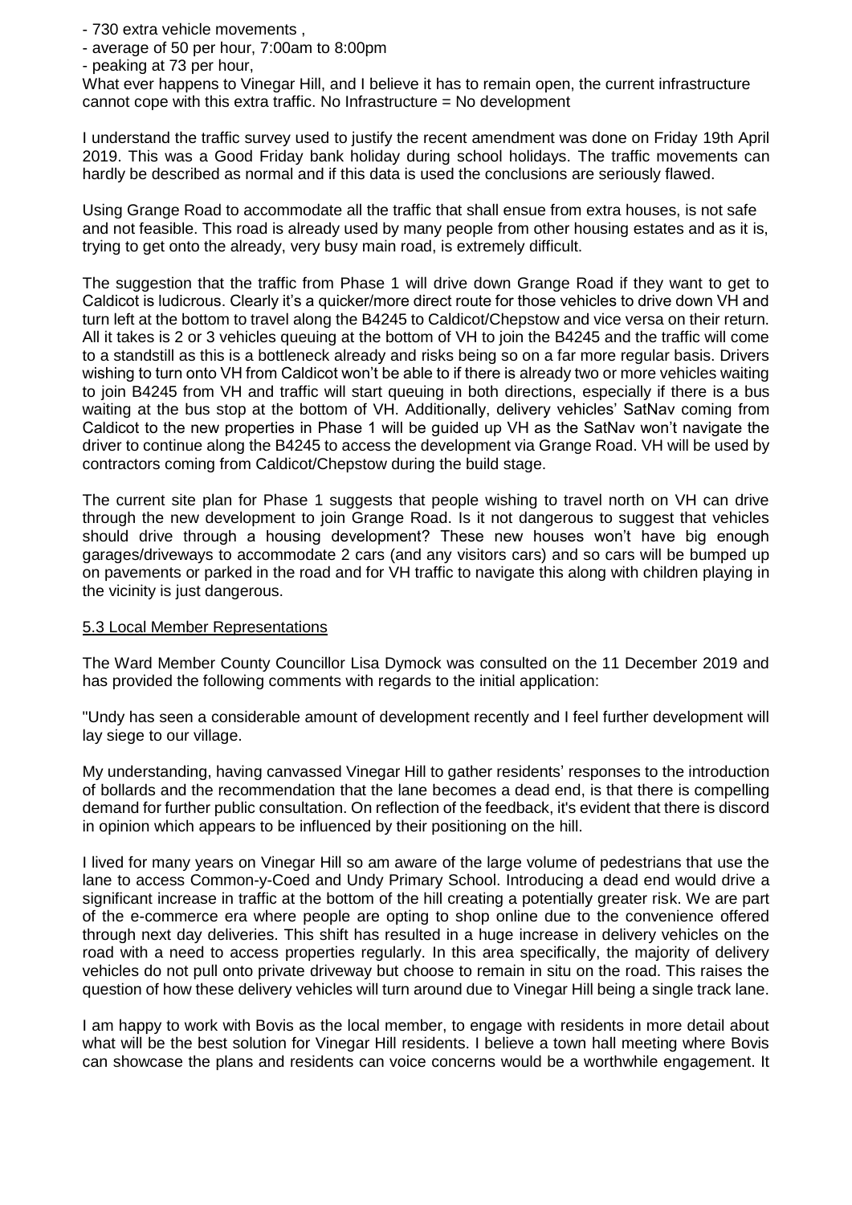- 730 extra vehicle movements ,
- average of 50 per hour, 7:00am to 8:00pm
- peaking at 73 per hour,

What ever happens to Vinegar Hill, and I believe it has to remain open, the current infrastructure cannot cope with this extra traffic. No Infrastructure = No development

I understand the traffic survey used to justify the recent amendment was done on Friday 19th April 2019. This was a Good Friday bank holiday during school holidays. The traffic movements can hardly be described as normal and if this data is used the conclusions are seriously flawed.

Using Grange Road to accommodate all the traffic that shall ensue from extra houses, is not safe and not feasible. This road is already used by many people from other housing estates and as it is, trying to get onto the already, very busy main road, is extremely difficult.

The suggestion that the traffic from Phase 1 will drive down Grange Road if they want to get to Caldicot is ludicrous. Clearly it's a quicker/more direct route for those vehicles to drive down VH and turn left at the bottom to travel along the B4245 to Caldicot/Chepstow and vice versa on their return. All it takes is 2 or 3 vehicles queuing at the bottom of VH to join the B4245 and the traffic will come to a standstill as this is a bottleneck already and risks being so on a far more regular basis. Drivers wishing to turn onto VH from Caldicot won't be able to if there is already two or more vehicles waiting to join B4245 from VH and traffic will start queuing in both directions, especially if there is a bus waiting at the bus stop at the bottom of VH. Additionally, delivery vehicles' SatNav coming from Caldicot to the new properties in Phase 1 will be guided up VH as the SatNav won't navigate the driver to continue along the B4245 to access the development via Grange Road. VH will be used by contractors coming from Caldicot/Chepstow during the build stage.

The current site plan for Phase 1 suggests that people wishing to travel north on VH can drive through the new development to join Grange Road. Is it not dangerous to suggest that vehicles should drive through a housing development? These new houses won't have big enough garages/driveways to accommodate 2 cars (and any visitors cars) and so cars will be bumped up on pavements or parked in the road and for VH traffic to navigate this along with children playing in the vicinity is just dangerous.

5.3 Local Member Representations

The Ward Member County Councillor Lisa Dymock was consulted on the 11 December 2019 and has provided the following comments with regards to the initial application:

"Undy has seen a considerable amount of development recently and I feel further development will lay siege to our village.

My understanding, having canvassed Vinegar Hill to gather residents' responses to the introduction of bollards and the recommendation that the lane becomes a dead end, is that there is compelling demand for further public consultation. On reflection of the feedback, it's evident that there is discord in opinion which appears to be influenced by their positioning on the hill.

I lived for many years on Vinegar Hill so am aware of the large volume of pedestrians that use the lane to access Common-y-Coed and Undy Primary School. Introducing a dead end would drive a significant increase in traffic at the bottom of the hill creating a potentially greater risk. We are part of the e-commerce era where people are opting to shop online due to the convenience offered through next day deliveries. This shift has resulted in a huge increase in delivery vehicles on the road with a need to access properties regularly. In this area specifically, the majority of delivery vehicles do not pull onto private driveway but choose to remain in situ on the road. This raises the question of how these delivery vehicles will turn around due to Vinegar Hill being a single track lane.

I am happy to work with Bovis as the local member, to engage with residents in more detail about what will be the best solution for Vinegar Hill residents. I believe a town hall meeting where Bovis can showcase the plans and residents can voice concerns would be a worthwhile engagement. It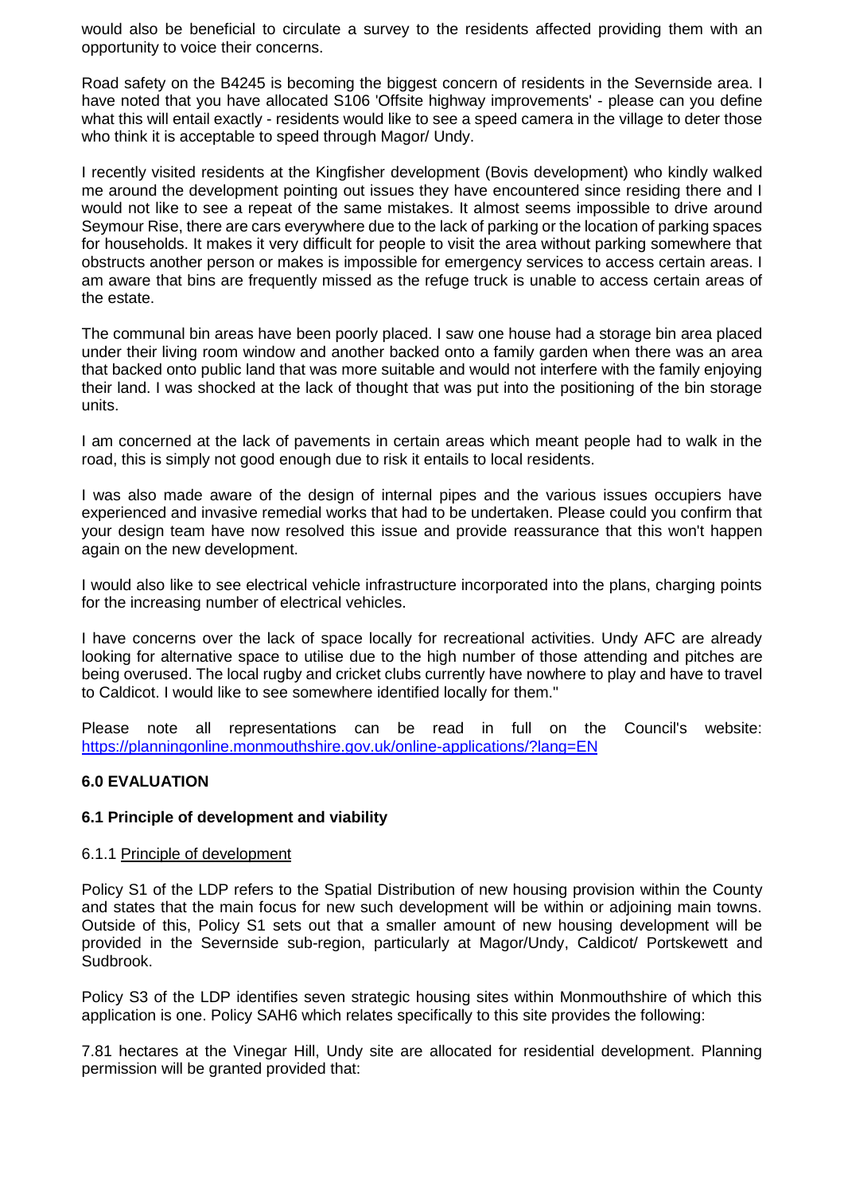would also be beneficial to circulate a survey to the residents affected providing them with an opportunity to voice their concerns.

Road safety on the B4245 is becoming the biggest concern of residents in the Severnside area. I have noted that you have allocated S106 'Offsite highway improvements' - please can you define what this will entail exactly - residents would like to see a speed camera in the village to deter those who think it is acceptable to speed through Magor/ Undy.

I recently visited residents at the Kingfisher development (Bovis development) who kindly walked me around the development pointing out issues they have encountered since residing there and I would not like to see a repeat of the same mistakes. It almost seems impossible to drive around Seymour Rise, there are cars everywhere due to the lack of parking or the location of parking spaces for households. It makes it very difficult for people to visit the area without parking somewhere that obstructs another person or makes is impossible for emergency services to access certain areas. I am aware that bins are frequently missed as the refuge truck is unable to access certain areas of the estate.

The communal bin areas have been poorly placed. I saw one house had a storage bin area placed under their living room window and another backed onto a family garden when there was an area that backed onto public land that was more suitable and would not interfere with the family enjoying their land. I was shocked at the lack of thought that was put into the positioning of the bin storage units.

I am concerned at the lack of pavements in certain areas which meant people had to walk in the road, this is simply not good enough due to risk it entails to local residents.

I was also made aware of the design of internal pipes and the various issues occupiers have experienced and invasive remedial works that had to be undertaken. Please could you confirm that your design team have now resolved this issue and provide reassurance that this won't happen again on the new development.

I would also like to see electrical vehicle infrastructure incorporated into the plans, charging points for the increasing number of electrical vehicles.

I have concerns over the lack of space locally for recreational activities. Undy AFC are already looking for alternative space to utilise due to the high number of those attending and pitches are being overused. The local rugby and cricket clubs currently have nowhere to play and have to travel to Caldicot. I would like to see somewhere identified locally for them."

Please note all representations can be read in full on the Council's website: https://planningonline.monmouthshire.gov.uk/online-applications/?lang=EN

## 6.0 EVALUATION

### 6.1 Principle of development and viability

6.1.1 Principle of development

Policy S1 of the LDP refers to the Spatial Distribution of new housing provision within the County and states that the main focus for new such development will be within or adjoining main towns. Outside of this, Policy S1 sets out that a smaller amount of new housing development will be provided in the Severnside sub-region, particularly at Magor/Undy, Caldicot/ Portskewett and Sudbrook.

Policy S3 of the LDP identifies seven strategic housing sites within Monmouthshire of which this application is one. Policy SAH6 which relates specifically to this site provides the following:

7.81 hectares at the Vinegar Hill, Undy site are allocated for residential development. Planning permission will be granted provided that: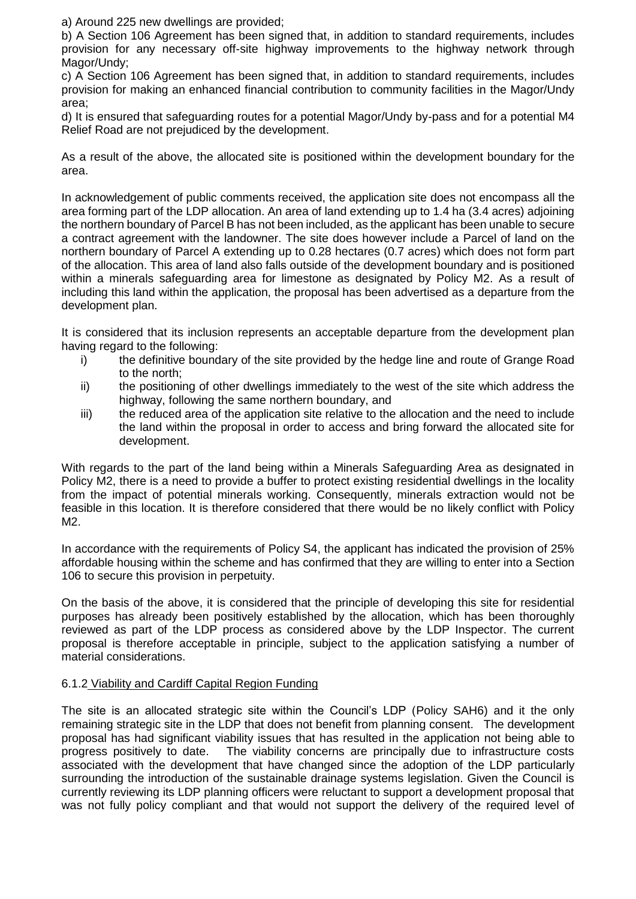a) Around 225 new dwellings are provided;
b) A Section 106 Agreement has been signed that, in addition to standard requirements, includes provision for any necessary off-site highway improvements to the highway network through Magor/Undy;
c) A Section 106 Agreement has been signed that, in addition to standard requirements, includes provision for making an enhanced financial contribution to community facilities in the Magor/Undy area;
d) It is ensured that safeguarding routes for a potential Magor/Undy by-pass and for a potential M4 Relief Road are not prejudiced by the development.

As a result of the above, the allocated site is positioned within the development boundary for the area.

In acknowledgement of public comments received, the application site does not encompass all the area forming part of the LDP allocation. An area of land extending up to 1.4 ha (3.4 acres) adjoining the northern boundary of Parcel B has not been included, as the applicant has been unable to secure a contract agreement with the landowner. The site does however include a Parcel of land on the northern boundary of Parcel A extending up to 0.28 hectares (0.7 acres) which does not form part of the allocation. This area of land also falls outside of the development boundary and is positioned within a minerals safeguarding area for limestone as designated by Policy M2. As a result of including this land within the application, the proposal has been advertised as a departure from the development plan.

It is considered that its inclusion represents an acceptable departure from the development plan having regard to the following:

i) the definitive boundary of the site provided by the hedge line and route of Grange Road to the north;
ii) the positioning of other dwellings immediately to the west of the site which address the highway, following the same northern boundary, and
iii) the reduced area of the application site relative to the allocation and the need to include the land within the proposal in order to access and bring forward the allocated site for development.

With regards to the part of the land being within a Minerals Safeguarding Area as designated in Policy M2, there is a need to provide a buffer to protect existing residential dwellings in the locality from the impact of potential minerals working. Consequently, minerals extraction would not be feasible in this location. It is therefore considered that there would be no likely conflict with Policy M2.

In accordance with the requirements of Policy S4, the applicant has indicated the provision of 25% affordable housing within the scheme and has confirmed that they are willing to enter into a Section 106 to secure this provision in perpetuity.

On the basis of the above, it is considered that the principle of developing this site for residential purposes has already been positively established by the allocation, which has been thoroughly reviewed as part of the LDP process as considered above by the LDP Inspector. The current proposal is therefore acceptable in principle, subject to the application satisfying a number of material considerations.

6.1.2 Viability and Cardiff Capital Region Funding

The site is an allocated strategic site within the Council's LDP (Policy SAH6) and it the only remaining strategic site in the LDP that does not benefit from planning consent. The development proposal has had significant viability issues that has resulted in the application not being able to progress positively to date. The viability concerns are principally due to infrastructure costs associated with the development that have changed since the adoption of the LDP particularly surrounding the introduction of the sustainable drainage systems legislation. Given the Council is currently reviewing its LDP planning officers were reluctant to support a development proposal that was not fully policy compliant and that would not support the delivery of the required level of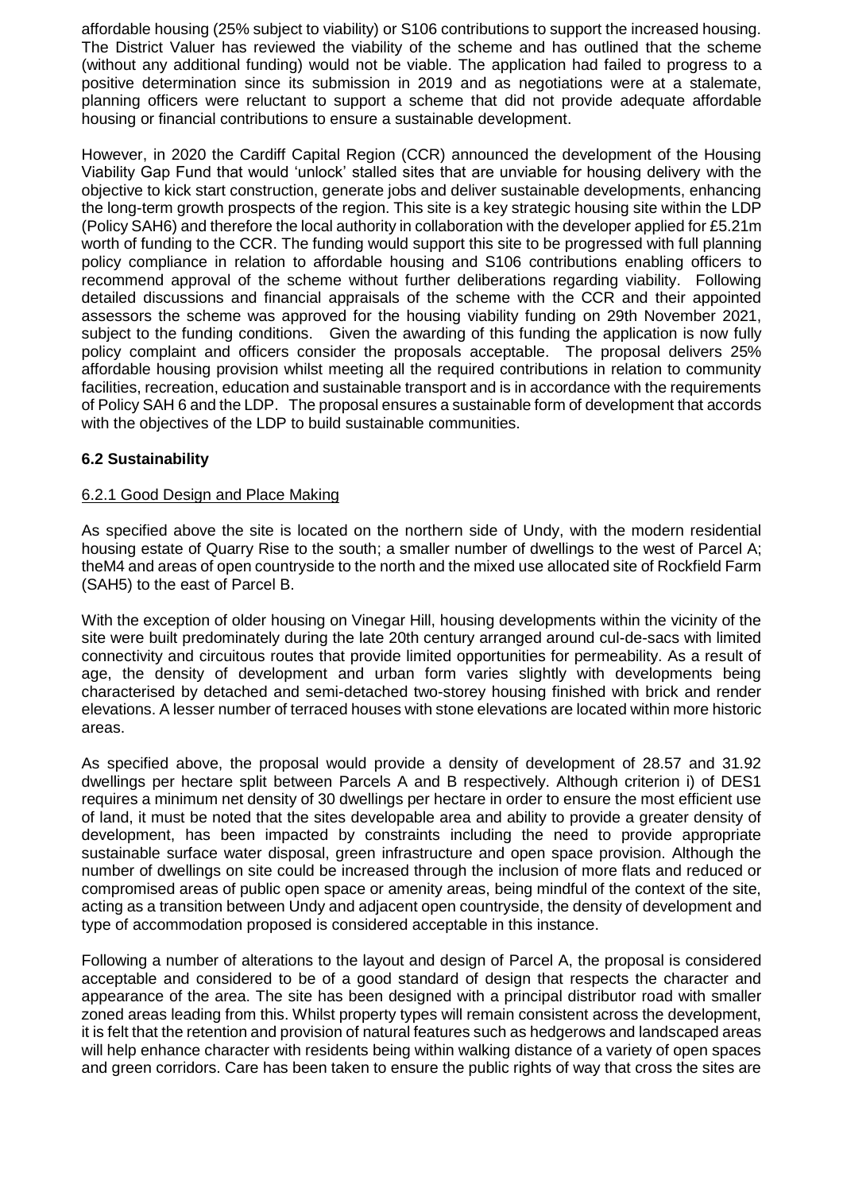affordable housing (25% subject to viability) or S106 contributions to support the increased housing. The District Valuer has reviewed the viability of the scheme and has outlined that the scheme (without any additional funding) would not be viable. The application had failed to progress to a positive determination since its submission in 2019 and as negotiations were at a stalemate, planning officers were reluctant to support a scheme that did not provide adequate affordable housing or financial contributions to ensure a sustainable development.

However, in 2020 the Cardiff Capital Region (CCR) announced the development of the Housing Viability Gap Fund that would 'unlock' stalled sites that are unviable for housing delivery with the objective to kick start construction, generate jobs and deliver sustainable developments, enhancing the long-term growth prospects of the region. This site is a key strategic housing site within the LDP (Policy SAH6) and therefore the local authority in collaboration with the developer applied for £5.21m worth of funding to the CCR. The funding would support this site to be progressed with full planning policy compliance in relation to affordable housing and S106 contributions enabling officers to recommend approval of the scheme without further deliberations regarding viability. Following detailed discussions and financial appraisals of the scheme with the CCR and their appointed assessors the scheme was approved for the housing viability funding on 29th November 2021, subject to the funding conditions. Given the awarding of this funding the application is now fully policy complaint and officers consider the proposals acceptable. The proposal delivers 25% affordable housing provision whilst meeting all the required contributions in relation to community facilities, recreation, education and sustainable transport and is in accordance with the requirements of Policy SAH 6 and the LDP. The proposal ensures a sustainable form of development that accords with the objectives of the LDP to build sustainable communities.

### 6.2 Sustainability

#### 6.2.1 Good Design and Place Making

As specified above the site is located on the northern side of Undy, with the modern residential housing estate of Quarry Rise to the south; a smaller number of dwellings to the west of Parcel A; theM4 and areas of open countryside to the north and the mixed use allocated site of Rockfield Farm (SAH5) to the east of Parcel B.

With the exception of older housing on Vinegar Hill, housing developments within the vicinity of the site were built predominately during the late 20th century arranged around cul-de-sacs with limited connectivity and circuitous routes that provide limited opportunities for permeability. As a result of age, the density of development and urban form varies slightly with developments being characterised by detached and semi-detached two-storey housing finished with brick and render elevations. A lesser number of terraced houses with stone elevations are located within more historic areas.

As specified above, the proposal would provide a density of development of 28.57 and 31.92 dwellings per hectare split between Parcels A and B respectively. Although criterion i) of DES1 requires a minimum net density of 30 dwellings per hectare in order to ensure the most efficient use of land, it must be noted that the sites developable area and ability to provide a greater density of development, has been impacted by constraints including the need to provide appropriate sustainable surface water disposal, green infrastructure and open space provision. Although the number of dwellings on site could be increased through the inclusion of more flats and reduced or compromised areas of public open space or amenity areas, being mindful of the context of the site, acting as a transition between Undy and adjacent open countryside, the density of development and type of accommodation proposed is considered acceptable in this instance.

Following a number of alterations to the layout and design of Parcel A, the proposal is considered acceptable and considered to be of a good standard of design that respects the character and appearance of the area. The site has been designed with a principal distributor road with smaller zoned areas leading from this. Whilst property types will remain consistent across the development, it is felt that the retention and provision of natural features such as hedgerows and landscaped areas will help enhance character with residents being within walking distance of a variety of open spaces and green corridors. Care has been taken to ensure the public rights of way that cross the sites are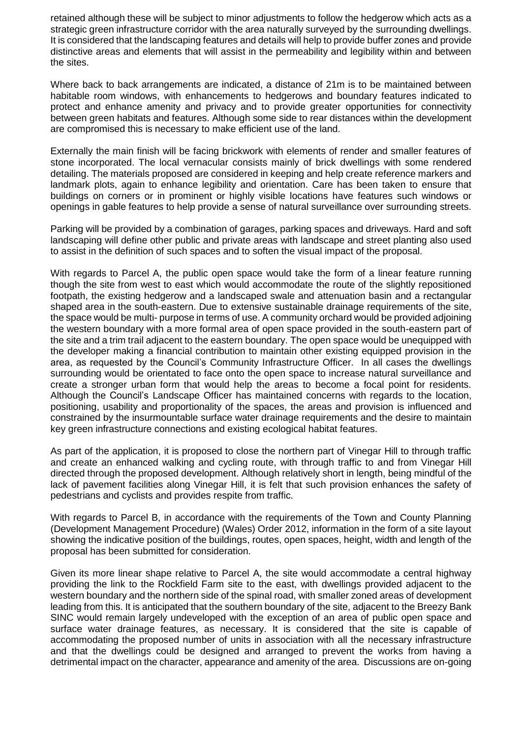retained although these will be subject to minor adjustments to follow the hedgerow which acts as a strategic green infrastructure corridor with the area naturally surveyed by the surrounding dwellings. It is considered that the landscaping features and details will help to provide buffer zones and provide distinctive areas and elements that will assist in the permeability and legibility within and between the sites.

Where back to back arrangements are indicated, a distance of 21m is to be maintained between habitable room windows, with enhancements to hedgerows and boundary features indicated to protect and enhance amenity and privacy and to provide greater opportunities for connectivity between green habitats and features. Although some side to rear distances within the development are compromised this is necessary to make efficient use of the land.

Externally the main finish will be facing brickwork with elements of render and smaller features of stone incorporated. The local vernacular consists mainly of brick dwellings with some rendered detailing. The materials proposed are considered in keeping and help create reference markers and landmark plots, again to enhance legibility and orientation. Care has been taken to ensure that buildings on corners or in prominent or highly visible locations have features such windows or openings in gable features to help provide a sense of natural surveillance over surrounding streets.

Parking will be provided by a combination of garages, parking spaces and driveways. Hard and soft landscaping will define other public and private areas with landscape and street planting also used to assist in the definition of such spaces and to soften the visual impact of the proposal.

With regards to Parcel A, the public open space would take the form of a linear feature running though the site from west to east which would accommodate the route of the slightly repositioned footpath, the existing hedgerow and a landscaped swale and attenuation basin and a rectangular shaped area in the south-eastern. Due to extensive sustainable drainage requirements of the site, the space would be multi- purpose in terms of use. A community orchard would be provided adjoining the western boundary with a more formal area of open space provided in the south-eastern part of the site and a trim trail adjacent to the eastern boundary. The open space would be unequipped with the developer making a financial contribution to maintain other existing equipped provision in the area, as requested by the Council's Community Infrastructure Officer. In all cases the dwellings surrounding would be orientated to face onto the open space to increase natural surveillance and create a stronger urban form that would help the areas to become a focal point for residents. Although the Council's Landscape Officer has maintained concerns with regards to the location, positioning, usability and proportionality of the spaces, the areas and provision is influenced and constrained by the insurmountable surface water drainage requirements and the desire to maintain key green infrastructure connections and existing ecological habitat features.

As part of the application, it is proposed to close the northern part of Vinegar Hill to through traffic and create an enhanced walking and cycling route, with through traffic to and from Vinegar Hill directed through the proposed development. Although relatively short in length, being mindful of the lack of pavement facilities along Vinegar Hill, it is felt that such provision enhances the safety of pedestrians and cyclists and provides respite from traffic.

With regards to Parcel B, in accordance with the requirements of the Town and County Planning (Development Management Procedure) (Wales) Order 2012, information in the form of a site layout showing the indicative position of the buildings, routes, open spaces, height, width and length of the proposal has been submitted for consideration.

Given its more linear shape relative to Parcel A, the site would accommodate a central highway providing the link to the Rockfield Farm site to the east, with dwellings provided adjacent to the western boundary and the northern side of the spinal road, with smaller zoned areas of development leading from this. It is anticipated that the southern boundary of the site, adjacent to the Breezy Bank SINC would remain largely undeveloped with the exception of an area of public open space and surface water drainage features, as necessary. It is considered that the site is capable of accommodating the proposed number of units in association with all the necessary infrastructure and that the dwellings could be designed and arranged to prevent the works from having a detrimental impact on the character, appearance and amenity of the area. Discussions are on-going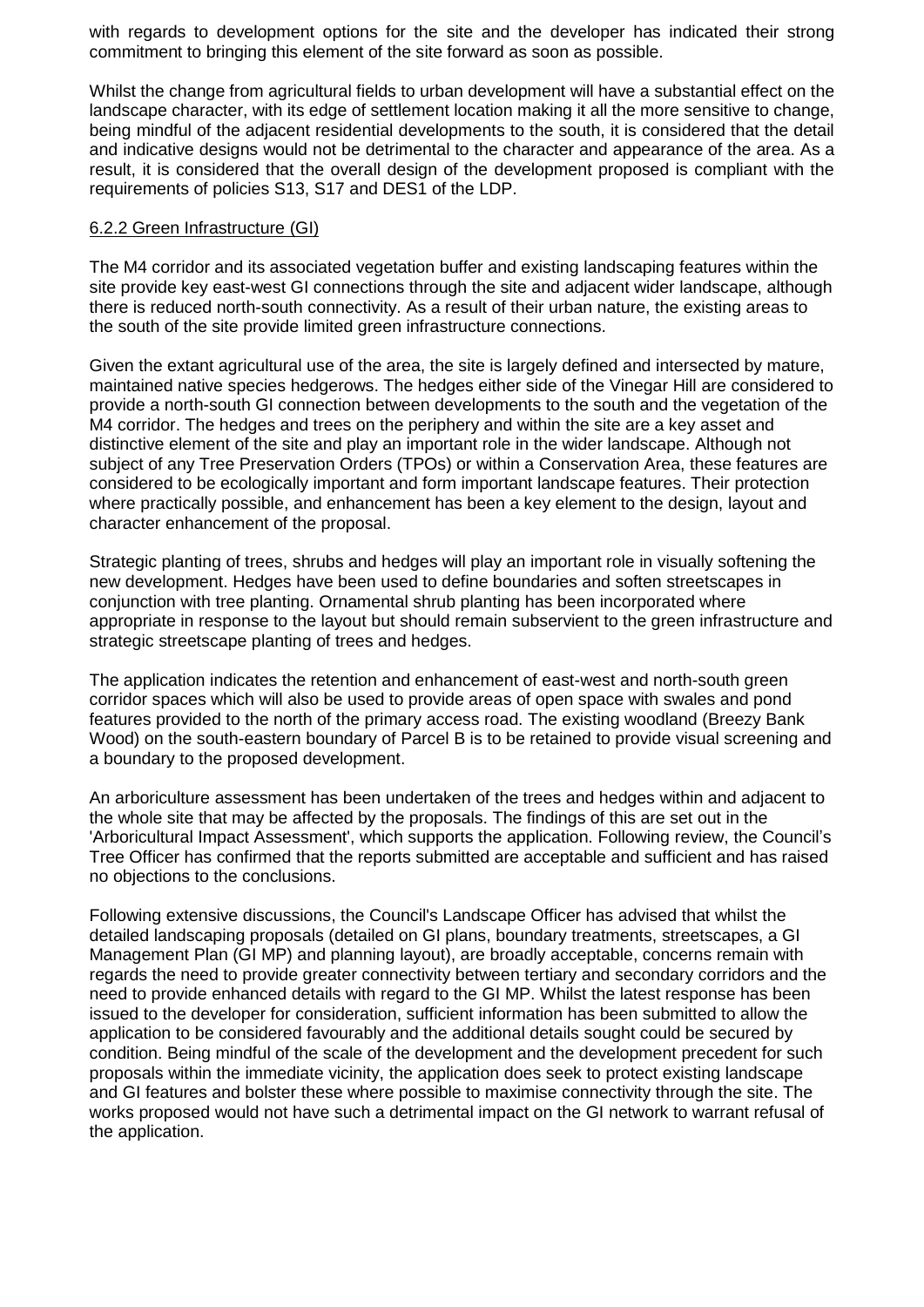with regards to development options for the site and the developer has indicated their strong commitment to bringing this element of the site forward as soon as possible.

Whilst the change from agricultural fields to urban development will have a substantial effect on the landscape character, with its edge of settlement location making it all the more sensitive to change, being mindful of the adjacent residential developments to the south, it is considered that the detail and indicative designs would not be detrimental to the character and appearance of the area. As a result, it is considered that the overall design of the development proposed is compliant with the requirements of policies S13, S17 and DES1 of the LDP.

6.2.2 Green Infrastructure (GI)

The M4 corridor and its associated vegetation buffer and existing landscaping features within the site provide key east-west GI connections through the site and adjacent wider landscape, although there is reduced north-south connectivity. As a result of their urban nature, the existing areas to the south of the site provide limited green infrastructure connections.

Given the extant agricultural use of the area, the site is largely defined and intersected by mature, maintained native species hedgerows. The hedges either side of the Vinegar Hill are considered to provide a north-south GI connection between developments to the south and the vegetation of the M4 corridor. The hedges and trees on the periphery and within the site are a key asset and distinctive element of the site and play an important role in the wider landscape. Although not subject of any Tree Preservation Orders (TPOs) or within a Conservation Area, these features are considered to be ecologically important and form important landscape features. Their protection where practically possible, and enhancement has been a key element to the design, layout and character enhancement of the proposal.

Strategic planting of trees, shrubs and hedges will play an important role in visually softening the new development. Hedges have been used to define boundaries and soften streetscapes in conjunction with tree planting. Ornamental shrub planting has been incorporated where appropriate in response to the layout but should remain subservient to the green infrastructure and strategic streetscape planting of trees and hedges.

The application indicates the retention and enhancement of east-west and north-south green corridor spaces which will also be used to provide areas of open space with swales and pond features provided to the north of the primary access road. The existing woodland (Breezy Bank Wood) on the south-eastern boundary of Parcel B is to be retained to provide visual screening and a boundary to the proposed development.

An arboriculture assessment has been undertaken of the trees and hedges within and adjacent to the whole site that may be affected by the proposals. The findings of this are set out in the 'Arboricultural Impact Assessment', which supports the application. Following review, the Council's Tree Officer has confirmed that the reports submitted are acceptable and sufficient and has raised no objections to the conclusions.

Following extensive discussions, the Council's Landscape Officer has advised that whilst the detailed landscaping proposals (detailed on GI plans, boundary treatments, streetscapes, a GI Management Plan (GI MP) and planning layout), are broadly acceptable, concerns remain with regards the need to provide greater connectivity between tertiary and secondary corridors and the need to provide enhanced details with regard to the GI MP. Whilst the latest response has been issued to the developer for consideration, sufficient information has been submitted to allow the application to be considered favourably and the additional details sought could be secured by condition. Being mindful of the scale of the development and the development precedent for such proposals within the immediate vicinity, the application does seek to protect existing landscape and GI features and bolster these where possible to maximise connectivity through the site. The works proposed would not have such a detrimental impact on the GI network to warrant refusal of the application.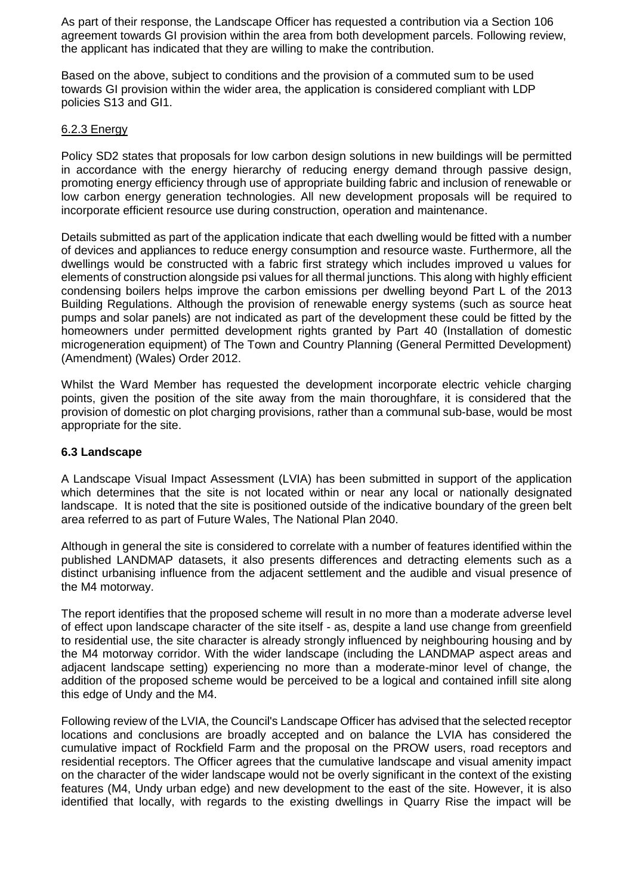As part of their response, the Landscape Officer has requested a contribution via a Section 106 agreement towards GI provision within the area from both development parcels. Following review, the applicant has indicated that they are willing to make the contribution.

Based on the above, subject to conditions and the provision of a commuted sum to be used towards GI provision within the wider area, the application is considered compliant with LDP policies S13 and GI1.

6.2.3 Energy

Policy SD2 states that proposals for low carbon design solutions in new buildings will be permitted in accordance with the energy hierarchy of reducing energy demand through passive design, promoting energy efficiency through use of appropriate building fabric and inclusion of renewable or low carbon energy generation technologies. All new development proposals will be required to incorporate efficient resource use during construction, operation and maintenance.

Details submitted as part of the application indicate that each dwelling would be fitted with a number of devices and appliances to reduce energy consumption and resource waste. Furthermore, all the dwellings would be constructed with a fabric first strategy which includes improved u values for elements of construction alongside psi values for all thermal junctions. This along with highly efficient condensing boilers helps improve the carbon emissions per dwelling beyond Part L of the 2013 Building Regulations. Although the provision of renewable energy systems (such as source heat pumps and solar panels) are not indicated as part of the development these could be fitted by the homeowners under permitted development rights granted by Part 40 (Installation of domestic microgeneration equipment) of The Town and Country Planning (General Permitted Development) (Amendment) (Wales) Order 2012.

Whilst the Ward Member has requested the development incorporate electric vehicle charging points, given the position of the site away from the main thoroughfare, it is considered that the provision of domestic on plot charging provisions, rather than a communal sub-base, would be most appropriate for the site.

**6.3 Landscape**

A Landscape Visual Impact Assessment (LVIA) has been submitted in support of the application which determines that the site is not located within or near any local or nationally designated landscape. It is noted that the site is positioned outside of the indicative boundary of the green belt area referred to as part of Future Wales, The National Plan 2040.

Although in general the site is considered to correlate with a number of features identified within the published LANDMAP datasets, it also presents differences and detracting elements such as a distinct urbanising influence from the adjacent settlement and the audible and visual presence of the M4 motorway.

The report identifies that the proposed scheme will result in no more than a moderate adverse level of effect upon landscape character of the site itself - as, despite a land use change from greenfield to residential use, the site character is already strongly influenced by neighbouring housing and by the M4 motorway corridor. With the wider landscape (including the LANDMAP aspect areas and adjacent landscape setting) experiencing no more than a moderate-minor level of change, the addition of the proposed scheme would be perceived to be a logical and contained infill site along this edge of Undy and the M4.

Following review of the LVIA, the Council's Landscape Officer has advised that the selected receptor locations and conclusions are broadly accepted and on balance the LVIA has considered the cumulative impact of Rockfield Farm and the proposal on the PROW users, road receptors and residential receptors. The Officer agrees that the cumulative landscape and visual amenity impact on the character of the wider landscape would not be overly significant in the context of the existing features (M4, Undy urban edge) and new development to the east of the site. However, it is also identified that locally, with regards to the existing dwellings in Quarry Rise the impact will be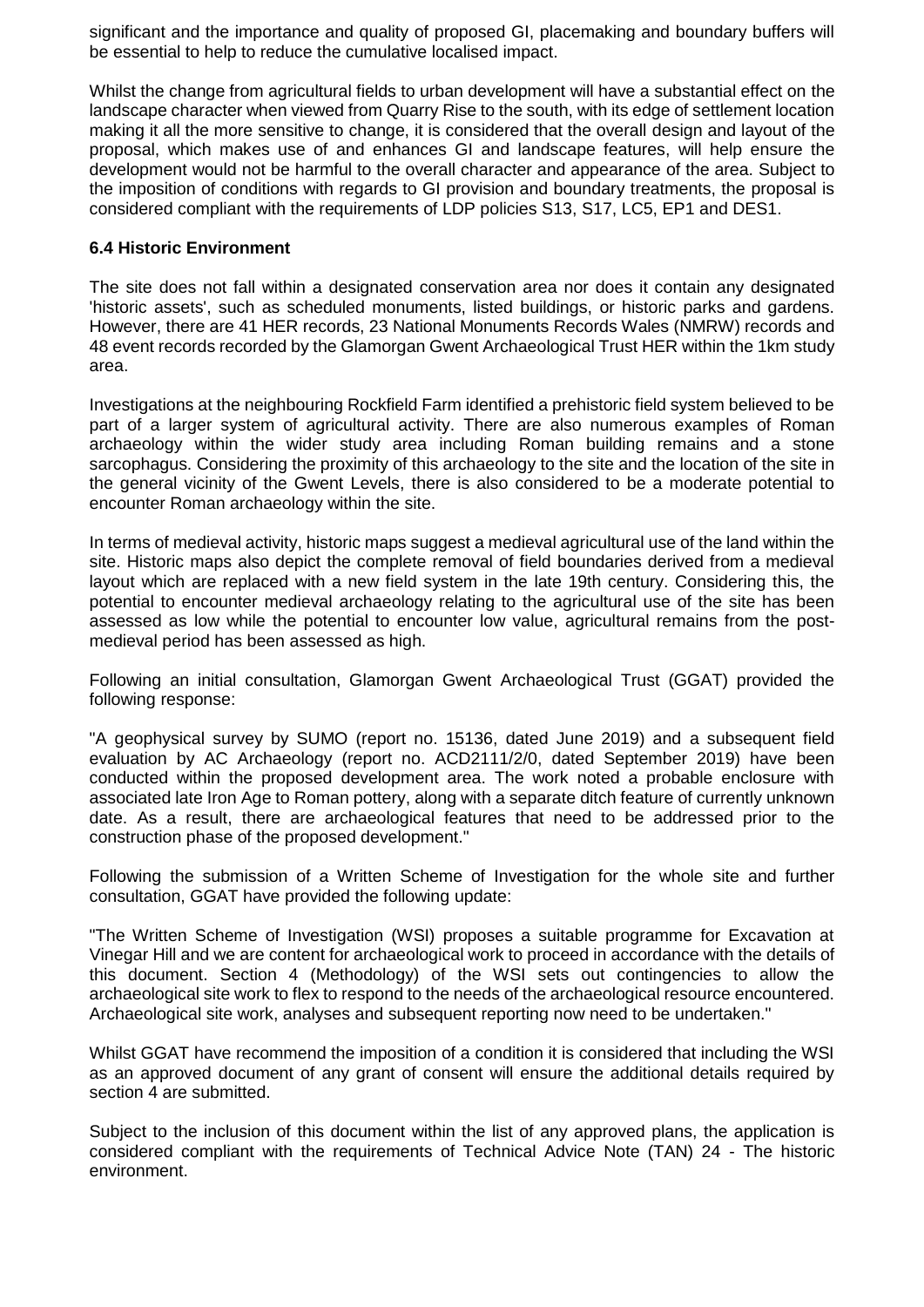significant and the importance and quality of proposed GI, placemaking and boundary buffers will be essential to help to reduce the cumulative localised impact.

Whilst the change from agricultural fields to urban development will have a substantial effect on the landscape character when viewed from Quarry Rise to the south, with its edge of settlement location making it all the more sensitive to change, it is considered that the overall design and layout of the proposal, which makes use of and enhances GI and landscape features, will help ensure the development would not be harmful to the overall character and appearance of the area. Subject to the imposition of conditions with regards to GI provision and boundary treatments, the proposal is considered compliant with the requirements of LDP policies S13, S17, LC5, EP1 and DES1.

**6.4 Historic Environment**

The site does not fall within a designated conservation area nor does it contain any designated 'historic assets', such as scheduled monuments, listed buildings, or historic parks and gardens. However, there are 41 HER records, 23 National Monuments Records Wales (NMRW) records and 48 event records recorded by the Glamorgan Gwent Archaeological Trust HER within the 1km study area.

Investigations at the neighbouring Rockfield Farm identified a prehistoric field system believed to be part of a larger system of agricultural activity. There are also numerous examples of Roman archaeology within the wider study area including Roman building remains and a stone sarcophagus. Considering the proximity of this archaeology to the site and the location of the site in the general vicinity of the Gwent Levels, there is also considered to be a moderate potential to encounter Roman archaeology within the site.

In terms of medieval activity, historic maps suggest a medieval agricultural use of the land within the site. Historic maps also depict the complete removal of field boundaries derived from a medieval layout which are replaced with a new field system in the late 19th century. Considering this, the potential to encounter medieval archaeology relating to the agricultural use of the site has been assessed as low while the potential to encounter low value, agricultural remains from the post-medieval period has been assessed as high.

Following an initial consultation, Glamorgan Gwent Archaeological Trust (GGAT) provided the following response:

"A geophysical survey by SUMO (report no. 15136, dated June 2019) and a subsequent field evaluation by AC Archaeology (report no. ACD2111/2/0, dated September 2019) have been conducted within the proposed development area. The work noted a probable enclosure with associated late Iron Age to Roman pottery, along with a separate ditch feature of currently unknown date. As a result, there are archaeological features that need to be addressed prior to the construction phase of the proposed development."

Following the submission of a Written Scheme of Investigation for the whole site and further consultation, GGAT have provided the following update:

"The Written Scheme of Investigation (WSI) proposes a suitable programme for Excavation at Vinegar Hill and we are content for archaeological work to proceed in accordance with the details of this document. Section 4 (Methodology) of the WSI sets out contingencies to allow the archaeological site work to flex to respond to the needs of the archaeological resource encountered. Archaeological site work, analyses and subsequent reporting now need to be undertaken."

Whilst GGAT have recommend the imposition of a condition it is considered that including the WSI as an approved document of any grant of consent will ensure the additional details required by section 4 are submitted.

Subject to the inclusion of this document within the list of any approved plans, the application is considered compliant with the requirements of Technical Advice Note (TAN) 24 - The historic environment.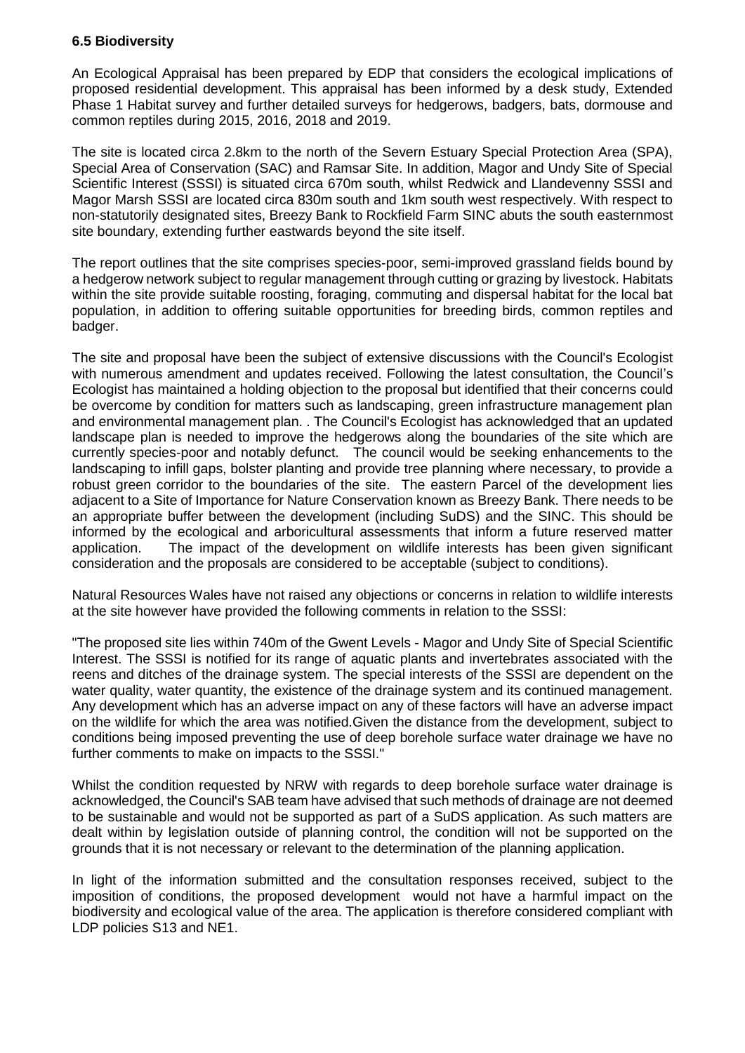**6.5 Biodiversity**

An Ecological Appraisal has been prepared by EDP that considers the ecological implications of proposed residential development. This appraisal has been informed by a desk study, Extended Phase 1 Habitat survey and further detailed surveys for hedgerows, badgers, bats, dormouse and common reptiles during 2015, 2016, 2018 and 2019.

The site is located circa 2.8km to the north of the Severn Estuary Special Protection Area (SPA), Special Area of Conservation (SAC) and Ramsar Site. In addition, Magor and Undy Site of Special Scientific Interest (SSSI) is situated circa 670m south, whilst Redwick and Llandevenny SSSI and Magor Marsh SSSI are located circa 830m south and 1km south west respectively. With respect to non-statutorily designated sites, Breezy Bank to Rockfield Farm SINC abuts the south easternmost site boundary, extending further eastwards beyond the site itself.

The report outlines that the site comprises species-poor, semi-improved grassland fields bound by a hedgerow network subject to regular management through cutting or grazing by livestock. Habitats within the site provide suitable roosting, foraging, commuting and dispersal habitat for the local bat population, in addition to offering suitable opportunities for breeding birds, common reptiles and badger.

The site and proposal have been the subject of extensive discussions with the Council's Ecologist with numerous amendment and updates received. Following the latest consultation, the Council's Ecologist has maintained a holding objection to the proposal but identified that their concerns could be overcome by condition for matters such as landscaping, green infrastructure management plan and environmental management plan. . The Council's Ecologist has acknowledged that an updated landscape plan is needed to improve the hedgerows along the boundaries of the site which are currently species-poor and notably defunct. The council would be seeking enhancements to the landscaping to infill gaps, bolster planting and provide tree planning where necessary, to provide a robust green corridor to the boundaries of the site. The eastern Parcel of the development lies adjacent to a Site of Importance for Nature Conservation known as Breezy Bank. There needs to be an appropriate buffer between the development (including SuDS) and the SINC. This should be informed by the ecological and arboricultural assessments that inform a future reserved matter application. The impact of the development on wildlife interests has been given significant consideration and the proposals are considered to be acceptable (subject to conditions).

Natural Resources Wales have not raised any objections or concerns in relation to wildlife interests at the site however have provided the following comments in relation to the SSSI:

"The proposed site lies within 740m of the Gwent Levels - Magor and Undy Site of Special Scientific Interest. The SSSI is notified for its range of aquatic plants and invertebrates associated with the reens and ditches of the drainage system. The special interests of the SSSI are dependent on the water quality, water quantity, the existence of the drainage system and its continued management. Any development which has an adverse impact on any of these factors will have an adverse impact on the wildlife for which the area was notified.Given the distance from the development, subject to conditions being imposed preventing the use of deep borehole surface water drainage we have no further comments to make on impacts to the SSSI."

Whilst the condition requested by NRW with regards to deep borehole surface water drainage is acknowledged, the Council's SAB team have advised that such methods of drainage are not deemed to be sustainable and would not be supported as part of a SuDS application. As such matters are dealt within by legislation outside of planning control, the condition will not be supported on the grounds that it is not necessary or relevant to the determination of the planning application.

In light of the information submitted and the consultation responses received, subject to the imposition of conditions, the proposed development would not have a harmful impact on the biodiversity and ecological value of the area. The application is therefore considered compliant with LDP policies S13 and NE1.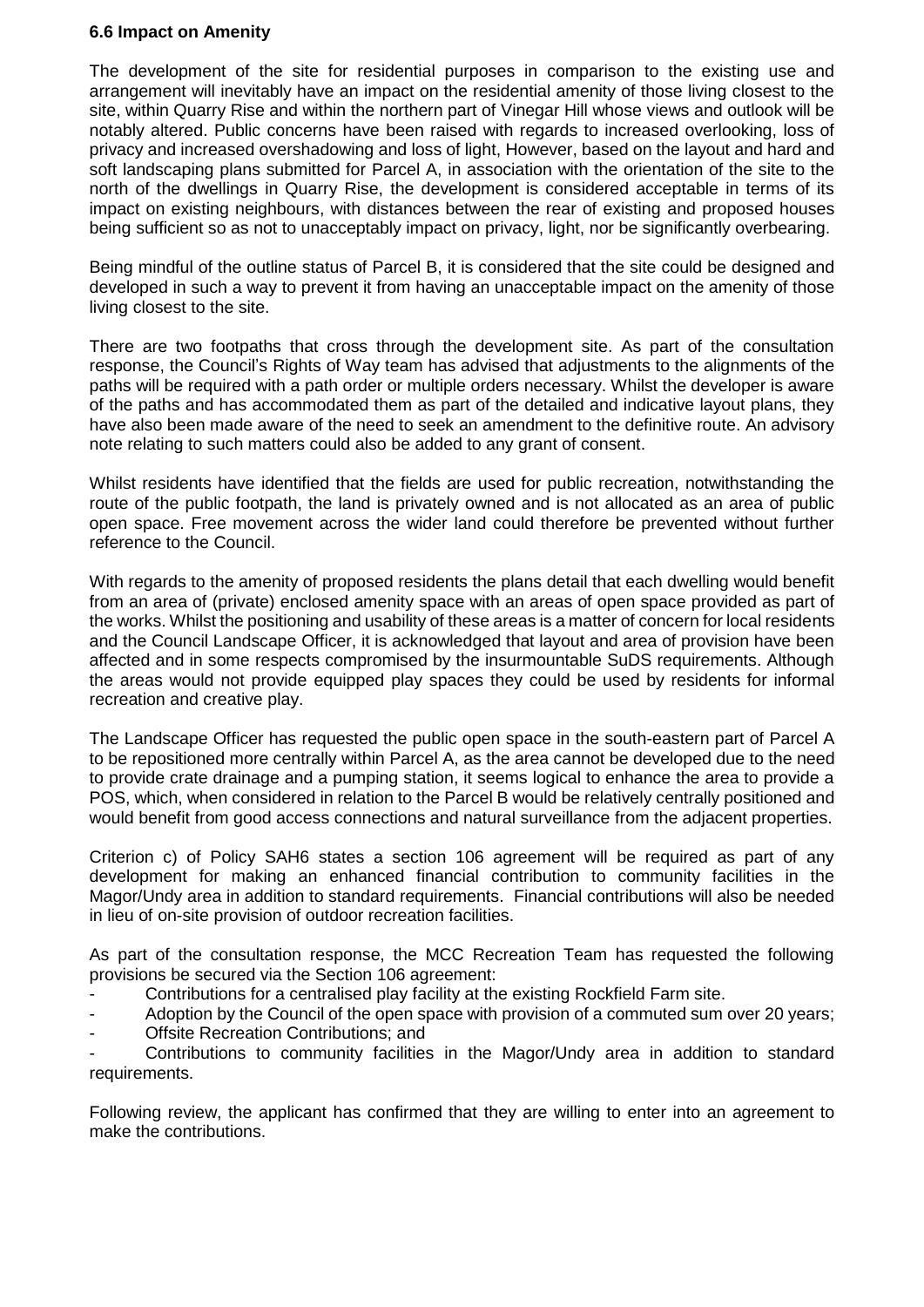**6.6 Impact on Amenity**

The development of the site for residential purposes in comparison to the existing use and arrangement will inevitably have an impact on the residential amenity of those living closest to the site, within Quarry Rise and within the northern part of Vinegar Hill whose views and outlook will be notably altered. Public concerns have been raised with regards to increased overlooking, loss of privacy and increased overshadowing and loss of light, However, based on the layout and hard and soft landscaping plans submitted for Parcel A, in association with the orientation of the site to the north of the dwellings in Quarry Rise, the development is considered acceptable in terms of its impact on existing neighbours, with distances between the rear of existing and proposed houses being sufficient so as not to unacceptably impact on privacy, light, nor be significantly overbearing.

Being mindful of the outline status of Parcel B, it is considered that the site could be designed and developed in such a way to prevent it from having an unacceptable impact on the amenity of those living closest to the site.

There are two footpaths that cross through the development site. As part of the consultation response, the Council's Rights of Way team has advised that adjustments to the alignments of the paths will be required with a path order or multiple orders necessary. Whilst the developer is aware of the paths and has accommodated them as part of the detailed and indicative layout plans, they have also been made aware of the need to seek an amendment to the definitive route. An advisory note relating to such matters could also be added to any grant of consent.

Whilst residents have identified that the fields are used for public recreation, notwithstanding the route of the public footpath, the land is privately owned and is not allocated as an area of public open space. Free movement across the wider land could therefore be prevented without further reference to the Council.

With regards to the amenity of proposed residents the plans detail that each dwelling would benefit from an area of (private) enclosed amenity space with an areas of open space provided as part of the works. Whilst the positioning and usability of these areas is a matter of concern for local residents and the Council Landscape Officer, it is acknowledged that layout and area of provision have been affected and in some respects compromised by the insurmountable SuDS requirements. Although the areas would not provide equipped play spaces they could be used by residents for informal recreation and creative play.

The Landscape Officer has requested the public open space in the south-eastern part of Parcel A to be repositioned more centrally within Parcel A, as the area cannot be developed due to the need to provide crate drainage and a pumping station, it seems logical to enhance the area to provide a POS, which, when considered in relation to the Parcel B would be relatively centrally positioned and would benefit from good access connections and natural surveillance from the adjacent properties.

Criterion c) of Policy SAH6 states a section 106 agreement will be required as part of any development for making an enhanced financial contribution to community facilities in the Magor/Undy area in addition to standard requirements. Financial contributions will also be needed in lieu of on-site provision of outdoor recreation facilities.

As part of the consultation response, the MCC Recreation Team has requested the following provisions be secured via the Section 106 agreement:

- Contributions for a centralised play facility at the existing Rockfield Farm site.
- Adoption by the Council of the open space with provision of a commuted sum over 20 years;
- Offsite Recreation Contributions; and
- Contributions to community facilities in the Magor/Undy area in addition to standard requirements.

Following review, the applicant has confirmed that they are willing to enter into an agreement to make the contributions.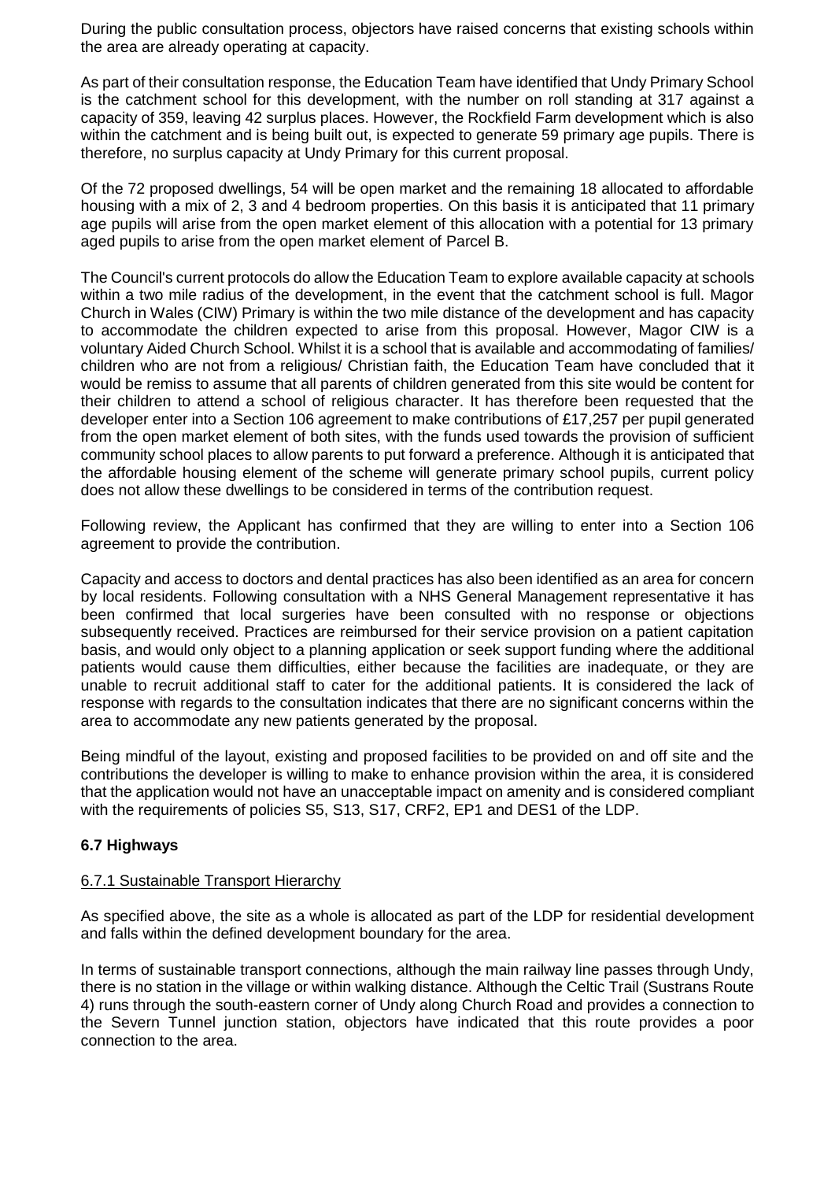During the public consultation process, objectors have raised concerns that existing schools within the area are already operating at capacity.

As part of their consultation response, the Education Team have identified that Undy Primary School is the catchment school for this development, with the number on roll standing at 317 against a capacity of 359, leaving 42 surplus places. However, the Rockfield Farm development which is also within the catchment and is being built out, is expected to generate 59 primary age pupils. There is therefore, no surplus capacity at Undy Primary for this current proposal.

Of the 72 proposed dwellings, 54 will be open market and the remaining 18 allocated to affordable housing with a mix of 2, 3 and 4 bedroom properties. On this basis it is anticipated that 11 primary age pupils will arise from the open market element of this allocation with a potential for 13 primary aged pupils to arise from the open market element of Parcel B.

The Council's current protocols do allow the Education Team to explore available capacity at schools within a two mile radius of the development, in the event that the catchment school is full. Magor Church in Wales (CIW) Primary is within the two mile distance of the development and has capacity to accommodate the children expected to arise from this proposal. However, Magor CIW is a voluntary Aided Church School. Whilst it is a school that is available and accommodating of families/ children who are not from a religious/ Christian faith, the Education Team have concluded that it would be remiss to assume that all parents of children generated from this site would be content for their children to attend a school of religious character. It has therefore been requested that the developer enter into a Section 106 agreement to make contributions of £17,257 per pupil generated from the open market element of both sites, with the funds used towards the provision of sufficient community school places to allow parents to put forward a preference. Although it is anticipated that the affordable housing element of the scheme will generate primary school pupils, current policy does not allow these dwellings to be considered in terms of the contribution request.

Following review, the Applicant has confirmed that they are willing to enter into a Section 106 agreement to provide the contribution.

Capacity and access to doctors and dental practices has also been identified as an area for concern by local residents. Following consultation with a NHS General Management representative it has been confirmed that local surgeries have been consulted with no response or objections subsequently received. Practices are reimbursed for their service provision on a patient capitation basis, and would only object to a planning application or seek support funding where the additional patients would cause them difficulties, either because the facilities are inadequate, or they are unable to recruit additional staff to cater for the additional patients. It is considered the lack of response with regards to the consultation indicates that there are no significant concerns within the area to accommodate any new patients generated by the proposal.

Being mindful of the layout, existing and proposed facilities to be provided on and off site and the contributions the developer is willing to make to enhance provision within the area, it is considered that the application would not have an unacceptable impact on amenity and is considered compliant with the requirements of policies S5, S13, S17, CRF2, EP1 and DES1 of the LDP.

### 6.7 Highways

6.7.1 Sustainable Transport Hierarchy

As specified above, the site as a whole is allocated as part of the LDP for residential development and falls within the defined development boundary for the area.

In terms of sustainable transport connections, although the main railway line passes through Undy, there is no station in the village or within walking distance. Although the Celtic Trail (Sustrans Route 4) runs through the south-eastern corner of Undy along Church Road and provides a connection to the Severn Tunnel junction station, objectors have indicated that this route provides a poor connection to the area.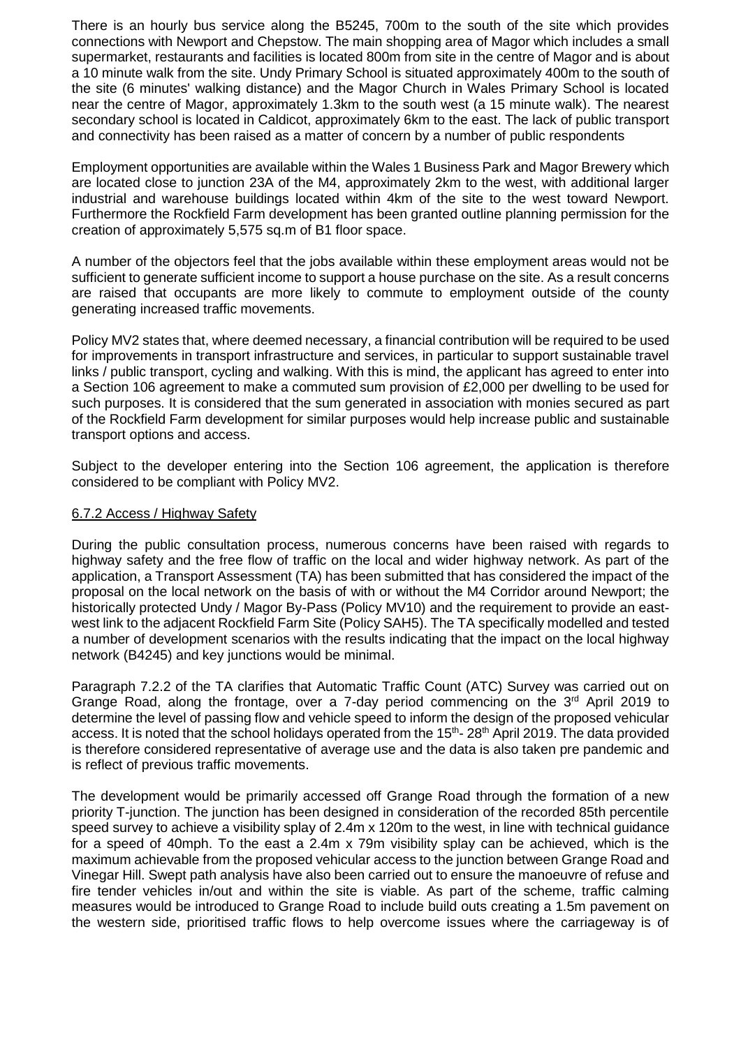There is an hourly bus service along the B5245, 700m to the south of the site which provides connections with Newport and Chepstow. The main shopping area of Magor which includes a small supermarket, restaurants and facilities is located 800m from site in the centre of Magor and is about a 10 minute walk from the site. Undy Primary School is situated approximately 400m to the south of the site (6 minutes' walking distance) and the Magor Church in Wales Primary School is located near the centre of Magor, approximately 1.3km to the south west (a 15 minute walk). The nearest secondary school is located in Caldicot, approximately 6km to the east. The lack of public transport and connectivity has been raised as a matter of concern by a number of public respondents

Employment opportunities are available within the Wales 1 Business Park and Magor Brewery which are located close to junction 23A of the M4, approximately 2km to the west, with additional larger industrial and warehouse buildings located within 4km of the site to the west toward Newport. Furthermore the Rockfield Farm development has been granted outline planning permission for the creation of approximately 5,575 sq.m of B1 floor space.

A number of the objectors feel that the jobs available within these employment areas would not be sufficient to generate sufficient income to support a house purchase on the site. As a result concerns are raised that occupants are more likely to commute to employment outside of the county generating increased traffic movements.

Policy MV2 states that, where deemed necessary, a financial contribution will be required to be used for improvements in transport infrastructure and services, in particular to support sustainable travel links / public transport, cycling and walking. With this is mind, the applicant has agreed to enter into a Section 106 agreement to make a commuted sum provision of £2,000 per dwelling to be used for such purposes. It is considered that the sum generated in association with monies secured as part of the Rockfield Farm development for similar purposes would help increase public and sustainable transport options and access.

Subject to the developer entering into the Section 106 agreement, the application is therefore considered to be compliant with Policy MV2.

6.7.2 Access / Highway Safety

During the public consultation process, numerous concerns have been raised with regards to highway safety and the free flow of traffic on the local and wider highway network. As part of the application, a Transport Assessment (TA) has been submitted that has considered the impact of the proposal on the local network on the basis of with or without the M4 Corridor around Newport; the historically protected Undy / Magor By-Pass (Policy MV10) and the requirement to provide an east-west link to the adjacent Rockfield Farm Site (Policy SAH5). The TA specifically modelled and tested a number of development scenarios with the results indicating that the impact on the local highway network (B4245) and key junctions would be minimal.

Paragraph 7.2.2 of the TA clarifies that Automatic Traffic Count (ATC) Survey was carried out on Grange Road, along the frontage, over a 7-day period commencing on the 3rd April 2019 to determine the level of passing flow and vehicle speed to inform the design of the proposed vehicular access. It is noted that the school holidays operated from the 15th- 28th April 2019. The data provided is therefore considered representative of average use and the data is also taken pre pandemic and is reflect of previous traffic movements.

The development would be primarily accessed off Grange Road through the formation of a new priority T-junction. The junction has been designed in consideration of the recorded 85th percentile speed survey to achieve a visibility splay of 2.4m x 120m to the west, in line with technical guidance for a speed of 40mph. To the east a 2.4m x 79m visibility splay can be achieved, which is the maximum achievable from the proposed vehicular access to the junction between Grange Road and Vinegar Hill. Swept path analysis have also been carried out to ensure the manoeuvre of refuse and fire tender vehicles in/out and within the site is viable. As part of the scheme, traffic calming measures would be introduced to Grange Road to include build outs creating a 1.5m pavement on the western side, prioritised traffic flows to help overcome issues where the carriageway is of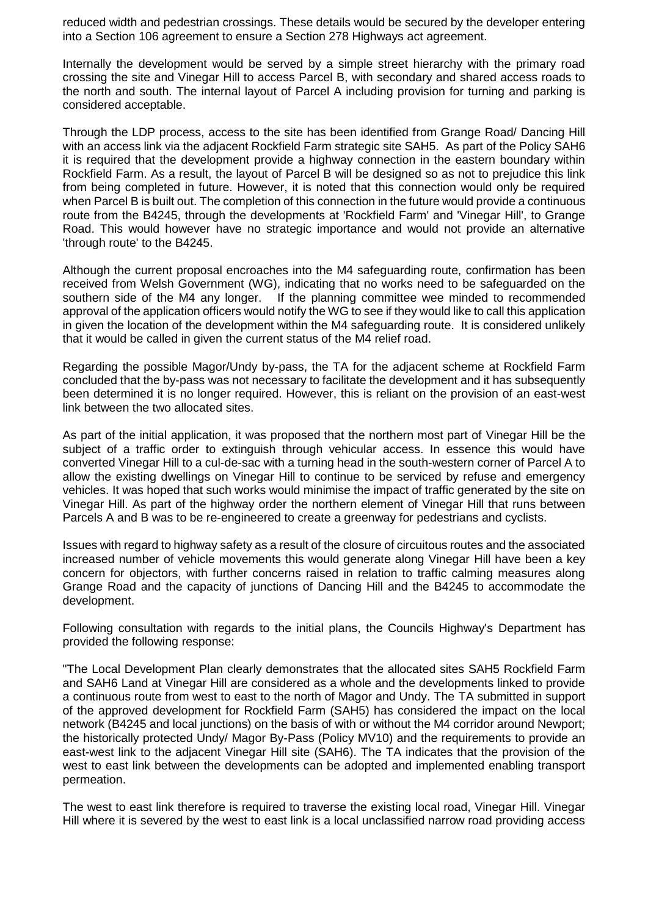reduced width and pedestrian crossings. These details would be secured by the developer entering into a Section 106 agreement to ensure a Section 278 Highways act agreement.

Internally the development would be served by a simple street hierarchy with the primary road crossing the site and Vinegar Hill to access Parcel B, with secondary and shared access roads to the north and south. The internal layout of Parcel A including provision for turning and parking is considered acceptable.

Through the LDP process, access to the site has been identified from Grange Road/ Dancing Hill with an access link via the adjacent Rockfield Farm strategic site SAH5. As part of the Policy SAH6 it is required that the development provide a highway connection in the eastern boundary within Rockfield Farm. As a result, the layout of Parcel B will be designed so as not to prejudice this link from being completed in future. However, it is noted that this connection would only be required when Parcel B is built out. The completion of this connection in the future would provide a continuous route from the B4245, through the developments at 'Rockfield Farm' and 'Vinegar Hill', to Grange Road. This would however have no strategic importance and would not provide an alternative 'through route' to the B4245.

Although the current proposal encroaches into the M4 safeguarding route, confirmation has been received from Welsh Government (WG), indicating that no works need to be safeguarded on the southern side of the M4 any longer. If the planning committee wee minded to recommended approval of the application officers would notify the WG to see if they would like to call this application in given the location of the development within the M4 safeguarding route. It is considered unlikely that it would be called in given the current status of the M4 relief road.

Regarding the possible Magor/Undy by-pass, the TA for the adjacent scheme at Rockfield Farm concluded that the by-pass was not necessary to facilitate the development and it has subsequently been determined it is no longer required. However, this is reliant on the provision of an east-west link between the two allocated sites.

As part of the initial application, it was proposed that the northern most part of Vinegar Hill be the subject of a traffic order to extinguish through vehicular access. In essence this would have converted Vinegar Hill to a cul-de-sac with a turning head in the south-western corner of Parcel A to allow the existing dwellings on Vinegar Hill to continue to be serviced by refuse and emergency vehicles. It was hoped that such works would minimise the impact of traffic generated by the site on Vinegar Hill. As part of the highway order the northern element of Vinegar Hill that runs between Parcels A and B was to be re-engineered to create a greenway for pedestrians and cyclists.

Issues with regard to highway safety as a result of the closure of circuitous routes and the associated increased number of vehicle movements this would generate along Vinegar Hill have been a key concern for objectors, with further concerns raised in relation to traffic calming measures along Grange Road and the capacity of junctions of Dancing Hill and the B4245 to accommodate the development.

Following consultation with regards to the initial plans, the Councils Highway's Department has provided the following response:

"The Local Development Plan clearly demonstrates that the allocated sites SAH5 Rockfield Farm and SAH6 Land at Vinegar Hill are considered as a whole and the developments linked to provide a continuous route from west to east to the north of Magor and Undy. The TA submitted in support of the approved development for Rockfield Farm (SAH5) has considered the impact on the local network (B4245 and local junctions) on the basis of with or without the M4 corridor around Newport; the historically protected Undy/ Magor By-Pass (Policy MV10) and the requirements to provide an east-west link to the adjacent Vinegar Hill site (SAH6). The TA indicates that the provision of the west to east link between the developments can be adopted and implemented enabling transport permeation.

The west to east link therefore is required to traverse the existing local road, Vinegar Hill. Vinegar Hill where it is severed by the west to east link is a local unclassified narrow road providing access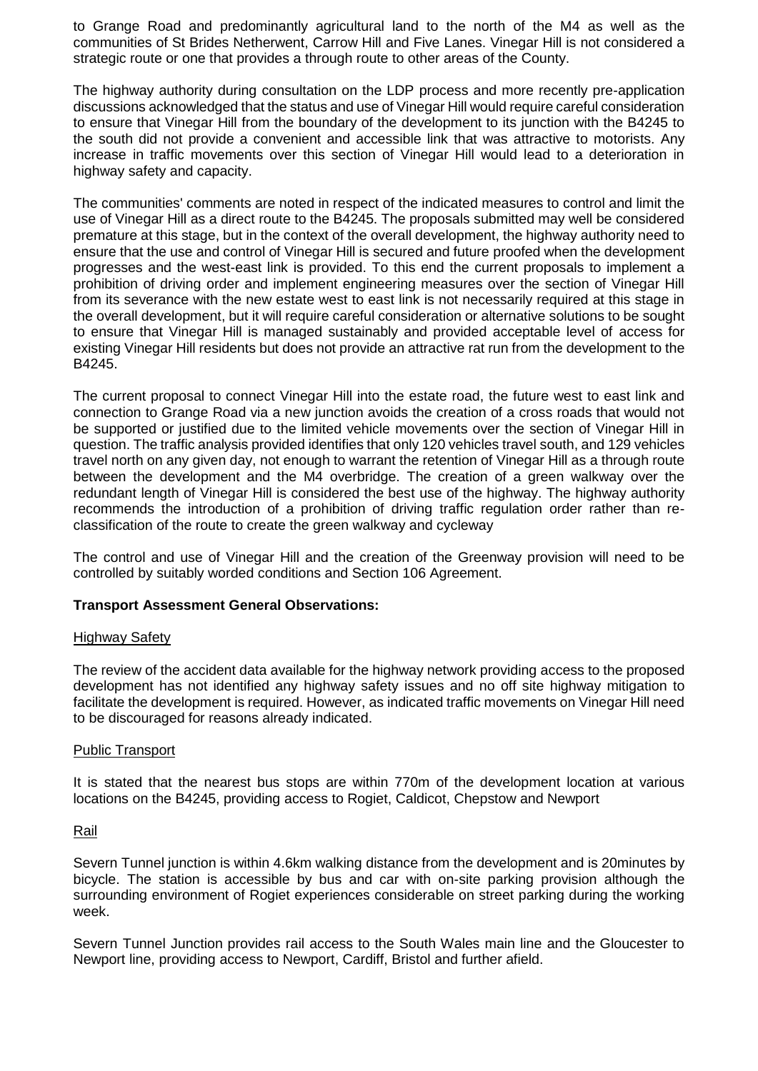to Grange Road and predominantly agricultural land to the north of the M4 as well as the communities of St Brides Netherwent, Carrow Hill and Five Lanes. Vinegar Hill is not considered a strategic route or one that provides a through route to other areas of the County.

The highway authority during consultation on the LDP process and more recently pre-application discussions acknowledged that the status and use of Vinegar Hill would require careful consideration to ensure that Vinegar Hill from the boundary of the development to its junction with the B4245 to the south did not provide a convenient and accessible link that was attractive to motorists. Any increase in traffic movements over this section of Vinegar Hill would lead to a deterioration in highway safety and capacity.

The communities' comments are noted in respect of the indicated measures to control and limit the use of Vinegar Hill as a direct route to the B4245. The proposals submitted may well be considered premature at this stage, but in the context of the overall development, the highway authority need to ensure that the use and control of Vinegar Hill is secured and future proofed when the development progresses and the west-east link is provided. To this end the current proposals to implement a prohibition of driving order and implement engineering measures over the section of Vinegar Hill from its severance with the new estate west to east link is not necessarily required at this stage in the overall development, but it will require careful consideration or alternative solutions to be sought to ensure that Vinegar Hill is managed sustainably and provided acceptable level of access for existing Vinegar Hill residents but does not provide an attractive rat run from the development to the B4245.

The current proposal to connect Vinegar Hill into the estate road, the future west to east link and connection to Grange Road via a new junction avoids the creation of a cross roads that would not be supported or justified due to the limited vehicle movements over the section of Vinegar Hill in question. The traffic analysis provided identifies that only 120 vehicles travel south, and 129 vehicles travel north on any given day, not enough to warrant the retention of Vinegar Hill as a through route between the development and the M4 overbridge. The creation of a green walkway over the redundant length of Vinegar Hill is considered the best use of the highway. The highway authority recommends the introduction of a prohibition of driving traffic regulation order rather than re-classification of the route to create the green walkway and cycleway

The control and use of Vinegar Hill and the creation of the Greenway provision will need to be controlled by suitably worded conditions and Section 106 Agreement.

**Transport Assessment General Observations:**

Highway Safety

The review of the accident data available for the highway network providing access to the proposed development has not identified any highway safety issues and no off site highway mitigation to facilitate the development is required. However, as indicated traffic movements on Vinegar Hill need to be discouraged for reasons already indicated.

Public Transport

It is stated that the nearest bus stops are within 770m of the development location at various locations on the B4245, providing access to Rogiet, Caldicot, Chepstow and Newport

Rail

Severn Tunnel junction is within 4.6km walking distance from the development and is 20minutes by bicycle. The station is accessible by bus and car with on-site parking provision although the surrounding environment of Rogiet experiences considerable on street parking during the working week.

Severn Tunnel Junction provides rail access to the South Wales main line and the Gloucester to Newport line, providing access to Newport, Cardiff, Bristol and further afield.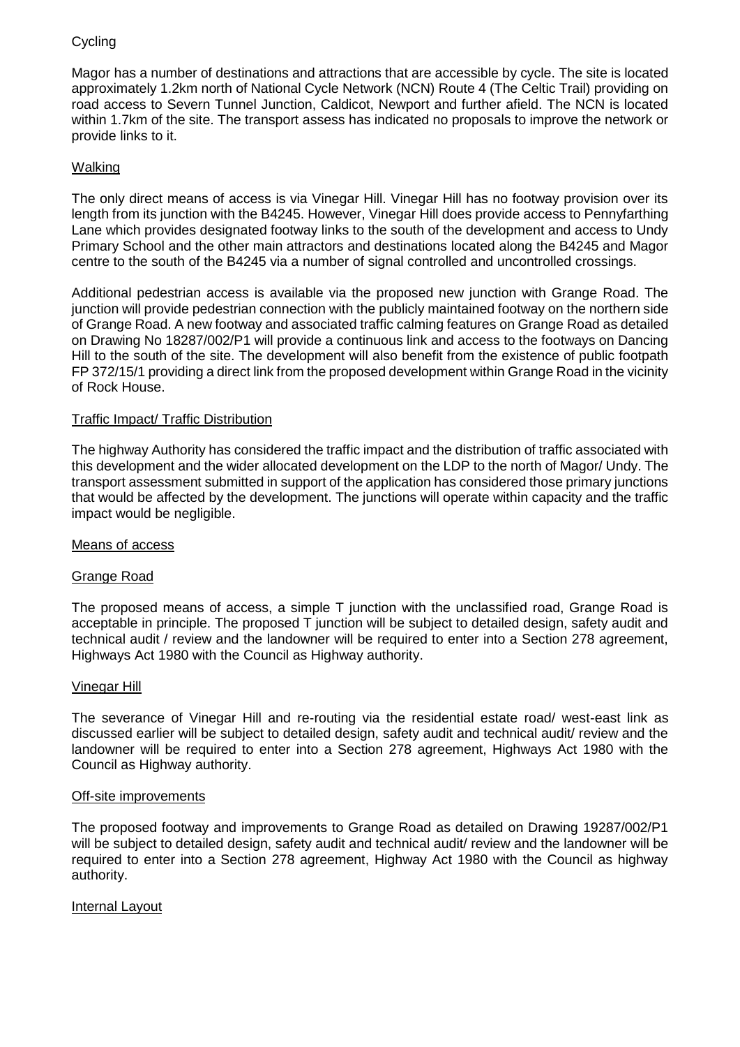Cycling

Magor has a number of destinations and attractions that are accessible by cycle. The site is located approximately 1.2km north of National Cycle Network (NCN) Route 4 (The Celtic Trail) providing on road access to Severn Tunnel Junction, Caldicot, Newport and further afield. The NCN is located within 1.7km of the site. The transport assess has indicated no proposals to improve the network or provide links to it.

Walking

The only direct means of access is via Vinegar Hill. Vinegar Hill has no footway provision over its length from its junction with the B4245. However, Vinegar Hill does provide access to Pennyfarthing Lane which provides designated footway links to the south of the development and access to Undy Primary School and the other main attractors and destinations located along the B4245 and Magor centre to the south of the B4245 via a number of signal controlled and uncontrolled crossings.

Additional pedestrian access is available via the proposed new junction with Grange Road. The junction will provide pedestrian connection with the publicly maintained footway on the northern side of Grange Road. A new footway and associated traffic calming features on Grange Road as detailed on Drawing No 18287/002/P1 will provide a continuous link and access to the footways on Dancing Hill to the south of the site. The development will also benefit from the existence of public footpath FP 372/15/1 providing a direct link from the proposed development within Grange Road in the vicinity of Rock House.

Traffic Impact/ Traffic Distribution

The highway Authority has considered the traffic impact and the distribution of traffic associated with this development and the wider allocated development on the LDP to the north of Magor/ Undy. The transport assessment submitted in support of the application has considered those primary junctions that would be affected by the development. The junctions will operate within capacity and the traffic impact would be negligible.

Means of access

Grange Road

The proposed means of access, a simple T junction with the unclassified road, Grange Road is acceptable in principle. The proposed T junction will be subject to detailed design, safety audit and technical audit / review and the landowner will be required to enter into a Section 278 agreement, Highways Act 1980 with the Council as Highway authority.

Vinegar Hill

The severance of Vinegar Hill and re-routing via the residential estate road/ west-east link as discussed earlier will be subject to detailed design, safety audit and technical audit/ review and the landowner will be required to enter into a Section 278 agreement, Highways Act 1980 with the Council as Highway authority.

Off-site improvements

The proposed footway and improvements to Grange Road as detailed on Drawing 19287/002/P1 will be subject to detailed design, safety audit and technical audit/ review and the landowner will be required to enter into a Section 278 agreement, Highway Act 1980 with the Council as highway authority.

Internal Layout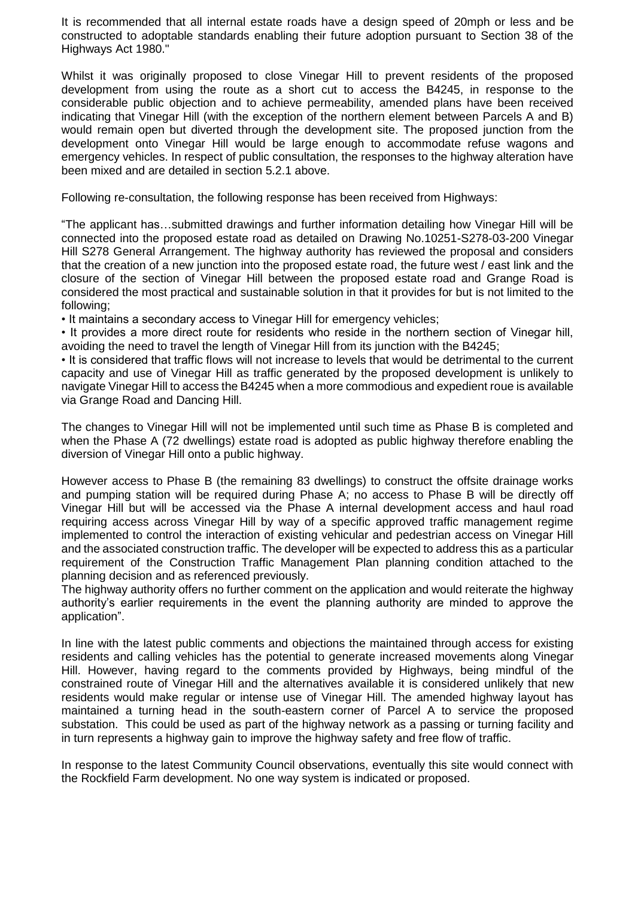It is recommended that all internal estate roads have a design speed of 20mph or less and be constructed to adoptable standards enabling their future adoption pursuant to Section 38 of the Highways Act 1980."

Whilst it was originally proposed to close Vinegar Hill to prevent residents of the proposed development from using the route as a short cut to access the B4245, in response to the considerable public objection and to achieve permeability, amended plans have been received indicating that Vinegar Hill (with the exception of the northern element between Parcels A and B) would remain open but diverted through the development site. The proposed junction from the development onto Vinegar Hill would be large enough to accommodate refuse wagons and emergency vehicles. In respect of public consultation, the responses to the highway alteration have been mixed and are detailed in section 5.2.1 above.

Following re-consultation, the following response has been received from Highways:

"The applicant has…submitted drawings and further information detailing how Vinegar Hill will be connected into the proposed estate road as detailed on Drawing No.10251-S278-03-200 Vinegar Hill S278 General Arrangement. The highway authority has reviewed the proposal and considers that the creation of a new junction into the proposed estate road, the future west / east link and the closure of the section of Vinegar Hill between the proposed estate road and Grange Road is considered the most practical and sustainable solution in that it provides for but is not limited to the following;

- It maintains a secondary access to Vinegar Hill for emergency vehicles;
- It provides a more direct route for residents who reside in the northern section of Vinegar hill, avoiding the need to travel the length of Vinegar Hill from its junction with the B4245;
- It is considered that traffic flows will not increase to levels that would be detrimental to the current capacity and use of Vinegar Hill as traffic generated by the proposed development is unlikely to navigate Vinegar Hill to access the B4245 when a more commodious and expedient roue is available via Grange Road and Dancing Hill.

The changes to Vinegar Hill will not be implemented until such time as Phase B is completed and when the Phase A (72 dwellings) estate road is adopted as public highway therefore enabling the diversion of Vinegar Hill onto a public highway.

However access to Phase B (the remaining 83 dwellings) to construct the offsite drainage works and pumping station will be required during Phase A; no access to Phase B will be directly off Vinegar Hill but will be accessed via the Phase A internal development access and haul road requiring access across Vinegar Hill by way of a specific approved traffic management regime implemented to control the interaction of existing vehicular and pedestrian access on Vinegar Hill and the associated construction traffic. The developer will be expected to address this as a particular requirement of the Construction Traffic Management Plan planning condition attached to the planning decision and as referenced previously.

The highway authority offers no further comment on the application and would reiterate the highway authority's earlier requirements in the event the planning authority are minded to approve the application".

In line with the latest public comments and objections the maintained through access for existing residents and calling vehicles has the potential to generate increased movements along Vinegar Hill. However, having regard to the comments provided by Highways, being mindful of the constrained route of Vinegar Hill and the alternatives available it is considered unlikely that new residents would make regular or intense use of Vinegar Hill. The amended highway layout has maintained a turning head in the south-eastern corner of Parcel A to service the proposed substation. This could be used as part of the highway network as a passing or turning facility and in turn represents a highway gain to improve the highway safety and free flow of traffic.

In response to the latest Community Council observations, eventually this site would connect with the Rockfield Farm development. No one way system is indicated or proposed.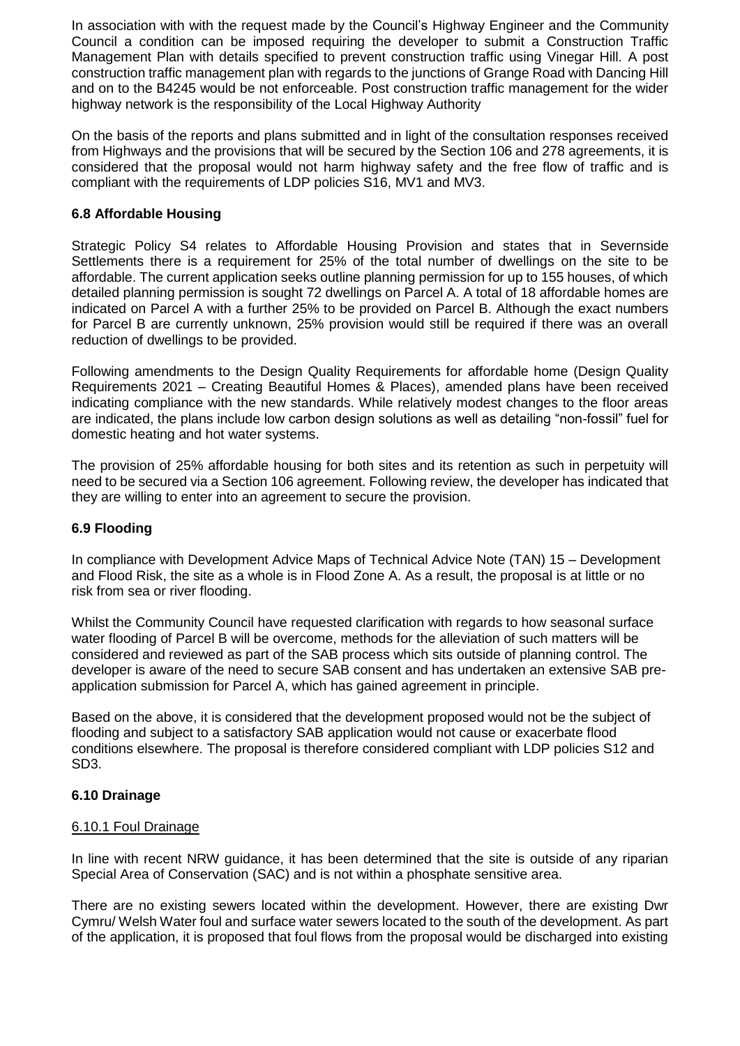In association with with the request made by the Council's Highway Engineer and the Community Council a condition can be imposed requiring the developer to submit a Construction Traffic Management Plan with details specified to prevent construction traffic using Vinegar Hill. A post construction traffic management plan with regards to the junctions of Grange Road with Dancing Hill and on to the B4245 would be not enforceable. Post construction traffic management for the wider highway network is the responsibility of the Local Highway Authority

On the basis of the reports and plans submitted and in light of the consultation responses received from Highways and the provisions that will be secured by the Section 106 and 278 agreements, it is considered that the proposal would not harm highway safety and the free flow of traffic and is compliant with the requirements of LDP policies S16, MV1 and MV3.

### 6.8 Affordable Housing

Strategic Policy S4 relates to Affordable Housing Provision and states that in Severnside Settlements there is a requirement for 25% of the total number of dwellings on the site to be affordable. The current application seeks outline planning permission for up to 155 houses, of which detailed planning permission is sought 72 dwellings on Parcel A. A total of 18 affordable homes are indicated on Parcel A with a further 25% to be provided on Parcel B. Although the exact numbers for Parcel B are currently unknown, 25% provision would still be required if there was an overall reduction of dwellings to be provided.

Following amendments to the Design Quality Requirements for affordable home (Design Quality Requirements 2021 – Creating Beautiful Homes & Places), amended plans have been received indicating compliance with the new standards. While relatively modest changes to the floor areas are indicated, the plans include low carbon design solutions as well as detailing "non-fossil" fuel for domestic heating and hot water systems.

The provision of 25% affordable housing for both sites and its retention as such in perpetuity will need to be secured via a Section 106 agreement. Following review, the developer has indicated that they are willing to enter into an agreement to secure the provision.

### 6.9 Flooding

In compliance with Development Advice Maps of Technical Advice Note (TAN) 15 – Development and Flood Risk, the site as a whole is in Flood Zone A. As a result, the proposal is at little or no risk from sea or river flooding.

Whilst the Community Council have requested clarification with regards to how seasonal surface water flooding of Parcel B will be overcome, methods for the alleviation of such matters will be considered and reviewed as part of the SAB process which sits outside of planning control. The developer is aware of the need to secure SAB consent and has undertaken an extensive SAB pre-application submission for Parcel A, which has gained agreement in principle.

Based on the above, it is considered that the development proposed would not be the subject of flooding and subject to a satisfactory SAB application would not cause or exacerbate flood conditions elsewhere. The proposal is therefore considered compliant with LDP policies S12 and SD3.

### 6.10 Drainage

#### 6.10.1 Foul Drainage

In line with recent NRW guidance, it has been determined that the site is outside of any riparian Special Area of Conservation (SAC) and is not within a phosphate sensitive area.

There are no existing sewers located within the development. However, there are existing Dwr Cymru/ Welsh Water foul and surface water sewers located to the south of the development. As part of the application, it is proposed that foul flows from the proposal would be discharged into existing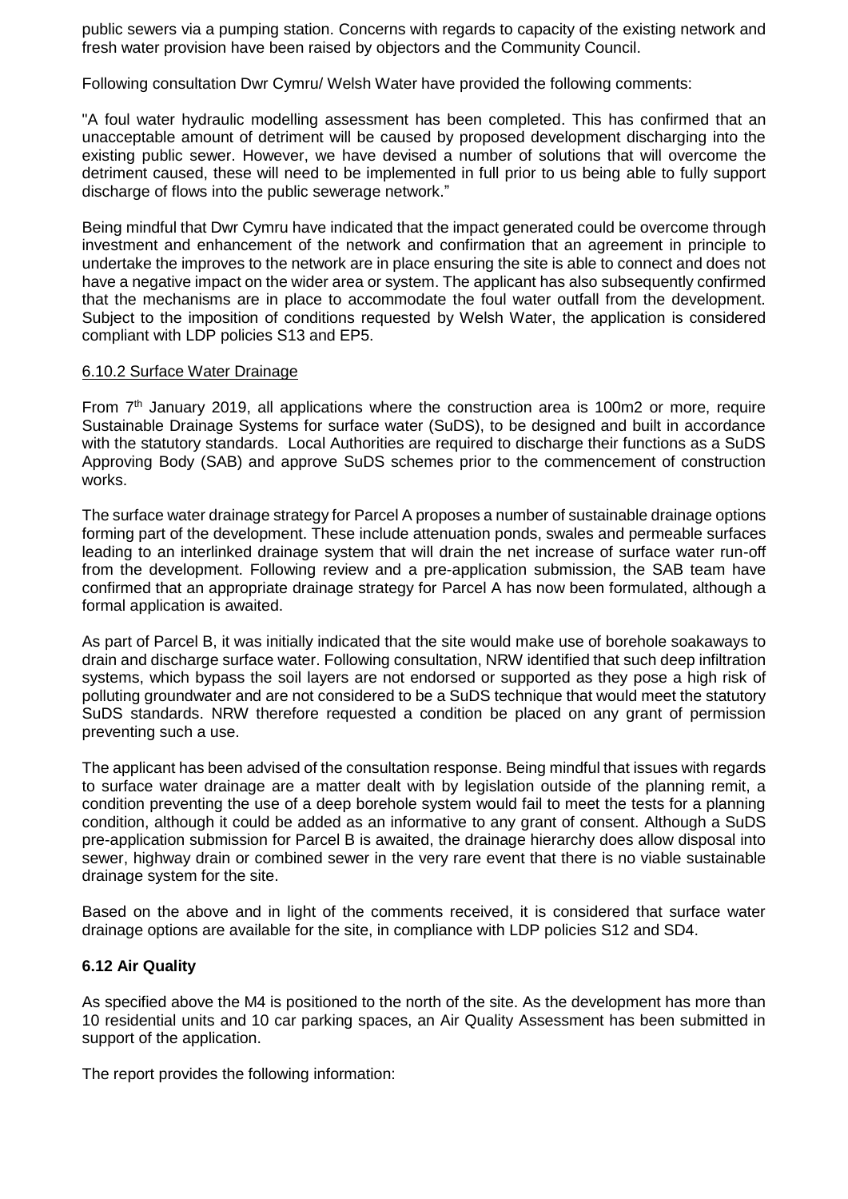public sewers via a pumping station. Concerns with regards to capacity of the existing network and fresh water provision have been raised by objectors and the Community Council.

Following consultation Dwr Cymru/ Welsh Water have provided the following comments:

"A foul water hydraulic modelling assessment has been completed. This has confirmed that an unacceptable amount of detriment will be caused by proposed development discharging into the existing public sewer. However, we have devised a number of solutions that will overcome the detriment caused, these will need to be implemented in full prior to us being able to fully support discharge of flows into the public sewerage network."

Being mindful that Dwr Cymru have indicated that the impact generated could be overcome through investment and enhancement of the network and confirmation that an agreement in principle to undertake the improves to the network are in place ensuring the site is able to connect and does not have a negative impact on the wider area or system. The applicant has also subsequently confirmed that the mechanisms are in place to accommodate the foul water outfall from the development. Subject to the imposition of conditions requested by Welsh Water, the application is considered compliant with LDP policies S13 and EP5.

6.10.2 Surface Water Drainage

From 7th January 2019, all applications where the construction area is 100m2 or more, require Sustainable Drainage Systems for surface water (SuDS), to be designed and built in accordance with the statutory standards. Local Authorities are required to discharge their functions as a SuDS Approving Body (SAB) and approve SuDS schemes prior to the commencement of construction works.

The surface water drainage strategy for Parcel A proposes a number of sustainable drainage options forming part of the development. These include attenuation ponds, swales and permeable surfaces leading to an interlinked drainage system that will drain the net increase of surface water run-off from the development. Following review and a pre-application submission, the SAB team have confirmed that an appropriate drainage strategy for Parcel A has now been formulated, although a formal application is awaited.

As part of Parcel B, it was initially indicated that the site would make use of borehole soakaways to drain and discharge surface water. Following consultation, NRW identified that such deep infiltration systems, which bypass the soil layers are not endorsed or supported as they pose a high risk of polluting groundwater and are not considered to be a SuDS technique that would meet the statutory SuDS standards. NRW therefore requested a condition be placed on any grant of permission preventing such a use.

The applicant has been advised of the consultation response. Being mindful that issues with regards to surface water drainage are a matter dealt with by legislation outside of the planning remit, a condition preventing the use of a deep borehole system would fail to meet the tests for a planning condition, although it could be added as an informative to any grant of consent. Although a SuDS pre-application submission for Parcel B is awaited, the drainage hierarchy does allow disposal into sewer, highway drain or combined sewer in the very rare event that there is no viable sustainable drainage system for the site.

Based on the above and in light of the comments received, it is considered that surface water drainage options are available for the site, in compliance with LDP policies S12 and SD4.

**6.12 Air Quality**

As specified above the M4 is positioned to the north of the site. As the development has more than 10 residential units and 10 car parking spaces, an Air Quality Assessment has been submitted in support of the application.

The report provides the following information: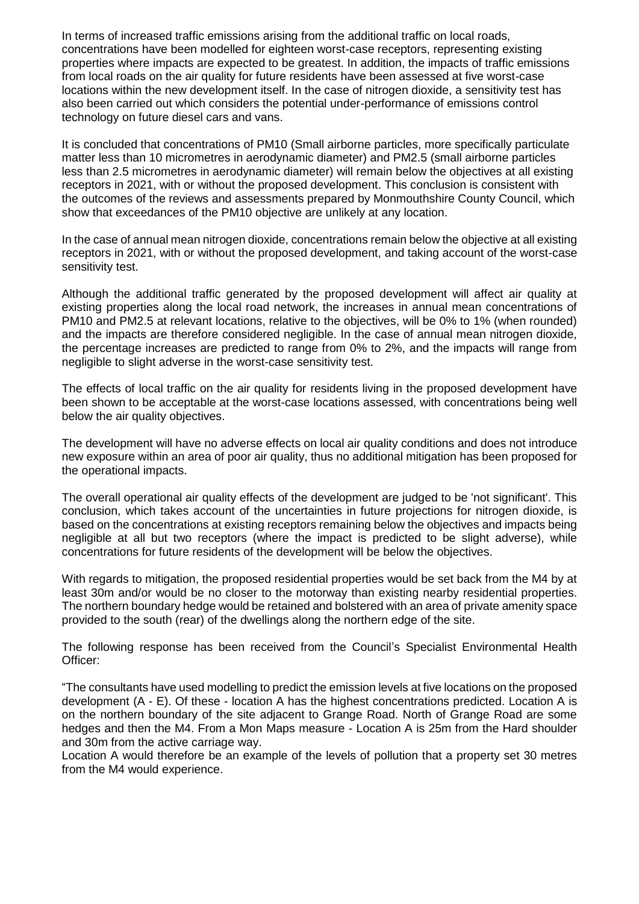In terms of increased traffic emissions arising from the additional traffic on local roads, concentrations have been modelled for eighteen worst-case receptors, representing existing properties where impacts are expected to be greatest. In addition, the impacts of traffic emissions from local roads on the air quality for future residents have been assessed at five worst-case locations within the new development itself. In the case of nitrogen dioxide, a sensitivity test has also been carried out which considers the potential under-performance of emissions control technology on future diesel cars and vans.

It is concluded that concentrations of PM10 (Small airborne particles, more specifically particulate matter less than 10 micrometres in aerodynamic diameter) and PM2.5 (small airborne particles less than 2.5 micrometres in aerodynamic diameter) will remain below the objectives at all existing receptors in 2021, with or without the proposed development. This conclusion is consistent with the outcomes of the reviews and assessments prepared by Monmouthshire County Council, which show that exceedances of the PM10 objective are unlikely at any location.

In the case of annual mean nitrogen dioxide, concentrations remain below the objective at all existing receptors in 2021, with or without the proposed development, and taking account of the worst-case sensitivity test.

Although the additional traffic generated by the proposed development will affect air quality at existing properties along the local road network, the increases in annual mean concentrations of PM10 and PM2.5 at relevant locations, relative to the objectives, will be 0% to 1% (when rounded) and the impacts are therefore considered negligible. In the case of annual mean nitrogen dioxide, the percentage increases are predicted to range from 0% to 2%, and the impacts will range from negligible to slight adverse in the worst-case sensitivity test.

The effects of local traffic on the air quality for residents living in the proposed development have been shown to be acceptable at the worst-case locations assessed, with concentrations being well below the air quality objectives.

The development will have no adverse effects on local air quality conditions and does not introduce new exposure within an area of poor air quality, thus no additional mitigation has been proposed for the operational impacts.

The overall operational air quality effects of the development are judged to be 'not significant'. This conclusion, which takes account of the uncertainties in future projections for nitrogen dioxide, is based on the concentrations at existing receptors remaining below the objectives and impacts being negligible at all but two receptors (where the impact is predicted to be slight adverse), while concentrations for future residents of the development will be below the objectives.

With regards to mitigation, the proposed residential properties would be set back from the M4 by at least 30m and/or would be no closer to the motorway than existing nearby residential properties. The northern boundary hedge would be retained and bolstered with an area of private amenity space provided to the south (rear) of the dwellings along the northern edge of the site.

The following response has been received from the Council's Specialist Environmental Health Officer:

"The consultants have used modelling to predict the emission levels at five locations on the proposed development (A - E). Of these - location A has the highest concentrations predicted. Location A is on the northern boundary of the site adjacent to Grange Road. North of Grange Road are some hedges and then the M4. From a Mon Maps measure - Location A is 25m from the Hard shoulder and 30m from the active carriage way.
Location A would therefore be an example of the levels of pollution that a property set 30 metres from the M4 would experience.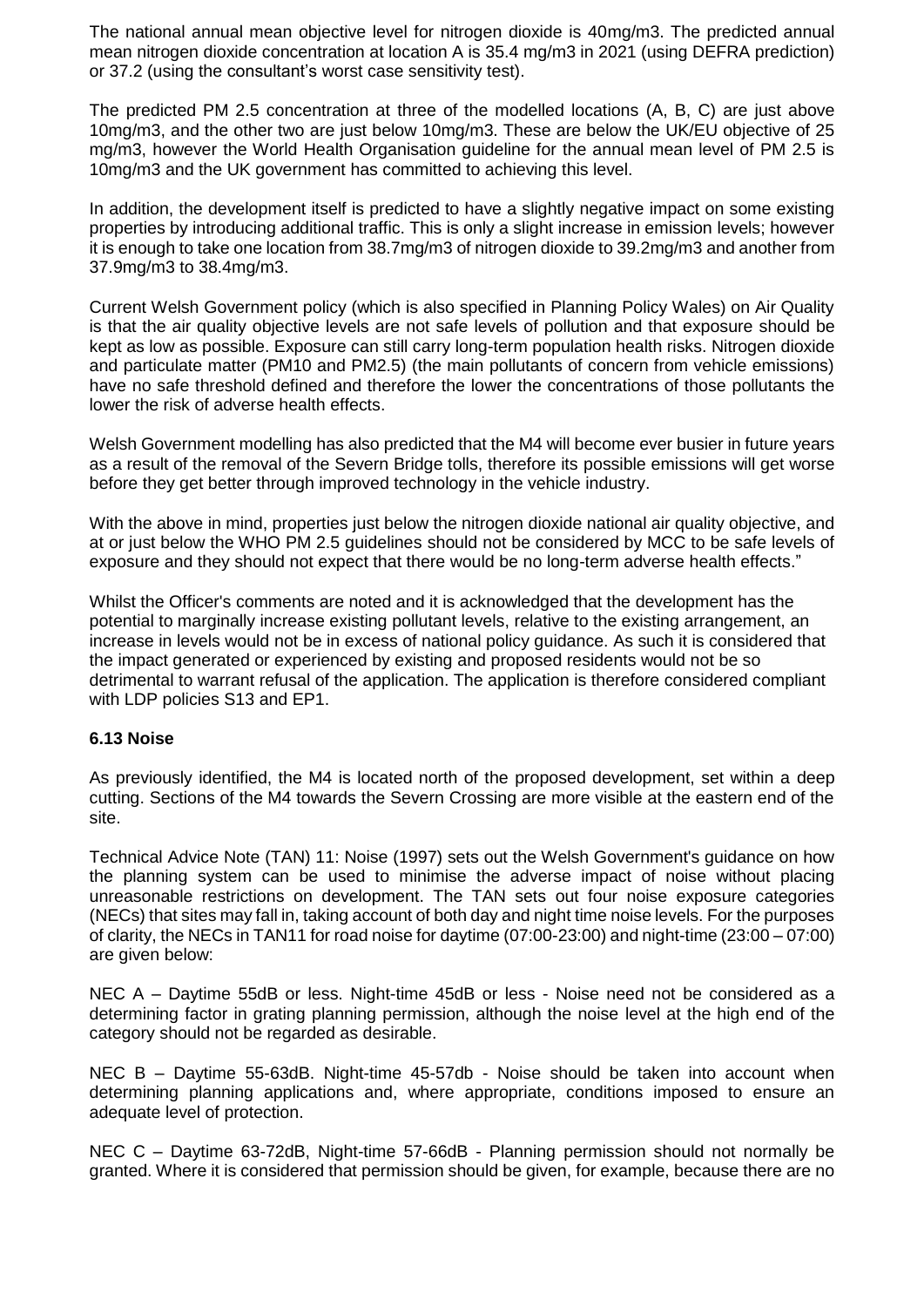The national annual mean objective level for nitrogen dioxide is 40mg/m3. The predicted annual mean nitrogen dioxide concentration at location A is 35.4 mg/m3 in 2021 (using DEFRA prediction) or 37.2 (using the consultant's worst case sensitivity test).

The predicted PM 2.5 concentration at three of the modelled locations (A, B, C) are just above 10mg/m3, and the other two are just below 10mg/m3. These are below the UK/EU objective of 25 mg/m3, however the World Health Organisation guideline for the annual mean level of PM 2.5 is 10mg/m3 and the UK government has committed to achieving this level.

In addition, the development itself is predicted to have a slightly negative impact on some existing properties by introducing additional traffic. This is only a slight increase in emission levels; however it is enough to take one location from 38.7mg/m3 of nitrogen dioxide to 39.2mg/m3 and another from 37.9mg/m3 to 38.4mg/m3.

Current Welsh Government policy (which is also specified in Planning Policy Wales) on Air Quality is that the air quality objective levels are not safe levels of pollution and that exposure should be kept as low as possible. Exposure can still carry long-term population health risks. Nitrogen dioxide and particulate matter (PM10 and PM2.5) (the main pollutants of concern from vehicle emissions) have no safe threshold defined and therefore the lower the concentrations of those pollutants the lower the risk of adverse health effects.

Welsh Government modelling has also predicted that the M4 will become ever busier in future years as a result of the removal of the Severn Bridge tolls, therefore its possible emissions will get worse before they get better through improved technology in the vehicle industry.

With the above in mind, properties just below the nitrogen dioxide national air quality objective, and at or just below the WHO PM 2.5 guidelines should not be considered by MCC to be safe levels of exposure and they should not expect that there would be no long-term adverse health effects."

Whilst the Officer's comments are noted and it is acknowledged that the development has the potential to marginally increase existing pollutant levels, relative to the existing arrangement, an increase in levels would not be in excess of national policy guidance. As such it is considered that the impact generated or experienced by existing and proposed residents would not be so detrimental to warrant refusal of the application. The application is therefore considered compliant with LDP policies S13 and EP1.

### 6.13 Noise

As previously identified, the M4 is located north of the proposed development, set within a deep cutting. Sections of the M4 towards the Severn Crossing are more visible at the eastern end of the site.

Technical Advice Note (TAN) 11: Noise (1997) sets out the Welsh Government's guidance on how the planning system can be used to minimise the adverse impact of noise without placing unreasonable restrictions on development. The TAN sets out four noise exposure categories (NECs) that sites may fall in, taking account of both day and night time noise levels. For the purposes of clarity, the NECs in TAN11 for road noise for daytime (07:00-23:00) and night-time (23:00 – 07:00) are given below:

NEC A – Daytime 55dB or less. Night-time 45dB or less - Noise need not be considered as a determining factor in grating planning permission, although the noise level at the high end of the category should not be regarded as desirable.

NEC B – Daytime 55-63dB. Night-time 45-57db - Noise should be taken into account when determining planning applications and, where appropriate, conditions imposed to ensure an adequate level of protection.

NEC C – Daytime 63-72dB, Night-time 57-66dB - Planning permission should not normally be granted. Where it is considered that permission should be given, for example, because there are no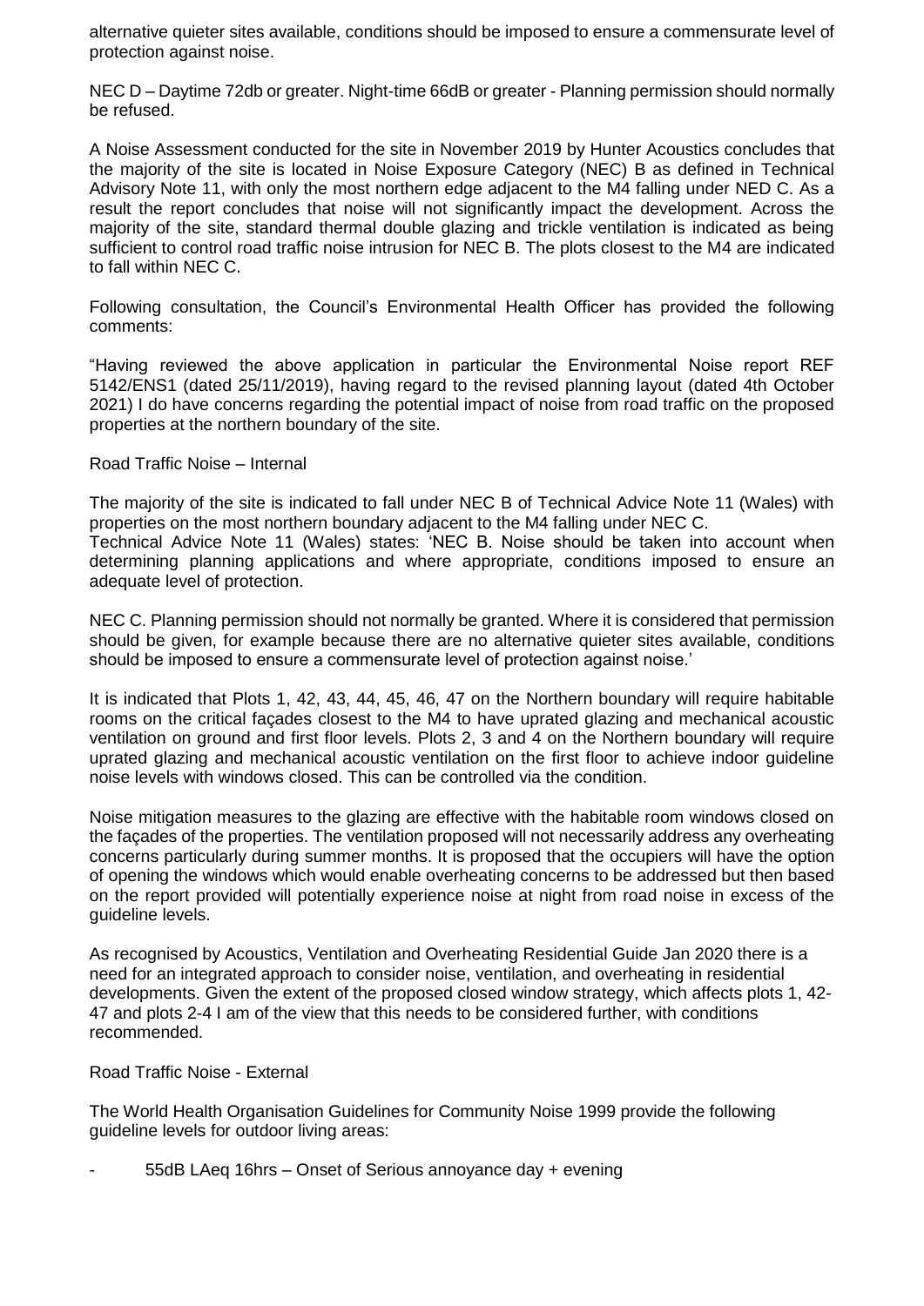alternative quieter sites available, conditions should be imposed to ensure a commensurate level of protection against noise.

NEC D – Daytime 72db or greater. Night-time 66dB or greater - Planning permission should normally be refused.

A Noise Assessment conducted for the site in November 2019 by Hunter Acoustics concludes that the majority of the site is located in Noise Exposure Category (NEC) B as defined in Technical Advisory Note 11, with only the most northern edge adjacent to the M4 falling under NED C. As a result the report concludes that noise will not significantly impact the development. Across the majority of the site, standard thermal double glazing and trickle ventilation is indicated as being sufficient to control road traffic noise intrusion for NEC B. The plots closest to the M4 are indicated to fall within NEC C.

Following consultation, the Council's Environmental Health Officer has provided the following comments:

"Having reviewed the above application in particular the Environmental Noise report REF 5142/ENS1 (dated 25/11/2019), having regard to the revised planning layout (dated 4th October 2021) I do have concerns regarding the potential impact of noise from road traffic on the proposed properties at the northern boundary of the site.

Road Traffic Noise – Internal

The majority of the site is indicated to fall under NEC B of Technical Advice Note 11 (Wales) with properties on the most northern boundary adjacent to the M4 falling under NEC C.
Technical Advice Note 11 (Wales) states: 'NEC B. Noise should be taken into account when determining planning applications and where appropriate, conditions imposed to ensure an adequate level of protection.

NEC C. Planning permission should not normally be granted. Where it is considered that permission should be given, for example because there are no alternative quieter sites available, conditions should be imposed to ensure a commensurate level of protection against noise.'

It is indicated that Plots 1, 42, 43, 44, 45, 46, 47 on the Northern boundary will require habitable rooms on the critical façades closest to the M4 to have uprated glazing and mechanical acoustic ventilation on ground and first floor levels. Plots 2, 3 and 4 on the Northern boundary will require uprated glazing and mechanical acoustic ventilation on the first floor to achieve indoor guideline noise levels with windows closed. This can be controlled via the condition.

Noise mitigation measures to the glazing are effective with the habitable room windows closed on the façades of the properties. The ventilation proposed will not necessarily address any overheating concerns particularly during summer months. It is proposed that the occupiers will have the option of opening the windows which would enable overheating concerns to be addressed but then based on the report provided will potentially experience noise at night from road noise in excess of the guideline levels.

As recognised by Acoustics, Ventilation and Overheating Residential Guide Jan 2020 there is a need for an integrated approach to consider noise, ventilation, and overheating in residential developments. Given the extent of the proposed closed window strategy, which affects plots 1, 42-47 and plots 2-4 I am of the view that this needs to be considered further, with conditions recommended.

Road Traffic Noise - External

The World Health Organisation Guidelines for Community Noise 1999 provide the following guideline levels for outdoor living areas:

- 55dB LAeq 16hrs – Onset of Serious annoyance day + evening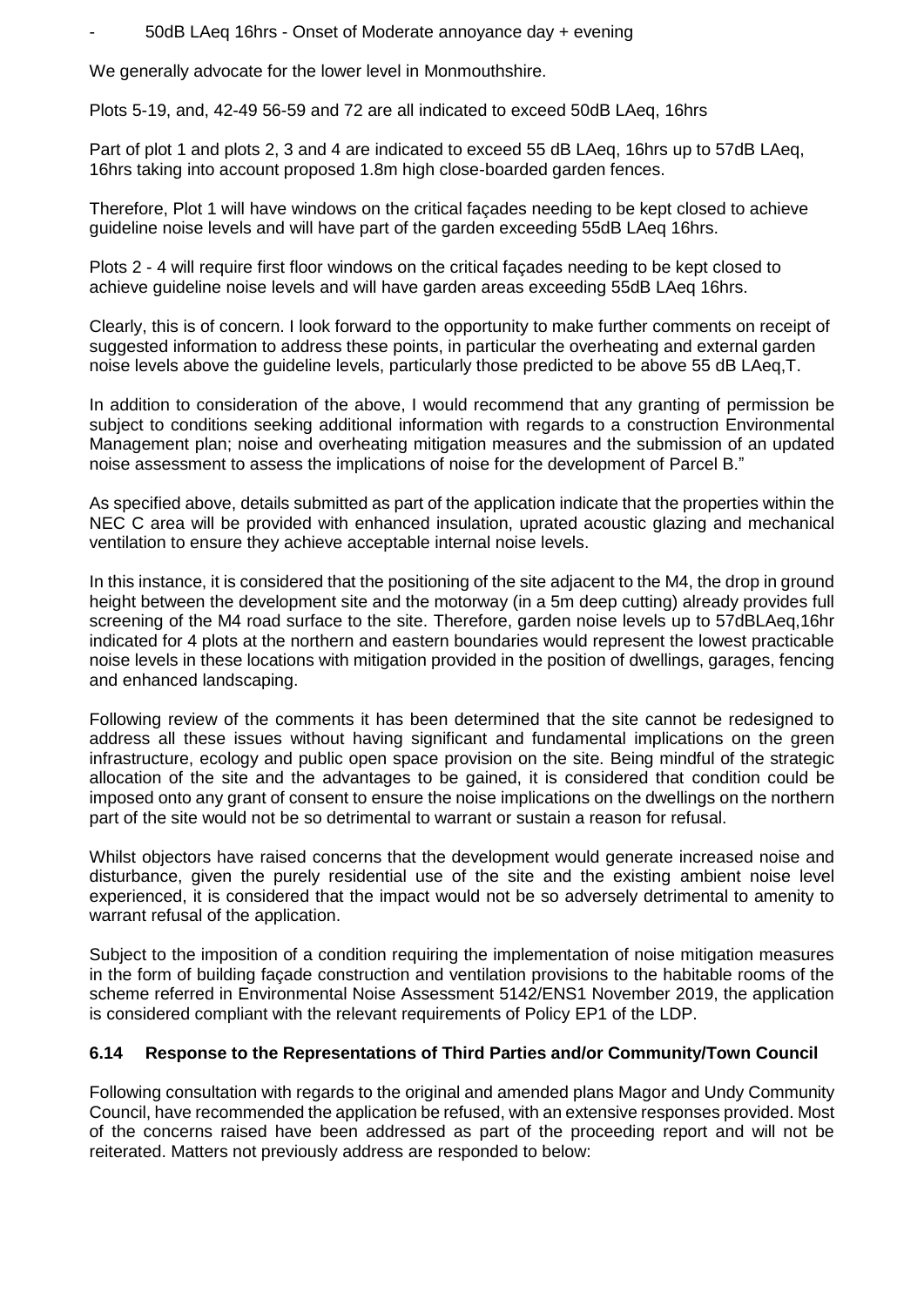- 50dB LAeq 16hrs - Onset of Moderate annoyance day + evening

We generally advocate for the lower level in Monmouthshire.

Plots 5-19, and, 42-49 56-59 and 72 are all indicated to exceed 50dB LAeq, 16hrs

Part of plot 1 and plots 2, 3 and 4 are indicated to exceed 55 dB LAeq, 16hrs up to 57dB LAeq, 16hrs taking into account proposed 1.8m high close-boarded garden fences.

Therefore, Plot 1 will have windows on the critical façades needing to be kept closed to achieve guideline noise levels and will have part of the garden exceeding 55dB LAeq 16hrs.

Plots 2 - 4 will require first floor windows on the critical façades needing to be kept closed to achieve guideline noise levels and will have garden areas exceeding 55dB LAeq 16hrs.

Clearly, this is of concern. I look forward to the opportunity to make further comments on receipt of suggested information to address these points, in particular the overheating and external garden noise levels above the guideline levels, particularly those predicted to be above 55 dB LAeq,T.

In addition to consideration of the above, I would recommend that any granting of permission be subject to conditions seeking additional information with regards to a construction Environmental Management plan; noise and overheating mitigation measures and the submission of an updated noise assessment to assess the implications of noise for the development of Parcel B."

As specified above, details submitted as part of the application indicate that the properties within the NEC C area will be provided with enhanced insulation, uprated acoustic glazing and mechanical ventilation to ensure they achieve acceptable internal noise levels.

In this instance, it is considered that the positioning of the site adjacent to the M4, the drop in ground height between the development site and the motorway (in a 5m deep cutting) already provides full screening of the M4 road surface to the site. Therefore, garden noise levels up to 57dBLAeq,16hr indicated for 4 plots at the northern and eastern boundaries would represent the lowest practicable noise levels in these locations with mitigation provided in the position of dwellings, garages, fencing and enhanced landscaping.

Following review of the comments it has been determined that the site cannot be redesigned to address all these issues without having significant and fundamental implications on the green infrastructure, ecology and public open space provision on the site. Being mindful of the strategic allocation of the site and the advantages to be gained, it is considered that condition could be imposed onto any grant of consent to ensure the noise implications on the dwellings on the northern part of the site would not be so detrimental to warrant or sustain a reason for refusal.

Whilst objectors have raised concerns that the development would generate increased noise and disturbance, given the purely residential use of the site and the existing ambient noise level experienced, it is considered that the impact would not be so adversely detrimental to amenity to warrant refusal of the application.

Subject to the imposition of a condition requiring the implementation of noise mitigation measures in the form of building façade construction and ventilation provisions to the habitable rooms of the scheme referred in Environmental Noise Assessment 5142/ENS1 November 2019, the application is considered compliant with the relevant requirements of Policy EP1 of the LDP.

### 6.14 Response to the Representations of Third Parties and/or Community/Town Council

Following consultation with regards to the original and amended plans Magor and Undy Community Council, have recommended the application be refused, with an extensive responses provided. Most of the concerns raised have been addressed as part of the proceeding report and will not be reiterated. Matters not previously address are responded to below: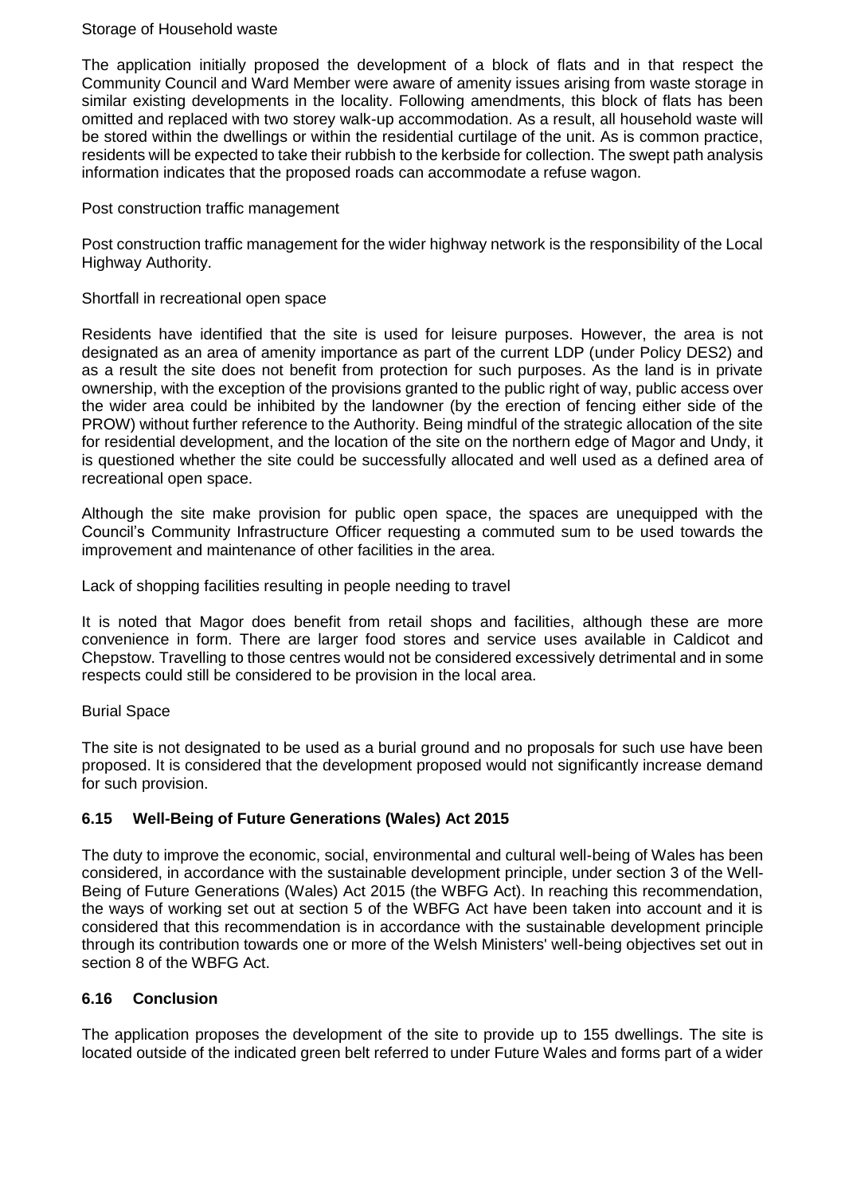Storage of Household waste

The application initially proposed the development of a block of flats and in that respect the Community Council and Ward Member were aware of amenity issues arising from waste storage in similar existing developments in the locality. Following amendments, this block of flats has been omitted and replaced with two storey walk-up accommodation. As a result, all household waste will be stored within the dwellings or within the residential curtilage of the unit. As is common practice, residents will be expected to take their rubbish to the kerbside for collection. The swept path analysis information indicates that the proposed roads can accommodate a refuse wagon.

Post construction traffic management

Post construction traffic management for the wider highway network is the responsibility of the Local Highway Authority.

Shortfall in recreational open space

Residents have identified that the site is used for leisure purposes. However, the area is not designated as an area of amenity importance as part of the current LDP (under Policy DES2) and as a result the site does not benefit from protection for such purposes. As the land is in private ownership, with the exception of the provisions granted to the public right of way, public access over the wider area could be inhibited by the landowner (by the erection of fencing either side of the PROW) without further reference to the Authority. Being mindful of the strategic allocation of the site for residential development, and the location of the site on the northern edge of Magor and Undy, it is questioned whether the site could be successfully allocated and well used as a defined area of recreational open space.

Although the site make provision for public open space, the spaces are unequipped with the Council's Community Infrastructure Officer requesting a commuted sum to be used towards the improvement and maintenance of other facilities in the area.

Lack of shopping facilities resulting in people needing to travel

It is noted that Magor does benefit from retail shops and facilities, although these are more convenience in form. There are larger food stores and service uses available in Caldicot and Chepstow. Travelling to those centres would not be considered excessively detrimental and in some respects could still be considered to be provision in the local area.

Burial Space

The site is not designated to be used as a burial ground and no proposals for such use have been proposed. It is considered that the development proposed would not significantly increase demand for such provision.

### 6.15 Well-Being of Future Generations (Wales) Act 2015

The duty to improve the economic, social, environmental and cultural well-being of Wales has been considered, in accordance with the sustainable development principle, under section 3 of the Well-Being of Future Generations (Wales) Act 2015 (the WBFG Act). In reaching this recommendation, the ways of working set out at section 5 of the WBFG Act have been taken into account and it is considered that this recommendation is in accordance with the sustainable development principle through its contribution towards one or more of the Welsh Ministers' well-being objectives set out in section 8 of the WBFG Act.

### 6.16 Conclusion

The application proposes the development of the site to provide up to 155 dwellings. The site is located outside of the indicated green belt referred to under Future Wales and forms part of a wider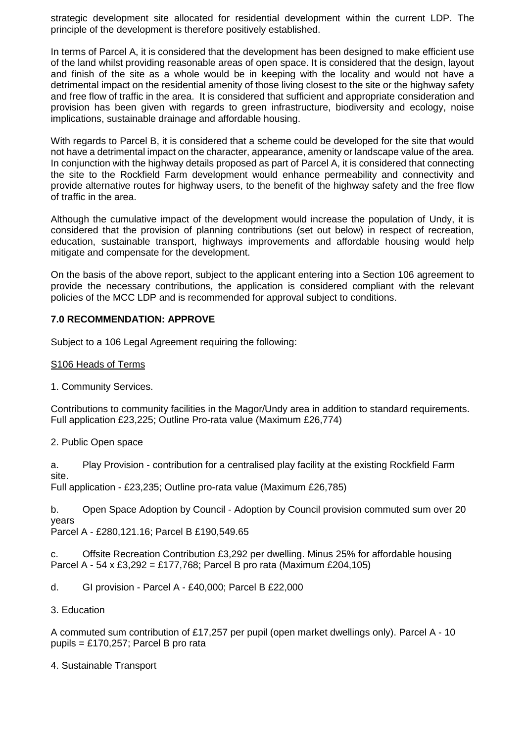strategic development site allocated for residential development within the current LDP. The principle of the development is therefore positively established.

In terms of Parcel A, it is considered that the development has been designed to make efficient use of the land whilst providing reasonable areas of open space. It is considered that the design, layout and finish of the site as a whole would be in keeping with the locality and would not have a detrimental impact on the residential amenity of those living closest to the site or the highway safety and free flow of traffic in the area. It is considered that sufficient and appropriate consideration and provision has been given with regards to green infrastructure, biodiversity and ecology, noise implications, sustainable drainage and affordable housing.

With regards to Parcel B, it is considered that a scheme could be developed for the site that would not have a detrimental impact on the character, appearance, amenity or landscape value of the area. In conjunction with the highway details proposed as part of Parcel A, it is considered that connecting the site to the Rockfield Farm development would enhance permeability and connectivity and provide alternative routes for highway users, to the benefit of the highway safety and the free flow of traffic in the area.

Although the cumulative impact of the development would increase the population of Undy, it is considered that the provision of planning contributions (set out below) in respect of recreation, education, sustainable transport, highways improvements and affordable housing would help mitigate and compensate for the development.

On the basis of the above report, subject to the applicant entering into a Section 106 agreement to provide the necessary contributions, the application is considered compliant with the relevant policies of the MCC LDP and is recommended for approval subject to conditions.

## 7.0 RECOMMENDATION: APPROVE

Subject to a 106 Legal Agreement requiring the following:

S106 Heads of Terms

1. Community Services.

Contributions to community facilities in the Magor/Undy area in addition to standard requirements. Full application £23,225; Outline Pro-rata value (Maximum £26,774)

2. Public Open space

a. Play Provision - contribution for a centralised play facility at the existing Rockfield Farm site.
Full application - £23,235; Outline pro-rata value (Maximum £26,785)

b. Open Space Adoption by Council - Adoption by Council provision commuted sum over 20 years
Parcel A - £280,121.16; Parcel B £190,549.65

c. Offsite Recreation Contribution £3,292 per dwelling. Minus 25% for affordable housing
Parcel A - 54 x £3,292 = £177,768; Parcel B pro rata (Maximum £204,105)

d. GI provision - Parcel A - £40,000; Parcel B £22,000

3. Education

A commuted sum contribution of £17,257 per pupil (open market dwellings only). Parcel A - 10 pupils = £170,257; Parcel B pro rata

4. Sustainable Transport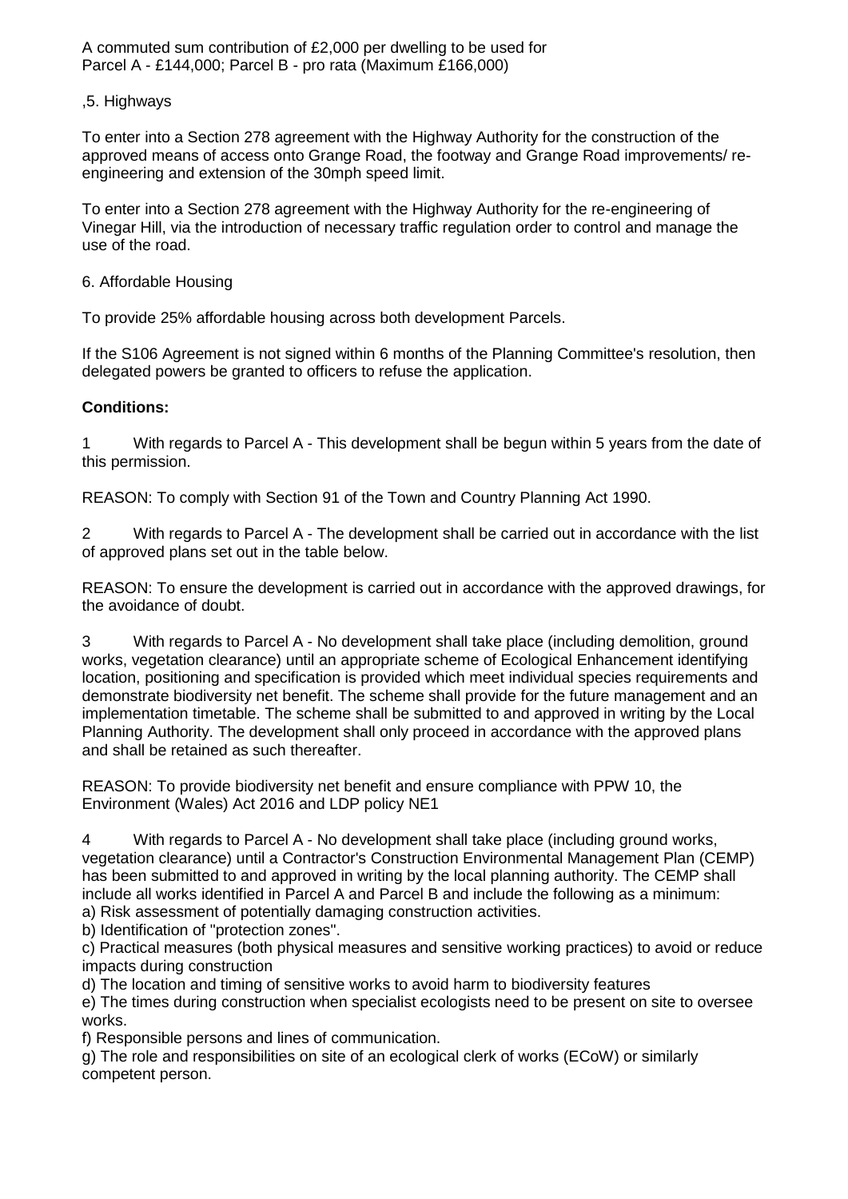A commuted sum contribution of £2,000 per dwelling to be used for
Parcel A - £144,000; Parcel B - pro rata (Maximum £166,000)

,5. Highways

To enter into a Section 278 agreement with the Highway Authority for the construction of the approved means of access onto Grange Road, the footway and Grange Road improvements/ re-engineering and extension of the 30mph speed limit.

To enter into a Section 278 agreement with the Highway Authority for the re-engineering of Vinegar Hill, via the introduction of necessary traffic regulation order to control and manage the use of the road.

6. Affordable Housing

To provide 25% affordable housing across both development Parcels.

If the S106 Agreement is not signed within 6 months of the Planning Committee's resolution, then delegated powers be granted to officers to refuse the application.

**Conditions:**

1 With regards to Parcel A - This development shall be begun within 5 years from the date of this permission.

REASON: To comply with Section 91 of the Town and Country Planning Act 1990.

2 With regards to Parcel A - The development shall be carried out in accordance with the list of approved plans set out in the table below.

REASON: To ensure the development is carried out in accordance with the approved drawings, for the avoidance of doubt.

3 With regards to Parcel A - No development shall take place (including demolition, ground works, vegetation clearance) until an appropriate scheme of Ecological Enhancement identifying location, positioning and specification is provided which meet individual species requirements and demonstrate biodiversity net benefit. The scheme shall provide for the future management and an implementation timetable. The scheme shall be submitted to and approved in writing by the Local Planning Authority. The development shall only proceed in accordance with the approved plans and shall be retained as such thereafter.

REASON: To provide biodiversity net benefit and ensure compliance with PPW 10, the Environment (Wales) Act 2016 and LDP policy NE1

4 With regards to Parcel A - No development shall take place (including ground works, vegetation clearance) until a Contractor's Construction Environmental Management Plan (CEMP) has been submitted to and approved in writing by the local planning authority. The CEMP shall include all works identified in Parcel A and Parcel B and include the following as a minimum:
a) Risk assessment of potentially damaging construction activities.
b) Identification of "protection zones".
c) Practical measures (both physical measures and sensitive working practices) to avoid or reduce impacts during construction
d) The location and timing of sensitive works to avoid harm to biodiversity features
e) The times during construction when specialist ecologists need to be present on site to oversee works.
f) Responsible persons and lines of communication.
g) The role and responsibilities on site of an ecological clerk of works (ECoW) or similarly competent person.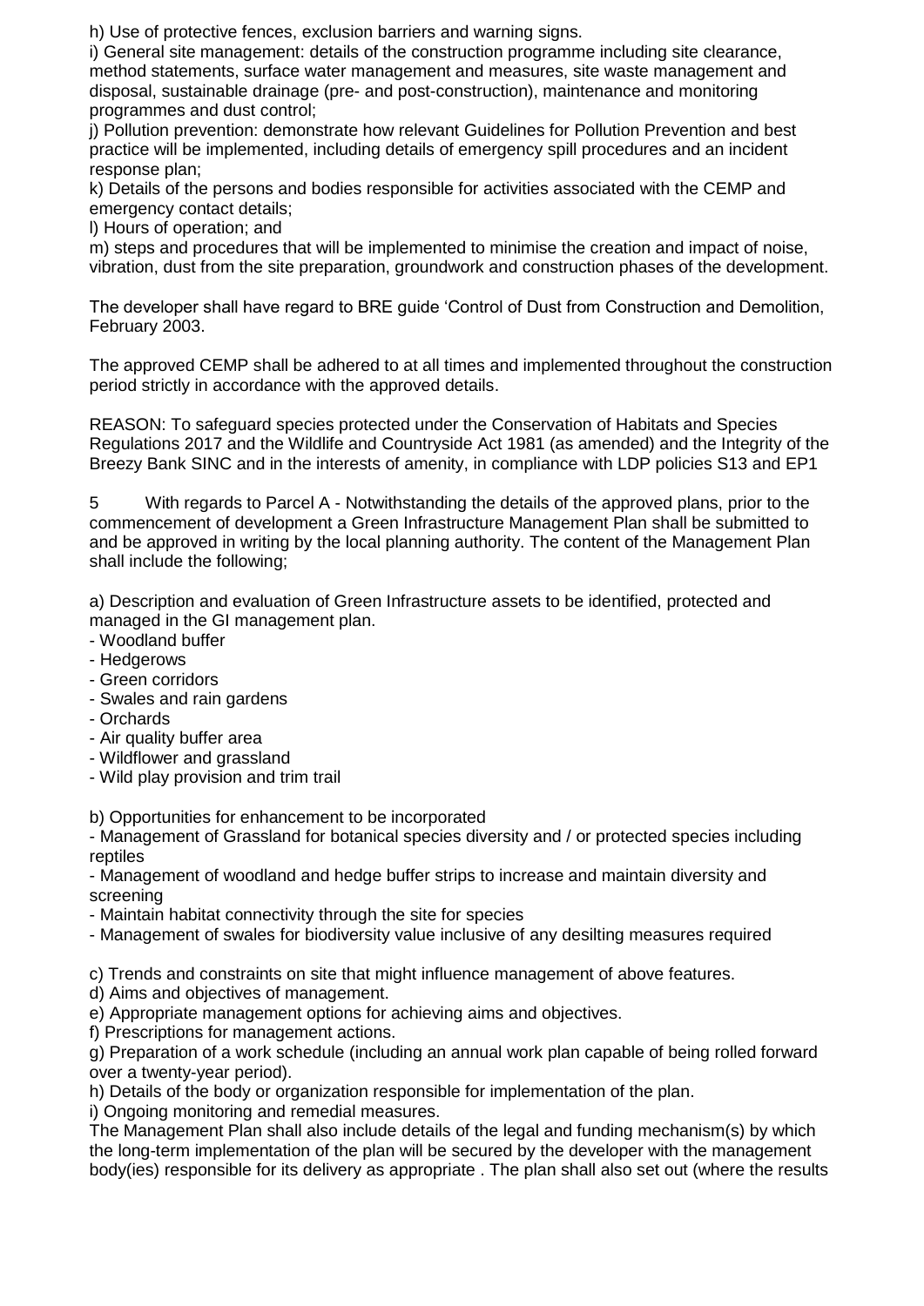h) Use of protective fences, exclusion barriers and warning signs.

i) General site management: details of the construction programme including site clearance, method statements, surface water management and measures, site waste management and disposal, sustainable drainage (pre- and post-construction), maintenance and monitoring programmes and dust control;

j) Pollution prevention: demonstrate how relevant Guidelines for Pollution Prevention and best practice will be implemented, including details of emergency spill procedures and an incident response plan;

k) Details of the persons and bodies responsible for activities associated with the CEMP and emergency contact details;

l) Hours of operation; and

m) steps and procedures that will be implemented to minimise the creation and impact of noise, vibration, dust from the site preparation, groundwork and construction phases of the development.

The developer shall have regard to BRE guide 'Control of Dust from Construction and Demolition, February 2003.

The approved CEMP shall be adhered to at all times and implemented throughout the construction period strictly in accordance with the approved details.

REASON: To safeguard species protected under the Conservation of Habitats and Species Regulations 2017 and the Wildlife and Countryside Act 1981 (as amended) and the Integrity of the Breezy Bank SINC and in the interests of amenity, in compliance with LDP policies S13 and EP1

5 With regards to Parcel A - Notwithstanding the details of the approved plans, prior to the commencement of development a Green Infrastructure Management Plan shall be submitted to and be approved in writing by the local planning authority. The content of the Management Plan shall include the following;

a) Description and evaluation of Green Infrastructure assets to be identified, protected and managed in the GI management plan.

- Woodland buffer
- Hedgerows
- Green corridors
- Swales and rain gardens
- Orchards
- Air quality buffer area
- Wildflower and grassland
- Wild play provision and trim trail

b) Opportunities for enhancement to be incorporated

- Management of Grassland for botanical species diversity and / or protected species including reptiles
- Management of woodland and hedge buffer strips to increase and maintain diversity and screening
- Maintain habitat connectivity through the site for species
- Management of swales for biodiversity value inclusive of any desilting measures required

c) Trends and constraints on site that might influence management of above features.

d) Aims and objectives of management.

e) Appropriate management options for achieving aims and objectives.

f) Prescriptions for management actions.

g) Preparation of a work schedule (including an annual work plan capable of being rolled forward over a twenty-year period).

h) Details of the body or organization responsible for implementation of the plan.

i) Ongoing monitoring and remedial measures.

The Management Plan shall also include details of the legal and funding mechanism(s) by which the long-term implementation of the plan will be secured by the developer with the management body(ies) responsible for its delivery as appropriate . The plan shall also set out (where the results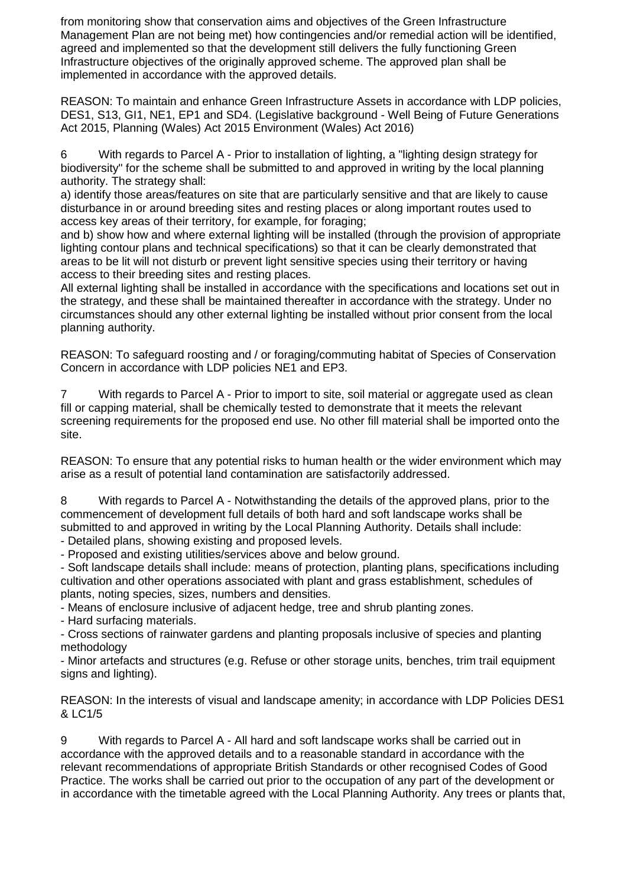from monitoring show that conservation aims and objectives of the Green Infrastructure Management Plan are not being met) how contingencies and/or remedial action will be identified, agreed and implemented so that the development still delivers the fully functioning Green Infrastructure objectives of the originally approved scheme. The approved plan shall be implemented in accordance with the approved details.

REASON: To maintain and enhance Green Infrastructure Assets in accordance with LDP policies, DES1, S13, GI1, NE1, EP1 and SD4. (Legislative background - Well Being of Future Generations Act 2015, Planning (Wales) Act 2015 Environment (Wales) Act 2016)

6 With regards to Parcel A - Prior to installation of lighting, a "lighting design strategy for biodiversity" for the scheme shall be submitted to and approved in writing by the local planning authority. The strategy shall:
a) identify those areas/features on site that are particularly sensitive and that are likely to cause disturbance in or around breeding sites and resting places or along important routes used to access key areas of their territory, for example, for foraging;
and b) show how and where external lighting will be installed (through the provision of appropriate lighting contour plans and technical specifications) so that it can be clearly demonstrated that areas to be lit will not disturb or prevent light sensitive species using their territory or having access to their breeding sites and resting places.
All external lighting shall be installed in accordance with the specifications and locations set out in the strategy, and these shall be maintained thereafter in accordance with the strategy. Under no circumstances should any other external lighting be installed without prior consent from the local planning authority.

REASON: To safeguard roosting and / or foraging/commuting habitat of Species of Conservation Concern in accordance with LDP policies NE1 and EP3.

7 With regards to Parcel A - Prior to import to site, soil material or aggregate used as clean fill or capping material, shall be chemically tested to demonstrate that it meets the relevant screening requirements for the proposed end use. No other fill material shall be imported onto the site.

REASON: To ensure that any potential risks to human health or the wider environment which may arise as a result of potential land contamination are satisfactorily addressed.

8 With regards to Parcel A - Notwithstanding the details of the approved plans, prior to the commencement of development full details of both hard and soft landscape works shall be submitted to and approved in writing by the Local Planning Authority. Details shall include:
- Detailed plans, showing existing and proposed levels.
- Proposed and existing utilities/services above and below ground.
- Soft landscape details shall include: means of protection, planting plans, specifications including cultivation and other operations associated with plant and grass establishment, schedules of plants, noting species, sizes, numbers and densities.
- Means of enclosure inclusive of adjacent hedge, tree and shrub planting zones.
- Hard surfacing materials.
- Cross sections of rainwater gardens and planting proposals inclusive of species and planting methodology
- Minor artefacts and structures (e.g. Refuse or other storage units, benches, trim trail equipment signs and lighting).

REASON: In the interests of visual and landscape amenity; in accordance with LDP Policies DES1 & LC1/5

9 With regards to Parcel A - All hard and soft landscape works shall be carried out in accordance with the approved details and to a reasonable standard in accordance with the relevant recommendations of appropriate British Standards or other recognised Codes of Good Practice. The works shall be carried out prior to the occupation of any part of the development or in accordance with the timetable agreed with the Local Planning Authority. Any trees or plants that,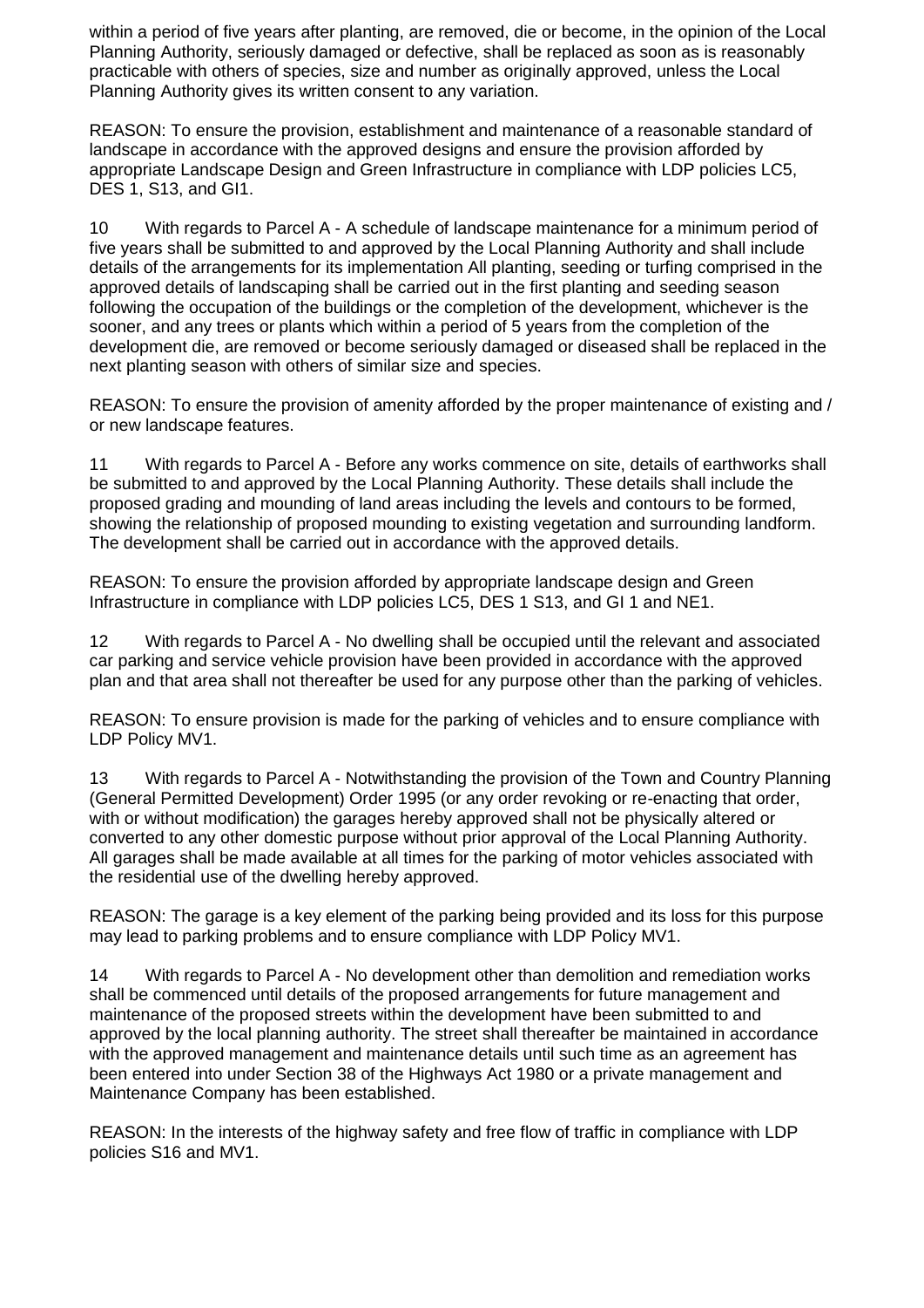within a period of five years after planting, are removed, die or become, in the opinion of the Local Planning Authority, seriously damaged or defective, shall be replaced as soon as is reasonably practicable with others of species, size and number as originally approved, unless the Local Planning Authority gives its written consent to any variation.

REASON: To ensure the provision, establishment and maintenance of a reasonable standard of landscape in accordance with the approved designs and ensure the provision afforded by appropriate Landscape Design and Green Infrastructure in compliance with LDP policies LC5, DES 1, S13, and GI1.

10 With regards to Parcel A - A schedule of landscape maintenance for a minimum period of five years shall be submitted to and approved by the Local Planning Authority and shall include details of the arrangements for its implementation All planting, seeding or turfing comprised in the approved details of landscaping shall be carried out in the first planting and seeding season following the occupation of the buildings or the completion of the development, whichever is the sooner, and any trees or plants which within a period of 5 years from the completion of the development die, are removed or become seriously damaged or diseased shall be replaced in the next planting season with others of similar size and species.

REASON: To ensure the provision of amenity afforded by the proper maintenance of existing and / or new landscape features.

11 With regards to Parcel A - Before any works commence on site, details of earthworks shall be submitted to and approved by the Local Planning Authority. These details shall include the proposed grading and mounding of land areas including the levels and contours to be formed, showing the relationship of proposed mounding to existing vegetation and surrounding landform. The development shall be carried out in accordance with the approved details.

REASON: To ensure the provision afforded by appropriate landscape design and Green Infrastructure in compliance with LDP policies LC5, DES 1 S13, and GI 1 and NE1.

12 With regards to Parcel A - No dwelling shall be occupied until the relevant and associated car parking and service vehicle provision have been provided in accordance with the approved plan and that area shall not thereafter be used for any purpose other than the parking of vehicles.

REASON: To ensure provision is made for the parking of vehicles and to ensure compliance with LDP Policy MV1.

13 With regards to Parcel A - Notwithstanding the provision of the Town and Country Planning (General Permitted Development) Order 1995 (or any order revoking or re-enacting that order, with or without modification) the garages hereby approved shall not be physically altered or converted to any other domestic purpose without prior approval of the Local Planning Authority. All garages shall be made available at all times for the parking of motor vehicles associated with the residential use of the dwelling hereby approved.

REASON: The garage is a key element of the parking being provided and its loss for this purpose may lead to parking problems and to ensure compliance with LDP Policy MV1.

14 With regards to Parcel A - No development other than demolition and remediation works shall be commenced until details of the proposed arrangements for future management and maintenance of the proposed streets within the development have been submitted to and approved by the local planning authority. The street shall thereafter be maintained in accordance with the approved management and maintenance details until such time as an agreement has been entered into under Section 38 of the Highways Act 1980 or a private management and Maintenance Company has been established.

REASON: In the interests of the highway safety and free flow of traffic in compliance with LDP policies S16 and MV1.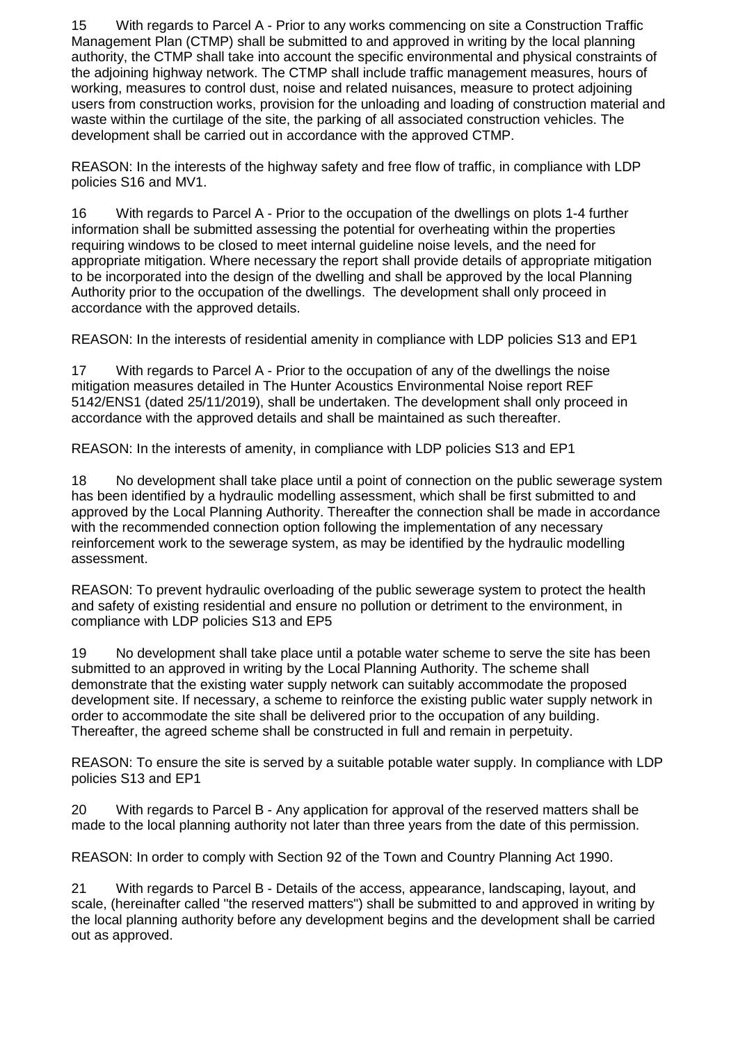15 With regards to Parcel A - Prior to any works commencing on site a Construction Traffic Management Plan (CTMP) shall be submitted to and approved in writing by the local planning authority, the CTMP shall take into account the specific environmental and physical constraints of the adjoining highway network. The CTMP shall include traffic management measures, hours of working, measures to control dust, noise and related nuisances, measure to protect adjoining users from construction works, provision for the unloading and loading of construction material and waste within the curtilage of the site, the parking of all associated construction vehicles. The development shall be carried out in accordance with the approved CTMP.

REASON: In the interests of the highway safety and free flow of traffic, in compliance with LDP policies S16 and MV1.

16 With regards to Parcel A - Prior to the occupation of the dwellings on plots 1-4 further information shall be submitted assessing the potential for overheating within the properties requiring windows to be closed to meet internal guideline noise levels, and the need for appropriate mitigation. Where necessary the report shall provide details of appropriate mitigation to be incorporated into the design of the dwelling and shall be approved by the local Planning Authority prior to the occupation of the dwellings. The development shall only proceed in accordance with the approved details.

REASON: In the interests of residential amenity in compliance with LDP policies S13 and EP1

17 With regards to Parcel A - Prior to the occupation of any of the dwellings the noise mitigation measures detailed in The Hunter Acoustics Environmental Noise report REF 5142/ENS1 (dated 25/11/2019), shall be undertaken. The development shall only proceed in accordance with the approved details and shall be maintained as such thereafter.

REASON: In the interests of amenity, in compliance with LDP policies S13 and EP1

18 No development shall take place until a point of connection on the public sewerage system has been identified by a hydraulic modelling assessment, which shall be first submitted to and approved by the Local Planning Authority. Thereafter the connection shall be made in accordance with the recommended connection option following the implementation of any necessary reinforcement work to the sewerage system, as may be identified by the hydraulic modelling assessment.

REASON: To prevent hydraulic overloading of the public sewerage system to protect the health and safety of existing residential and ensure no pollution or detriment to the environment, in compliance with LDP policies S13 and EP5

19 No development shall take place until a potable water scheme to serve the site has been submitted to an approved in writing by the Local Planning Authority. The scheme shall demonstrate that the existing water supply network can suitably accommodate the proposed development site. If necessary, a scheme to reinforce the existing public water supply network in order to accommodate the site shall be delivered prior to the occupation of any building. Thereafter, the agreed scheme shall be constructed in full and remain in perpetuity.

REASON: To ensure the site is served by a suitable potable water supply. In compliance with LDP policies S13 and EP1

20 With regards to Parcel B - Any application for approval of the reserved matters shall be made to the local planning authority not later than three years from the date of this permission.

REASON: In order to comply with Section 92 of the Town and Country Planning Act 1990.

21 With regards to Parcel B - Details of the access, appearance, landscaping, layout, and scale, (hereinafter called "the reserved matters") shall be submitted to and approved in writing by the local planning authority before any development begins and the development shall be carried out as approved.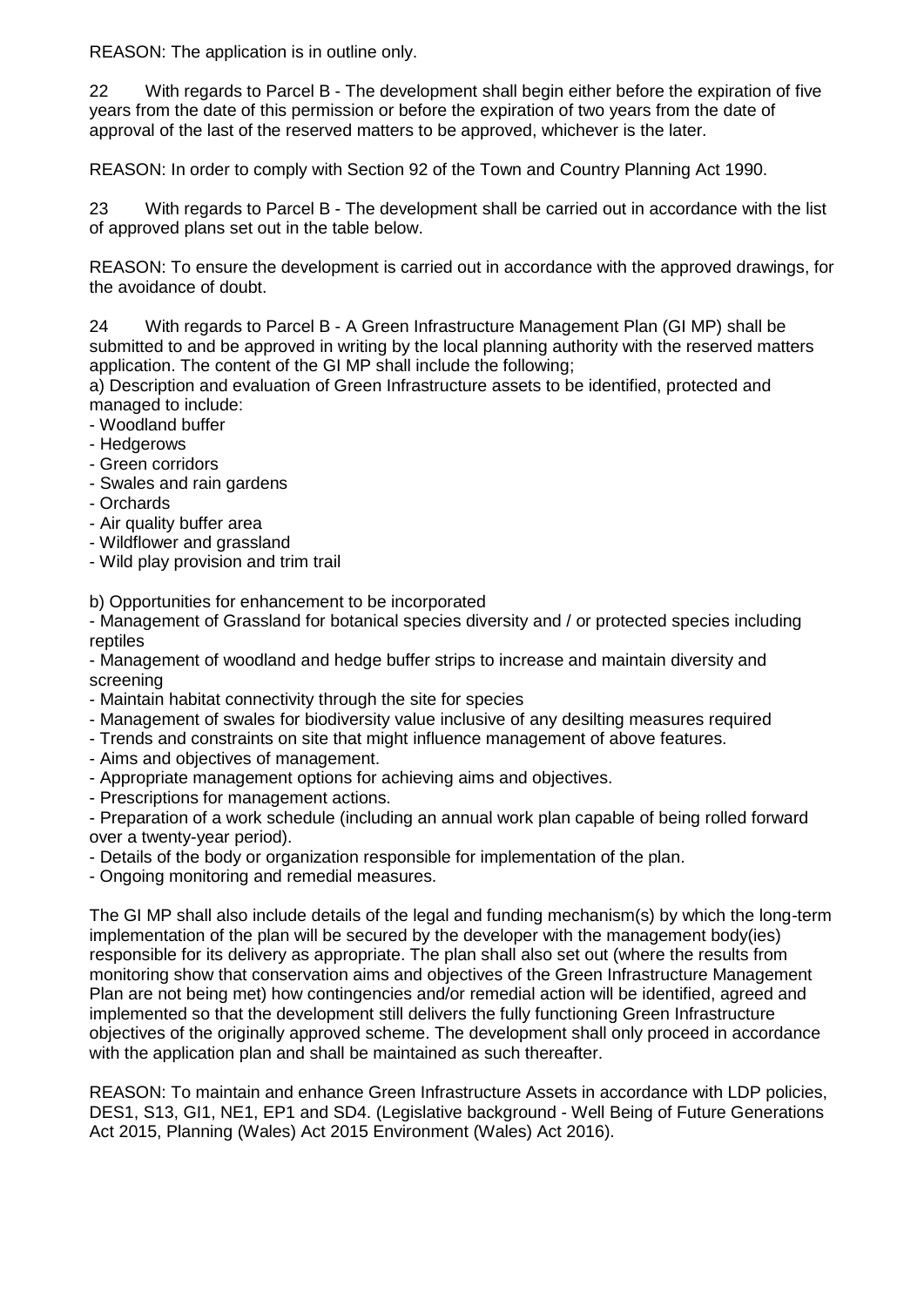REASON: The application is in outline only.

22 With regards to Parcel B - The development shall begin either before the expiration of five years from the date of this permission or before the expiration of two years from the date of approval of the last of the reserved matters to be approved, whichever is the later.

REASON: In order to comply with Section 92 of the Town and Country Planning Act 1990.

23 With regards to Parcel B - The development shall be carried out in accordance with the list of approved plans set out in the table below.

REASON: To ensure the development is carried out in accordance with the approved drawings, for the avoidance of doubt.

24 With regards to Parcel B - A Green Infrastructure Management Plan (GI MP) shall be submitted to and be approved in writing by the local planning authority with the reserved matters application. The content of the GI MP shall include the following;

a) Description and evaluation of Green Infrastructure assets to be identified, protected and managed to include:

- Woodland buffer
- Hedgerows
- Green corridors
- Swales and rain gardens
- Orchards
- Air quality buffer area
- Wildflower and grassland
- Wild play provision and trim trail

b) Opportunities for enhancement to be incorporated

- Management of Grassland for botanical species diversity and / or protected species including reptiles
- Management of woodland and hedge buffer strips to increase and maintain diversity and screening
- Maintain habitat connectivity through the site for species
- Management of swales for biodiversity value inclusive of any desilting measures required
- Trends and constraints on site that might influence management of above features.
- Aims and objectives of management.
- Appropriate management options for achieving aims and objectives.
- Prescriptions for management actions.
- Preparation of a work schedule (including an annual work plan capable of being rolled forward over a twenty-year period).
- Details of the body or organization responsible for implementation of the plan.
- Ongoing monitoring and remedial measures.

The GI MP shall also include details of the legal and funding mechanism(s) by which the long-term implementation of the plan will be secured by the developer with the management body(ies) responsible for its delivery as appropriate. The plan shall also set out (where the results from monitoring show that conservation aims and objectives of the Green Infrastructure Management Plan are not being met) how contingencies and/or remedial action will be identified, agreed and implemented so that the development still delivers the fully functioning Green Infrastructure objectives of the originally approved scheme. The development shall only proceed in accordance with the application plan and shall be maintained as such thereafter.

REASON: To maintain and enhance Green Infrastructure Assets in accordance with LDP policies, DES1, S13, GI1, NE1, EP1 and SD4. (Legislative background - Well Being of Future Generations Act 2015, Planning (Wales) Act 2015 Environment (Wales) Act 2016).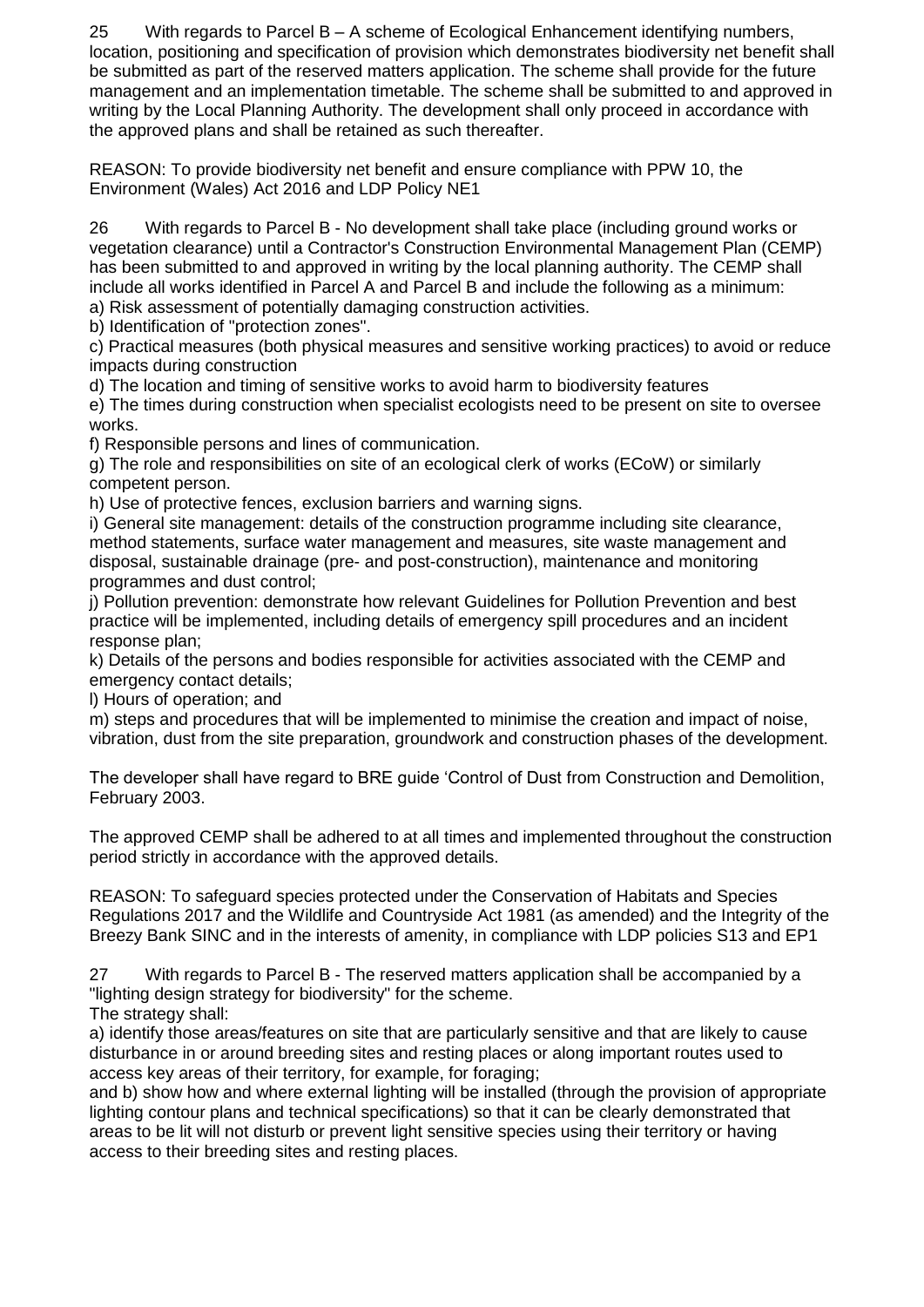25 With regards to Parcel B – A scheme of Ecological Enhancement identifying numbers, location, positioning and specification of provision which demonstrates biodiversity net benefit shall be submitted as part of the reserved matters application. The scheme shall provide for the future management and an implementation timetable. The scheme shall be submitted to and approved in writing by the Local Planning Authority. The development shall only proceed in accordance with the approved plans and shall be retained as such thereafter.

REASON: To provide biodiversity net benefit and ensure compliance with PPW 10, the Environment (Wales) Act 2016 and LDP Policy NE1

26 With regards to Parcel B - No development shall take place (including ground works or vegetation clearance) until a Contractor's Construction Environmental Management Plan (CEMP) has been submitted to and approved in writing by the local planning authority. The CEMP shall include all works identified in Parcel A and Parcel B and include the following as a minimum:

a) Risk assessment of potentially damaging construction activities.
b) Identification of "protection zones".
c) Practical measures (both physical measures and sensitive working practices) to avoid or reduce impacts during construction
d) The location and timing of sensitive works to avoid harm to biodiversity features
e) The times during construction when specialist ecologists need to be present on site to oversee works.
f) Responsible persons and lines of communication.
g) The role and responsibilities on site of an ecological clerk of works (ECoW) or similarly competent person.
h) Use of protective fences, exclusion barriers and warning signs.
i) General site management: details of the construction programme including site clearance, method statements, surface water management and measures, site waste management and disposal, sustainable drainage (pre- and post-construction), maintenance and monitoring programmes and dust control;
j) Pollution prevention: demonstrate how relevant Guidelines for Pollution Prevention and best practice will be implemented, including details of emergency spill procedures and an incident response plan;
k) Details of the persons and bodies responsible for activities associated with the CEMP and emergency contact details;
l) Hours of operation; and
m) steps and procedures that will be implemented to minimise the creation and impact of noise, vibration, dust from the site preparation, groundwork and construction phases of the development.

The developer shall have regard to BRE guide 'Control of Dust from Construction and Demolition, February 2003.

The approved CEMP shall be adhered to at all times and implemented throughout the construction period strictly in accordance with the approved details.

REASON: To safeguard species protected under the Conservation of Habitats and Species Regulations 2017 and the Wildlife and Countryside Act 1981 (as amended) and the Integrity of the Breezy Bank SINC and in the interests of amenity, in compliance with LDP policies S13 and EP1

27 With regards to Parcel B - The reserved matters application shall be accompanied by a "lighting design strategy for biodiversity" for the scheme.
The strategy shall:

a) identify those areas/features on site that are particularly sensitive and that are likely to cause disturbance in or around breeding sites and resting places or along important routes used to access key areas of their territory, for example, for foraging;
and b) show how and where external lighting will be installed (through the provision of appropriate lighting contour plans and technical specifications) so that it can be clearly demonstrated that areas to be lit will not disturb or prevent light sensitive species using their territory or having access to their breeding sites and resting places.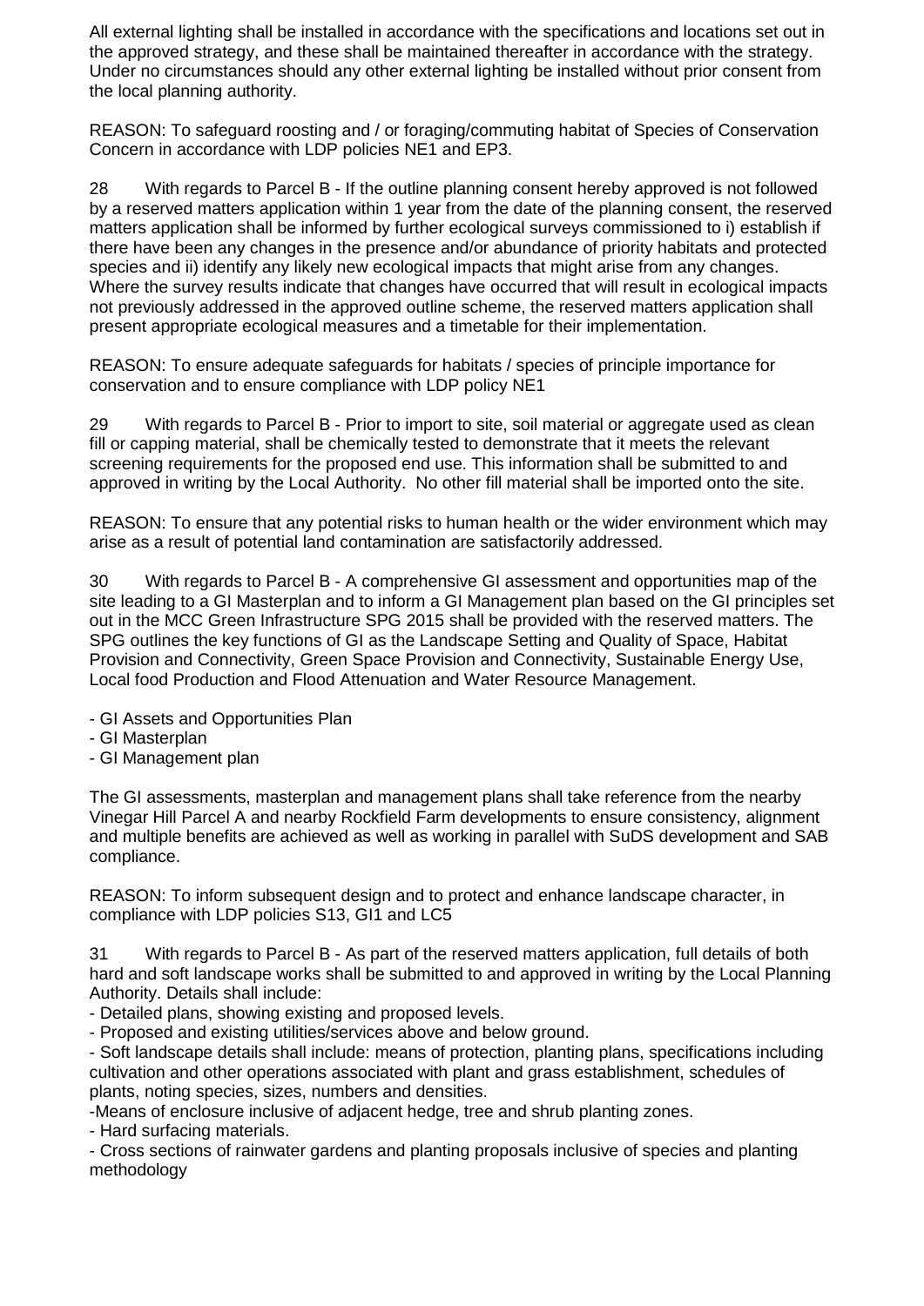All external lighting shall be installed in accordance with the specifications and locations set out in the approved strategy, and these shall be maintained thereafter in accordance with the strategy. Under no circumstances should any other external lighting be installed without prior consent from the local planning authority.

REASON: To safeguard roosting and / or foraging/commuting habitat of Species of Conservation Concern in accordance with LDP policies NE1 and EP3.

28 With regards to Parcel B - If the outline planning consent hereby approved is not followed by a reserved matters application within 1 year from the date of the planning consent, the reserved matters application shall be informed by further ecological surveys commissioned to i) establish if there have been any changes in the presence and/or abundance of priority habitats and protected species and ii) identify any likely new ecological impacts that might arise from any changes. Where the survey results indicate that changes have occurred that will result in ecological impacts not previously addressed in the approved outline scheme, the reserved matters application shall present appropriate ecological measures and a timetable for their implementation.

REASON: To ensure adequate safeguards for habitats / species of principle importance for conservation and to ensure compliance with LDP policy NE1

29 With regards to Parcel B - Prior to import to site, soil material or aggregate used as clean fill or capping material, shall be chemically tested to demonstrate that it meets the relevant screening requirements for the proposed end use. This information shall be submitted to and approved in writing by the Local Authority. No other fill material shall be imported onto the site.

REASON: To ensure that any potential risks to human health or the wider environment which may arise as a result of potential land contamination are satisfactorily addressed.

30 With regards to Parcel B - A comprehensive GI assessment and opportunities map of the site leading to a GI Masterplan and to inform a GI Management plan based on the GI principles set out in the MCC Green Infrastructure SPG 2015 shall be provided with the reserved matters. The SPG outlines the key functions of GI as the Landscape Setting and Quality of Space, Habitat Provision and Connectivity, Green Space Provision and Connectivity, Sustainable Energy Use, Local food Production and Flood Attenuation and Water Resource Management.

- GI Assets and Opportunities Plan
- GI Masterplan
- GI Management plan

The GI assessments, masterplan and management plans shall take reference from the nearby Vinegar Hill Parcel A and nearby Rockfield Farm developments to ensure consistency, alignment and multiple benefits are achieved as well as working in parallel with SuDS development and SAB compliance.

REASON: To inform subsequent design and to protect and enhance landscape character, in compliance with LDP policies S13, GI1 and LC5

31 With regards to Parcel B - As part of the reserved matters application, full details of both hard and soft landscape works shall be submitted to and approved in writing by the Local Planning Authority. Details shall include:

- Detailed plans, showing existing and proposed levels.
- Proposed and existing utilities/services above and below ground.
- Soft landscape details shall include: means of protection, planting plans, specifications including cultivation and other operations associated with plant and grass establishment, schedules of plants, noting species, sizes, numbers and densities.
- Means of enclosure inclusive of adjacent hedge, tree and shrub planting zones.
- Hard surfacing materials.
- Cross sections of rainwater gardens and planting proposals inclusive of species and planting methodology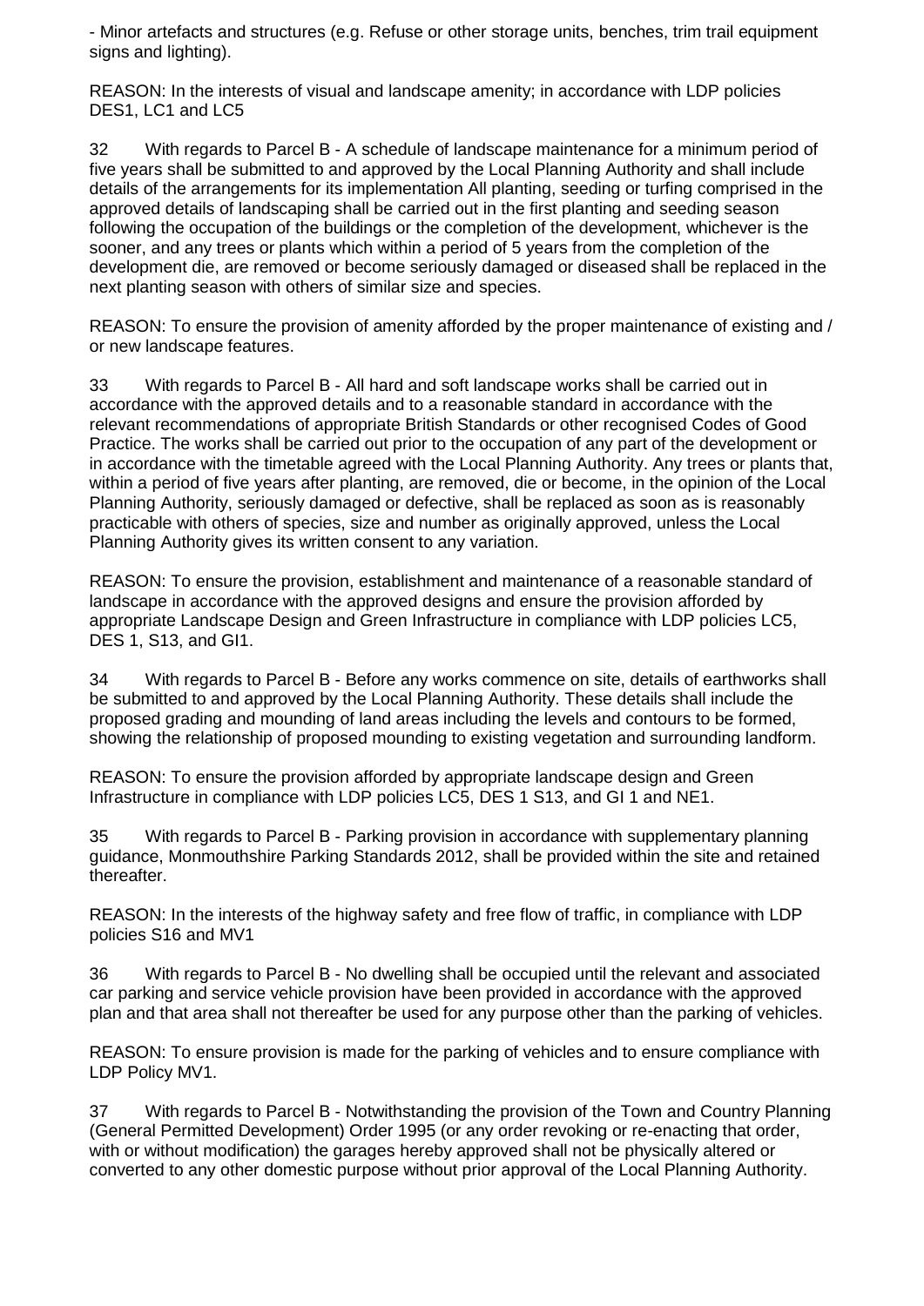- Minor artefacts and structures (e.g. Refuse or other storage units, benches, trim trail equipment signs and lighting).

REASON: In the interests of visual and landscape amenity; in accordance with LDP policies DES1, LC1 and LC5

32 With regards to Parcel B - A schedule of landscape maintenance for a minimum period of five years shall be submitted to and approved by the Local Planning Authority and shall include details of the arrangements for its implementation All planting, seeding or turfing comprised in the approved details of landscaping shall be carried out in the first planting and seeding season following the occupation of the buildings or the completion of the development, whichever is the sooner, and any trees or plants which within a period of 5 years from the completion of the development die, are removed or become seriously damaged or diseased shall be replaced in the next planting season with others of similar size and species.

REASON: To ensure the provision of amenity afforded by the proper maintenance of existing and / or new landscape features.

33 With regards to Parcel B - All hard and soft landscape works shall be carried out in accordance with the approved details and to a reasonable standard in accordance with the relevant recommendations of appropriate British Standards or other recognised Codes of Good Practice. The works shall be carried out prior to the occupation of any part of the development or in accordance with the timetable agreed with the Local Planning Authority. Any trees or plants that, within a period of five years after planting, are removed, die or become, in the opinion of the Local Planning Authority, seriously damaged or defective, shall be replaced as soon as is reasonably practicable with others of species, size and number as originally approved, unless the Local Planning Authority gives its written consent to any variation.

REASON: To ensure the provision, establishment and maintenance of a reasonable standard of landscape in accordance with the approved designs and ensure the provision afforded by appropriate Landscape Design and Green Infrastructure in compliance with LDP policies LC5, DES 1, S13, and GI1.

34 With regards to Parcel B - Before any works commence on site, details of earthworks shall be submitted to and approved by the Local Planning Authority. These details shall include the proposed grading and mounding of land areas including the levels and contours to be formed, showing the relationship of proposed mounding to existing vegetation and surrounding landform.

REASON: To ensure the provision afforded by appropriate landscape design and Green Infrastructure in compliance with LDP policies LC5, DES 1 S13, and GI 1 and NE1.

35 With regards to Parcel B - Parking provision in accordance with supplementary planning guidance, Monmouthshire Parking Standards 2012, shall be provided within the site and retained thereafter.

REASON: In the interests of the highway safety and free flow of traffic, in compliance with LDP policies S16 and MV1

36 With regards to Parcel B - No dwelling shall be occupied until the relevant and associated car parking and service vehicle provision have been provided in accordance with the approved plan and that area shall not thereafter be used for any purpose other than the parking of vehicles.

REASON: To ensure provision is made for the parking of vehicles and to ensure compliance with LDP Policy MV1.

37 With regards to Parcel B - Notwithstanding the provision of the Town and Country Planning (General Permitted Development) Order 1995 (or any order revoking or re-enacting that order, with or without modification) the garages hereby approved shall not be physically altered or converted to any other domestic purpose without prior approval of the Local Planning Authority.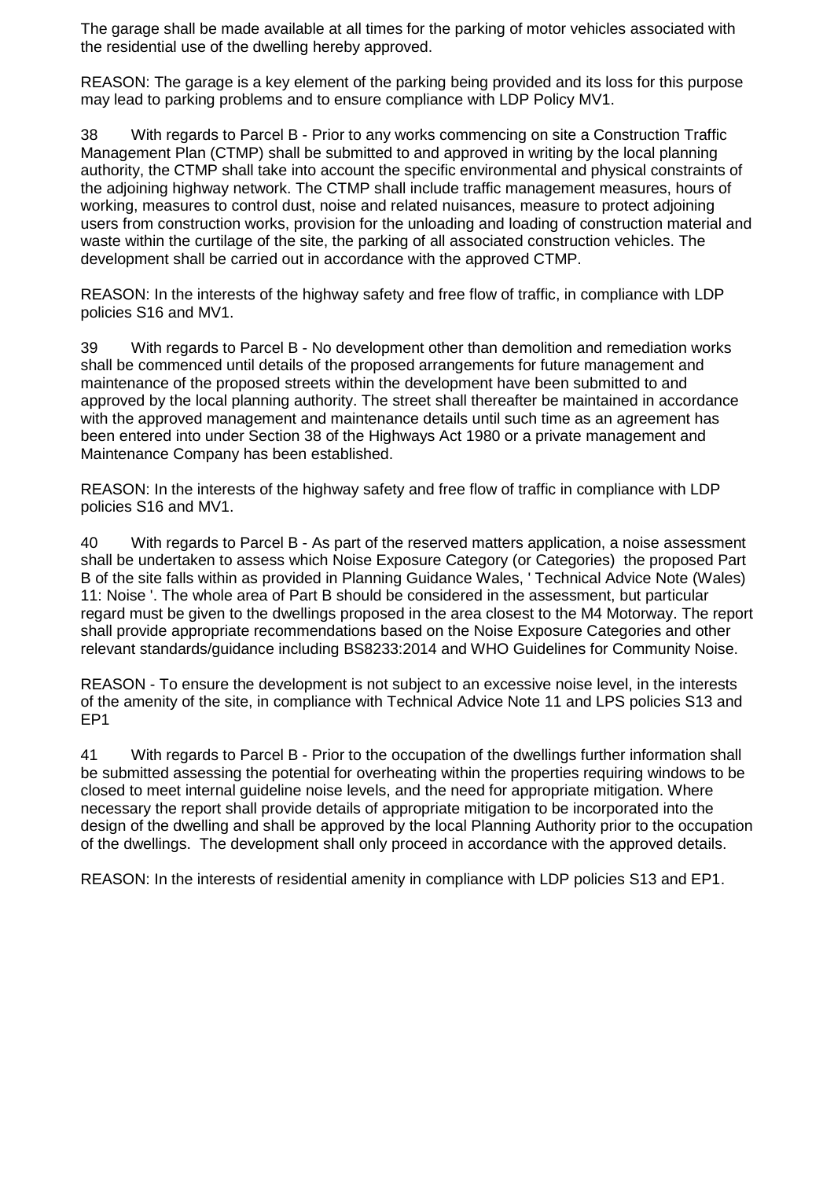The garage shall be made available at all times for the parking of motor vehicles associated with the residential use of the dwelling hereby approved.

REASON: The garage is a key element of the parking being provided and its loss for this purpose may lead to parking problems and to ensure compliance with LDP Policy MV1.

38 With regards to Parcel B - Prior to any works commencing on site a Construction Traffic Management Plan (CTMP) shall be submitted to and approved in writing by the local planning authority, the CTMP shall take into account the specific environmental and physical constraints of the adjoining highway network. The CTMP shall include traffic management measures, hours of working, measures to control dust, noise and related nuisances, measure to protect adjoining users from construction works, provision for the unloading and loading of construction material and waste within the curtilage of the site, the parking of all associated construction vehicles. The development shall be carried out in accordance with the approved CTMP.

REASON: In the interests of the highway safety and free flow of traffic, in compliance with LDP policies S16 and MV1.

39 With regards to Parcel B - No development other than demolition and remediation works shall be commenced until details of the proposed arrangements for future management and maintenance of the proposed streets within the development have been submitted to and approved by the local planning authority. The street shall thereafter be maintained in accordance with the approved management and maintenance details until such time as an agreement has been entered into under Section 38 of the Highways Act 1980 or a private management and Maintenance Company has been established.

REASON: In the interests of the highway safety and free flow of traffic in compliance with LDP policies S16 and MV1.

40 With regards to Parcel B - As part of the reserved matters application, a noise assessment shall be undertaken to assess which Noise Exposure Category (or Categories) the proposed Part B of the site falls within as provided in Planning Guidance Wales, ' Technical Advice Note (Wales) 11: Noise '. The whole area of Part B should be considered in the assessment, but particular regard must be given to the dwellings proposed in the area closest to the M4 Motorway. The report shall provide appropriate recommendations based on the Noise Exposure Categories and other relevant standards/guidance including BS8233:2014 and WHO Guidelines for Community Noise.

REASON - To ensure the development is not subject to an excessive noise level, in the interests of the amenity of the site, in compliance with Technical Advice Note 11 and LPS policies S13 and EP1

41 With regards to Parcel B - Prior to the occupation of the dwellings further information shall be submitted assessing the potential for overheating within the properties requiring windows to be closed to meet internal guideline noise levels, and the need for appropriate mitigation. Where necessary the report shall provide details of appropriate mitigation to be incorporated into the design of the dwelling and shall be approved by the local Planning Authority prior to the occupation of the dwellings. The development shall only proceed in accordance with the approved details.

REASON: In the interests of residential amenity in compliance with LDP policies S13 and EP1.